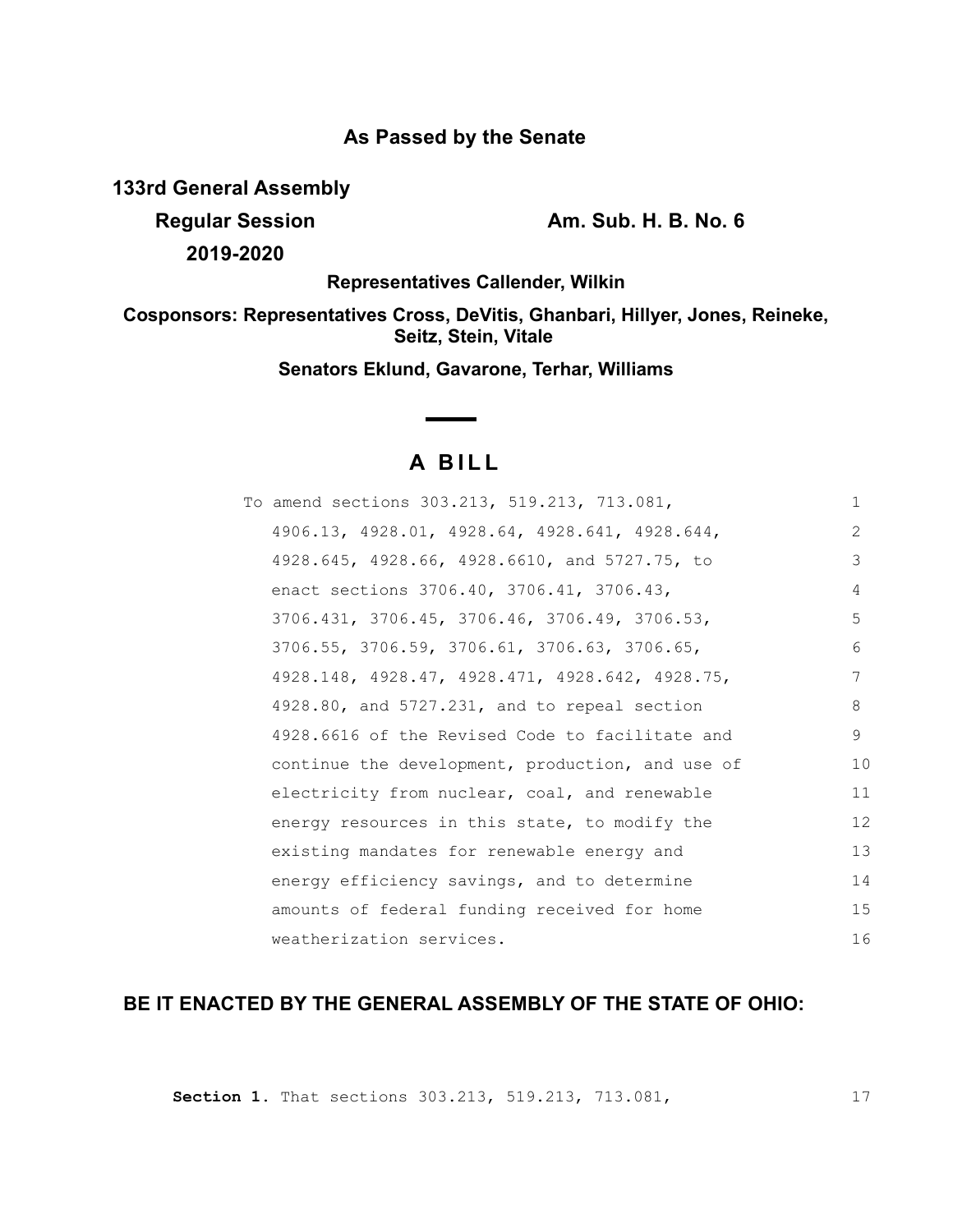**As Passed by the Senate**

**133rd General Assembly**

**Regular Session** **Am. Sub. H. B. No. 6**

**2019-2020**

**Representatives Callender, Wilkin**

**Cosponsors: Representatives Cross, DeVitis, Ghanbari, Hillyer, Jones, Reineke, Seitz, Stein, Vitale**

**Senators Eklund, Gavarone, Terhar, Williams**

# A BILL

To amend sections 303.213, 519.213, 713.081, 4906.13, 4928.01, 4928.64, 4928.641, 4928.644, 4928.645, 4928.66, 4928.6610, and 5727.75, to enact sections 3706.40, 3706.41, 3706.43, 3706.431, 3706.45, 3706.46, 3706.49, 3706.53, 3706.55, 3706.59, 3706.61, 3706.63, 3706.65, 4928.148, 4928.47, 4928.471, 4928.642, 4928.75, 4928.80, and 5727.231, and to repeal section 4928.6616 of the Revised Code to facilitate and continue the development, production, and use of electricity from nuclear, coal, and renewable energy resources in this state, to modify the existing mandates for renewable energy and energy efficiency savings, and to determine amounts of federal funding received for home weatherization services.

**BE IT ENACTED BY THE GENERAL ASSEMBLY OF THE STATE OF OHIO:**

**Section 1.** That sections 303.213, 519.213, 713.081,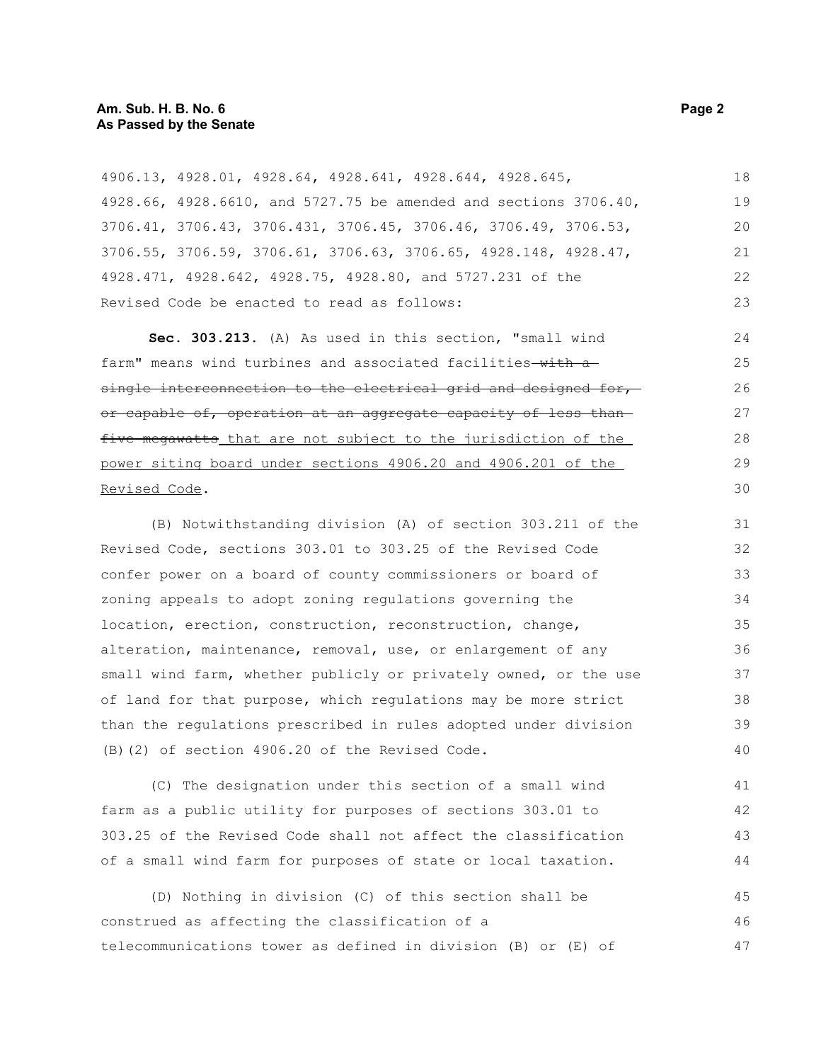4906.13, 4928.01, 4928.64, 4928.641, 4928.644, 4928.645, 4928.66, 4928.6610, and 5727.75 be amended and sections 3706.40, 3706.41, 3706.43, 3706.431, 3706.45, 3706.46, 3706.49, 3706.53, 3706.55, 3706.59, 3706.61, 3706.63, 3706.65, 4928.148, 4928.47, 4928.471, 4928.642, 4928.75, 4928.80, and 5727.231 of the Revised Code be enacted to read as follows:

**Sec. 303.213.** (A) As used in this section, "small wind farm" means wind turbines and associated facilities ~~with a single interconnection to the electrical grid and designed for, or capable of, operation at an aggregate capacity of less than five megawatts~~ that are not subject to the jurisdiction of the power siting board under sections 4906.20 and 4906.201 of the Revised Code.

(B) Notwithstanding division (A) of section 303.211 of the Revised Code, sections 303.01 to 303.25 of the Revised Code confer power on a board of county commissioners or board of zoning appeals to adopt zoning regulations governing the location, erection, construction, reconstruction, change, alteration, maintenance, removal, use, or enlargement of any small wind farm, whether publicly or privately owned, or the use of land for that purpose, which regulations may be more strict than the regulations prescribed in rules adopted under division (B)(2) of section 4906.20 of the Revised Code.

(C) The designation under this section of a small wind farm as a public utility for purposes of sections 303.01 to 303.25 of the Revised Code shall not affect the classification of a small wind farm for purposes of state or local taxation.

(D) Nothing in division (C) of this section shall be construed as affecting the classification of a telecommunications tower as defined in division (B) or (E) of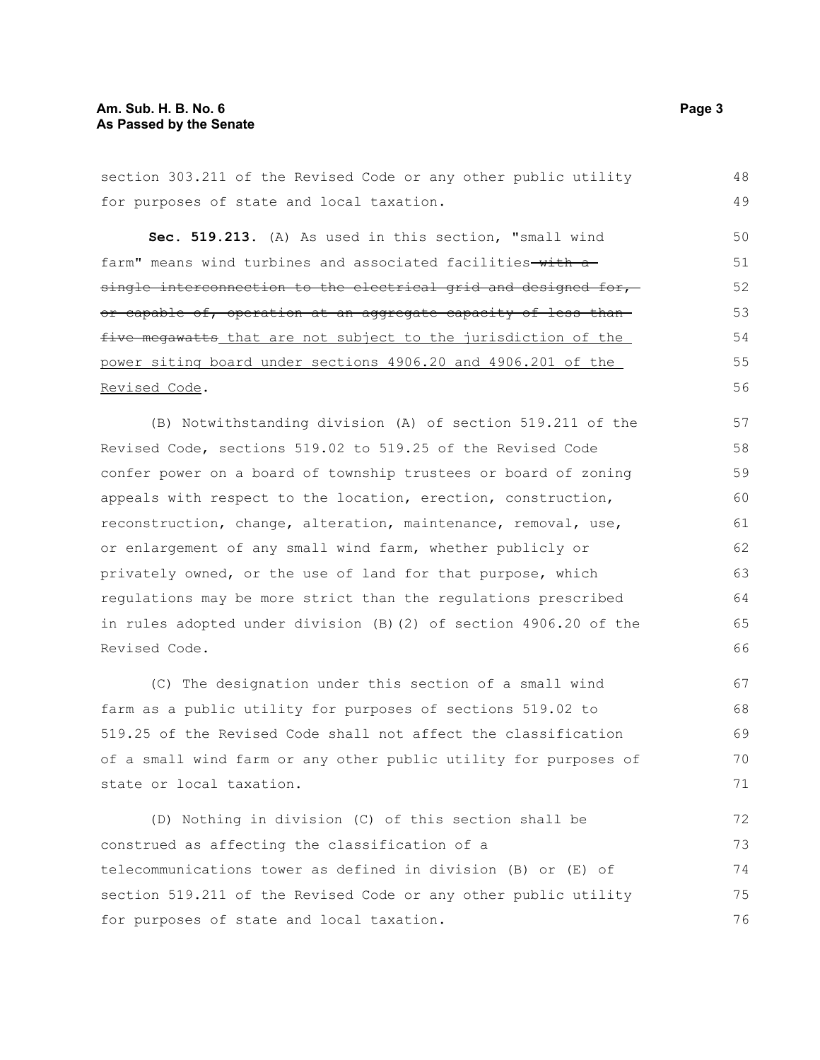section 303.211 of the Revised Code or any other public utility for purposes of state and local taxation.

**Sec. 519.213.** (A) As used in this section, "small wind farm" means wind turbines and associated facilities ~~with a single interconnection to the electrical grid and designed for, or capable of, operation at an aggregate capacity of less than five megawatts~~ <u>that are not subject to the jurisdiction of the power siting board under sections 4906.20 and 4906.201 of the Revised Code</u>.

(B) Notwithstanding division (A) of section 519.211 of the Revised Code, sections 519.02 to 519.25 of the Revised Code confer power on a board of township trustees or board of zoning appeals with respect to the location, erection, construction, reconstruction, change, alteration, maintenance, removal, use, or enlargement of any small wind farm, whether publicly or privately owned, or the use of land for that purpose, which regulations may be more strict than the regulations prescribed in rules adopted under division (B)(2) of section 4906.20 of the Revised Code.

(C) The designation under this section of a small wind farm as a public utility for purposes of sections 519.02 to 519.25 of the Revised Code shall not affect the classification of a small wind farm or any other public utility for purposes of state or local taxation.

(D) Nothing in division (C) of this section shall be construed as affecting the classification of a telecommunications tower as defined in division (B) or (E) of section 519.211 of the Revised Code or any other public utility for purposes of state and local taxation.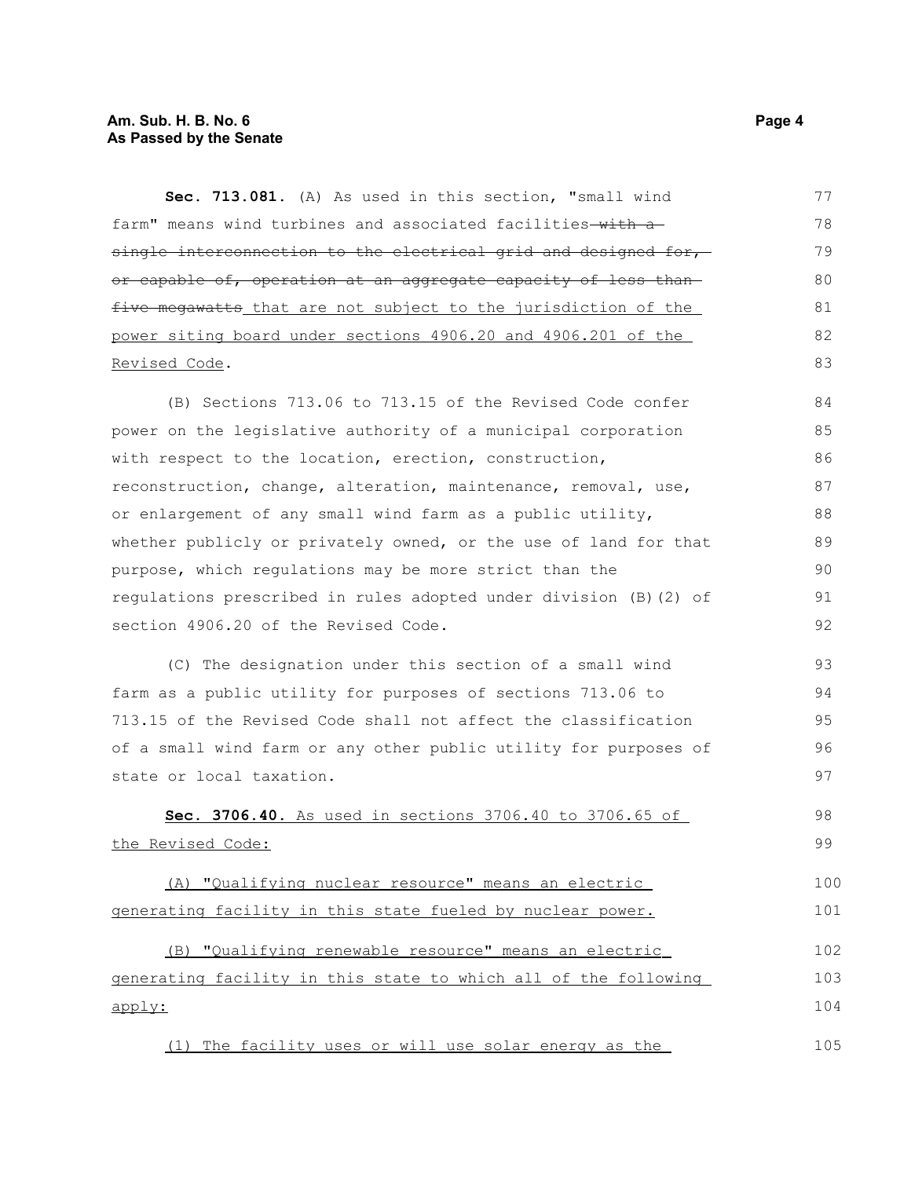**Sec. 713.081.** (A) As used in this section, "small wind farm" means wind turbines and associated facilities ~~with a single interconnection to the electrical grid and designed for, or capable of, operation at an aggregate capacity of less than five megawatts~~ that are not subject to the jurisdiction of the power siting board under sections 4906.20 and 4906.201 of the Revised Code.

(B) Sections 713.06 to 713.15 of the Revised Code confer power on the legislative authority of a municipal corporation with respect to the location, erection, construction, reconstruction, change, alteration, maintenance, removal, use, or enlargement of any small wind farm as a public utility, whether publicly or privately owned, or the use of land for that purpose, which regulations may be more strict than the regulations prescribed in rules adopted under division (B)(2) of section 4906.20 of the Revised Code.

(C) The designation under this section of a small wind farm as a public utility for purposes of sections 713.06 to 713.15 of the Revised Code shall not affect the classification of a small wind farm or any other public utility for purposes of state or local taxation.

**Sec. 3706.40.** As used in sections 3706.40 to 3706.65 of the Revised Code:

(A) "Qualifying nuclear resource" means an electric generating facility in this state fueled by nuclear power.

(B) "Qualifying renewable resource" means an electric generating facility in this state to which all of the following apply:

(1) The facility uses or will use solar energy as the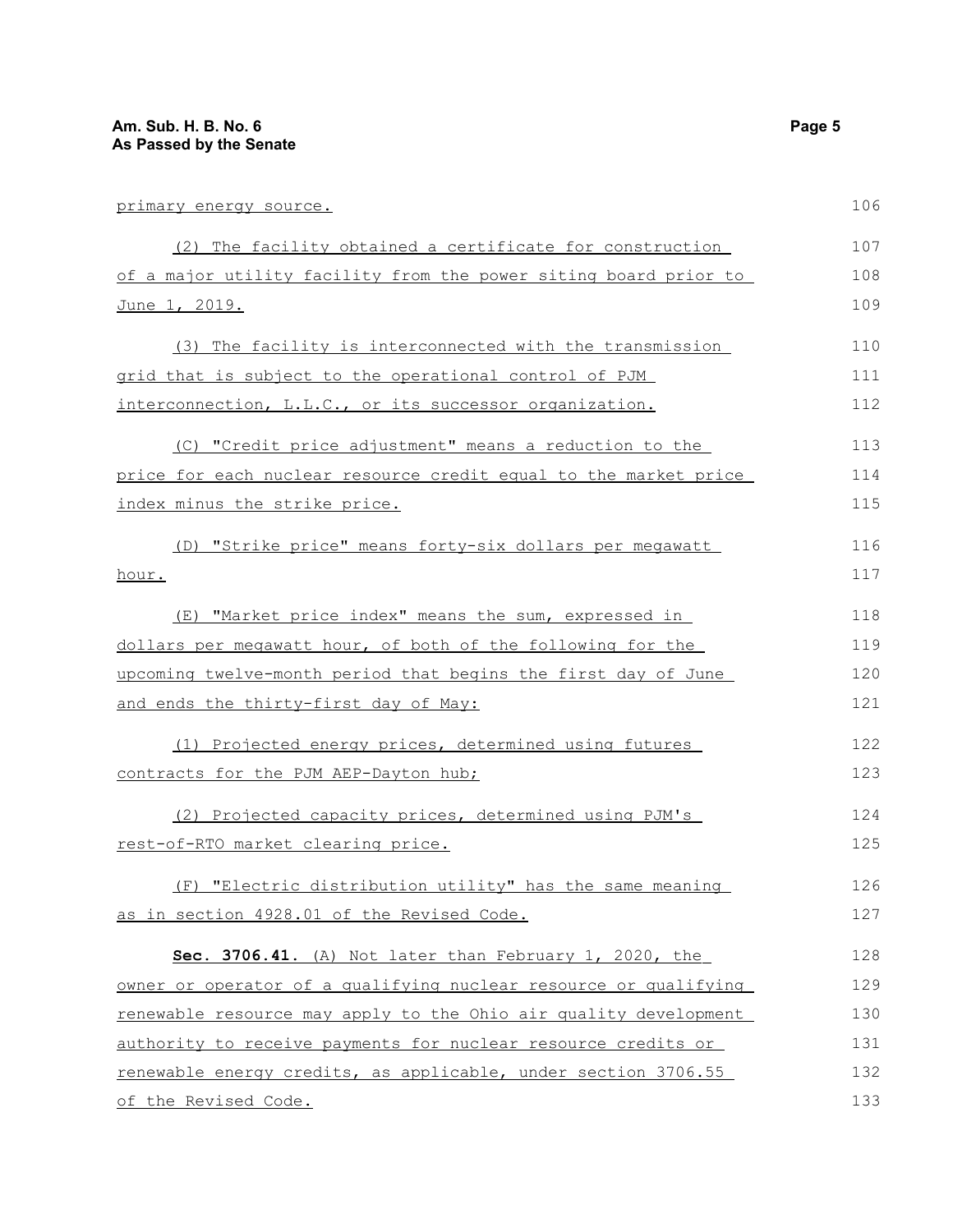primary energy source.

(2) The facility obtained a certificate for construction of a major utility facility from the power siting board prior to June 1, 2019.

(3) The facility is interconnected with the transmission grid that is subject to the operational control of PJM interconnection, L.L.C., or its successor organization.

(C) "Credit price adjustment" means a reduction to the price for each nuclear resource credit equal to the market price index minus the strike price.

(D) "Strike price" means forty-six dollars per megawatt hour.

(E) "Market price index" means the sum, expressed in dollars per megawatt hour, of both of the following for the upcoming twelve-month period that begins the first day of June and ends the thirty-first day of May:

(1) Projected energy prices, determined using futures contracts for the PJM AEP-Dayton hub;

(2) Projected capacity prices, determined using PJM's rest-of-RTO market clearing price.

(F) "Electric distribution utility" has the same meaning as in section 4928.01 of the Revised Code.

**Sec. 3706.41.** (A) Not later than February 1, 2020, the owner or operator of a qualifying nuclear resource or qualifying renewable resource may apply to the Ohio air quality development authority to receive payments for nuclear resource credits or renewable energy credits, as applicable, under section 3706.55 of the Revised Code.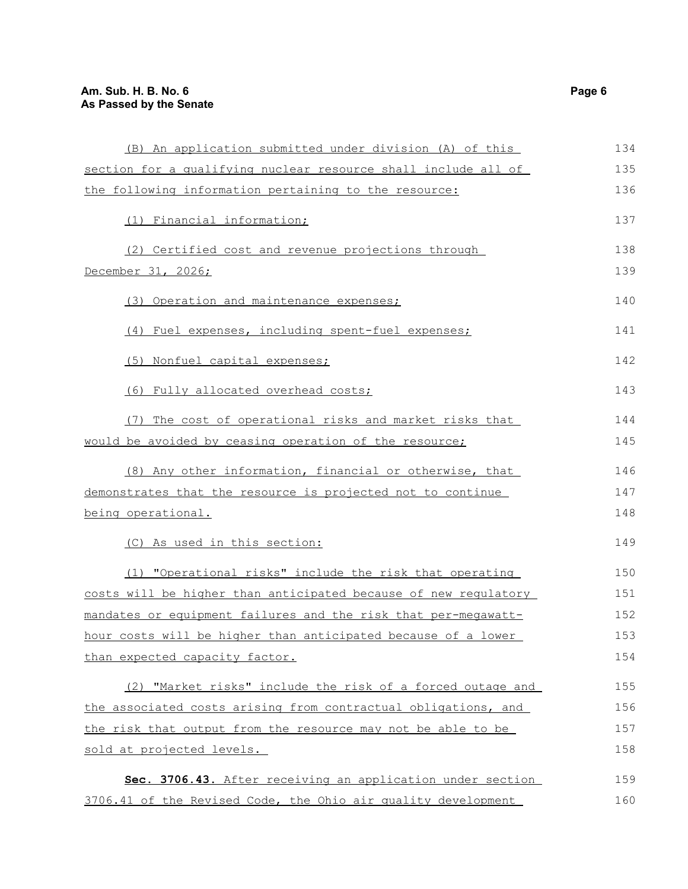(B) An application submitted under division (A) of this section for a qualifying nuclear resource shall include all of the following information pertaining to the resource:

(1) Financial information;

(2) Certified cost and revenue projections through December 31, 2026;

(3) Operation and maintenance expenses;

(4) Fuel expenses, including spent-fuel expenses;

(5) Nonfuel capital expenses;

(6) Fully allocated overhead costs;

(7) The cost of operational risks and market risks that would be avoided by ceasing operation of the resource;

(8) Any other information, financial or otherwise, that demonstrates that the resource is projected not to continue being operational.

(C) As used in this section:

(1) "Operational risks" include the risk that operating costs will be higher than anticipated because of new regulatory mandates or equipment failures and the risk that per-megawatt-hour costs will be higher than anticipated because of a lower than expected capacity factor.

(2) "Market risks" include the risk of a forced outage and the associated costs arising from contractual obligations, and the risk that output from the resource may not be able to be sold at projected levels.

**Sec. 3706.43.** After receiving an application under section 3706.41 of the Revised Code, the Ohio air quality development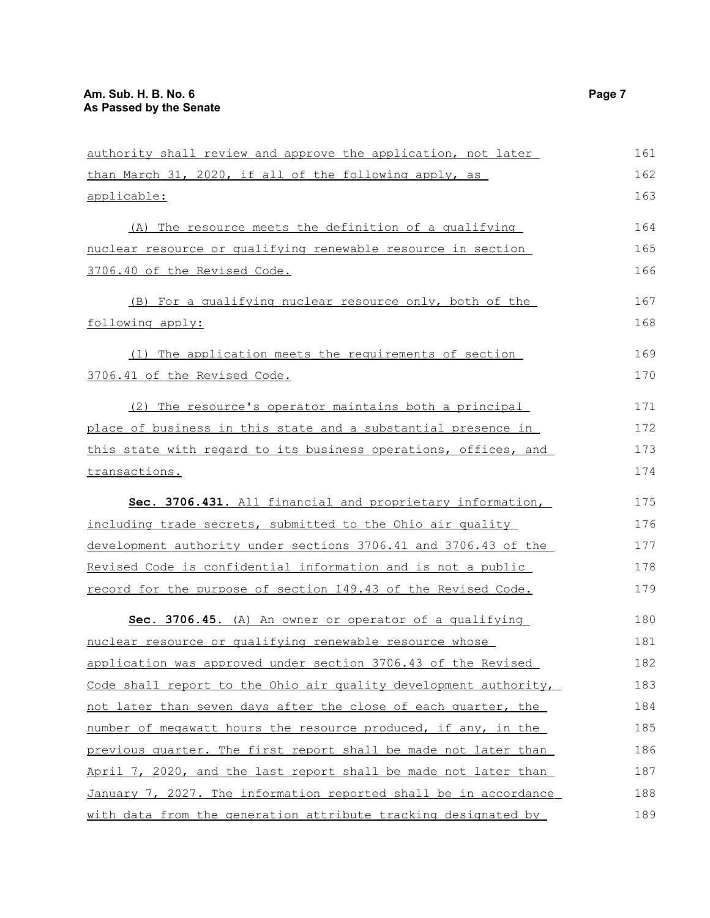authority shall review and approve the application, not later than March 31, 2020, if all of the following apply, as applicable:

(A) The resource meets the definition of a qualifying nuclear resource or qualifying renewable resource in section 3706.40 of the Revised Code.

(B) For a qualifying nuclear resource only, both of the following apply:

(1) The application meets the requirements of section 3706.41 of the Revised Code.

(2) The resource's operator maintains both a principal place of business in this state and a substantial presence in this state with regard to its business operations, offices, and transactions.

**Sec. 3706.431.** All financial and proprietary information, including trade secrets, submitted to the Ohio air quality development authority under sections 3706.41 and 3706.43 of the Revised Code is confidential information and is not a public record for the purpose of section 149.43 of the Revised Code.

**Sec. 3706.45.** (A) An owner or operator of a qualifying nuclear resource or qualifying renewable resource whose application was approved under section 3706.43 of the Revised Code shall report to the Ohio air quality development authority, not later than seven days after the close of each quarter, the number of megawatt hours the resource produced, if any, in the previous quarter. The first report shall be made not later than April 7, 2020, and the last report shall be made not later than January 7, 2027. The information reported shall be in accordance with data from the generation attribute tracking designated by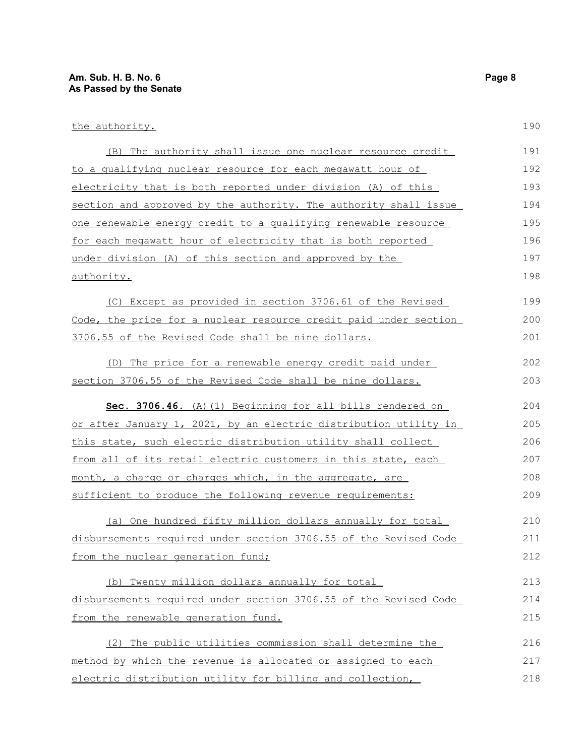the authority.

(B) The authority shall issue one nuclear resource credit to a qualifying nuclear resource for each megawatt hour of electricity that is both reported under division (A) of this section and approved by the authority. The authority shall issue one renewable energy credit to a qualifying renewable resource for each megawatt hour of electricity that is both reported under division (A) of this section and approved by the authority.

(C) Except as provided in section 3706.61 of the Revised Code, the price for a nuclear resource credit paid under section 3706.55 of the Revised Code shall be nine dollars.

(D) The price for a renewable energy credit paid under section 3706.55 of the Revised Code shall be nine dollars.

**Sec. 3706.46.** (A)(1) Beginning for all bills rendered on or after January 1, 2021, by an electric distribution utility in this state, such electric distribution utility shall collect from all of its retail electric customers in this state, each month, a charge or charges which, in the aggregate, are sufficient to produce the following revenue requirements:

(a) One hundred fifty million dollars annually for total disbursements required under section 3706.55 of the Revised Code from the nuclear generation fund;

(b) Twenty million dollars annually for total disbursements required under section 3706.55 of the Revised Code from the renewable generation fund.

(2) The public utilities commission shall determine the method by which the revenue is allocated or assigned to each electric distribution utility for billing and collection,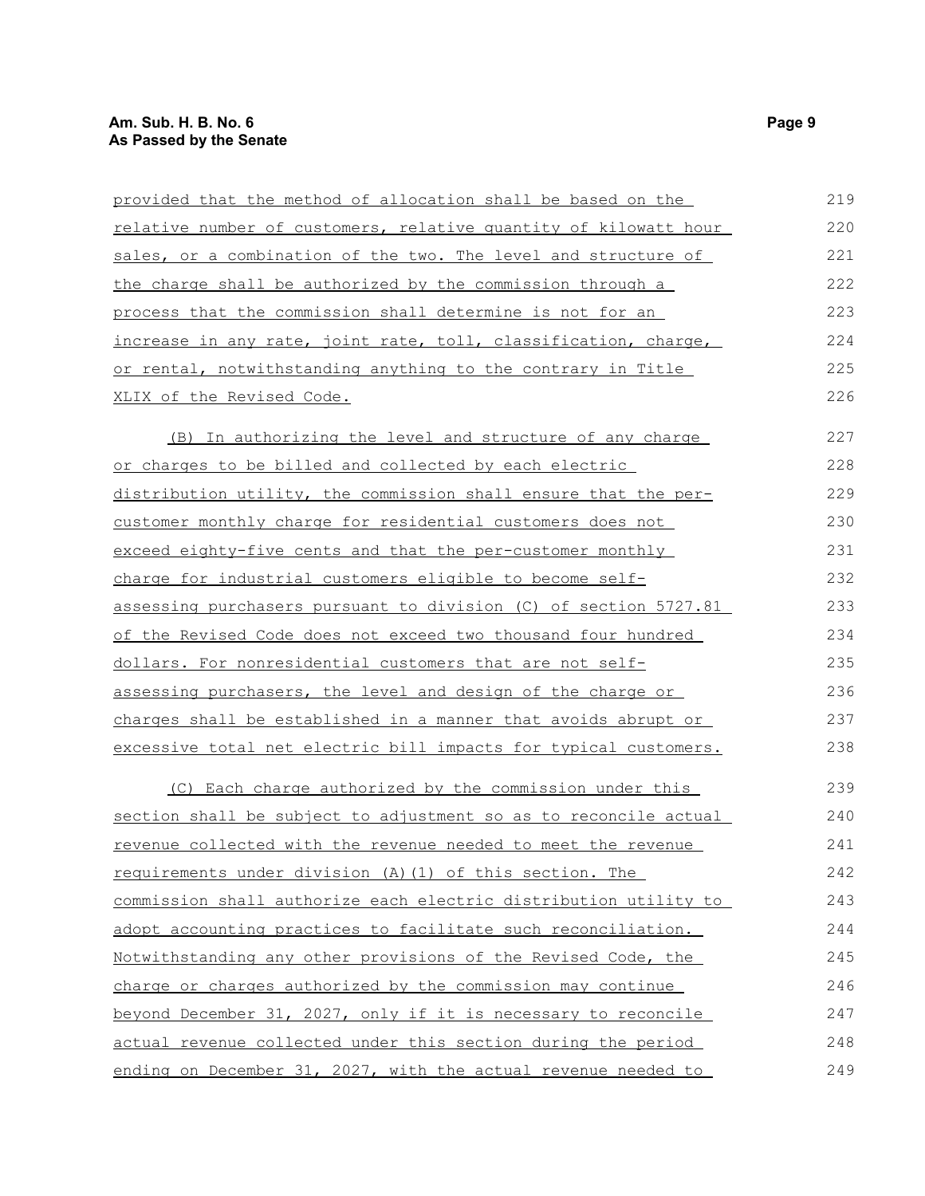provided that the method of allocation shall be based on the relative number of customers, relative quantity of kilowatt hour sales, or a combination of the two. The level and structure of the charge shall be authorized by the commission through a process that the commission shall determine is not for an increase in any rate, joint rate, toll, classification, charge, or rental, notwithstanding anything to the contrary in Title XLIX of the Revised Code.

(B) In authorizing the level and structure of any charge or charges to be billed and collected by each electric distribution utility, the commission shall ensure that the per-customer monthly charge for residential customers does not exceed eighty-five cents and that the per-customer monthly charge for industrial customers eligible to become self-assessing purchasers pursuant to division (C) of section 5727.81 of the Revised Code does not exceed two thousand four hundred dollars. For nonresidential customers that are not self-assessing purchasers, the level and design of the charge or charges shall be established in a manner that avoids abrupt or excessive total net electric bill impacts for typical customers.

(C) Each charge authorized by the commission under this section shall be subject to adjustment so as to reconcile actual revenue collected with the revenue needed to meet the revenue requirements under division (A)(1) of this section. The commission shall authorize each electric distribution utility to adopt accounting practices to facilitate such reconciliation. Notwithstanding any other provisions of the Revised Code, the charge or charges authorized by the commission may continue beyond December 31, 2027, only if it is necessary to reconcile actual revenue collected under this section during the period ending on December 31, 2027, with the actual revenue needed to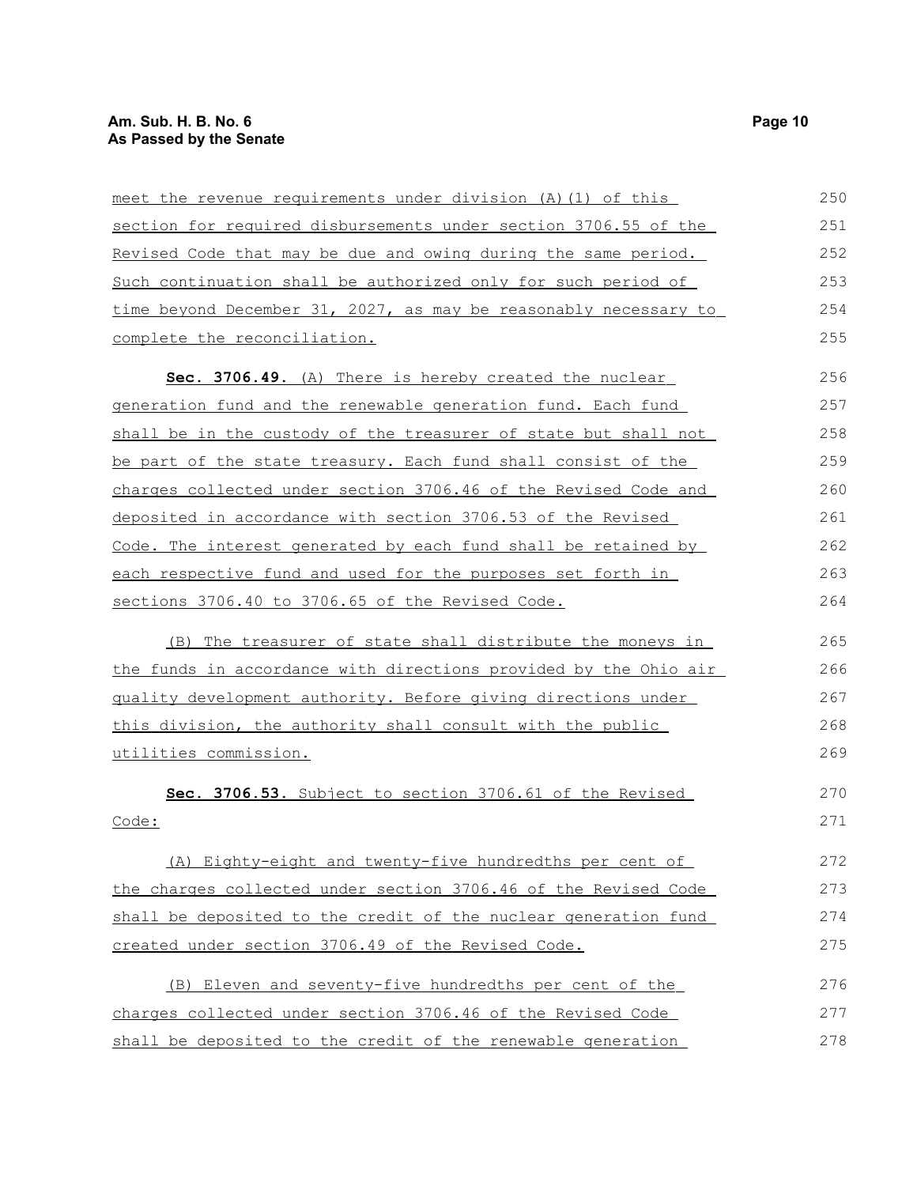meet the revenue requirements under division (A)(1) of this section for required disbursements under section 3706.55 of the Revised Code that may be due and owing during the same period. Such continuation shall be authorized only for such period of time beyond December 31, 2027, as may be reasonably necessary to complete the reconciliation.

**Sec. 3706.49.** (A) There is hereby created the nuclear generation fund and the renewable generation fund. Each fund shall be in the custody of the treasurer of state but shall not be part of the state treasury. Each fund shall consist of the charges collected under section 3706.46 of the Revised Code and deposited in accordance with section 3706.53 of the Revised Code. The interest generated by each fund shall be retained by each respective fund and used for the purposes set forth in sections 3706.40 to 3706.65 of the Revised Code.

(B) The treasurer of state shall distribute the moneys in the funds in accordance with directions provided by the Ohio air quality development authority. Before giving directions under this division, the authority shall consult with the public utilities commission.

**Sec. 3706.53.** Subject to section 3706.61 of the Revised Code:

(A) Eighty-eight and twenty-five hundredths per cent of the charges collected under section 3706.46 of the Revised Code shall be deposited to the credit of the nuclear generation fund created under section 3706.49 of the Revised Code.

(B) Eleven and seventy-five hundredths per cent of the charges collected under section 3706.46 of the Revised Code shall be deposited to the credit of the renewable generation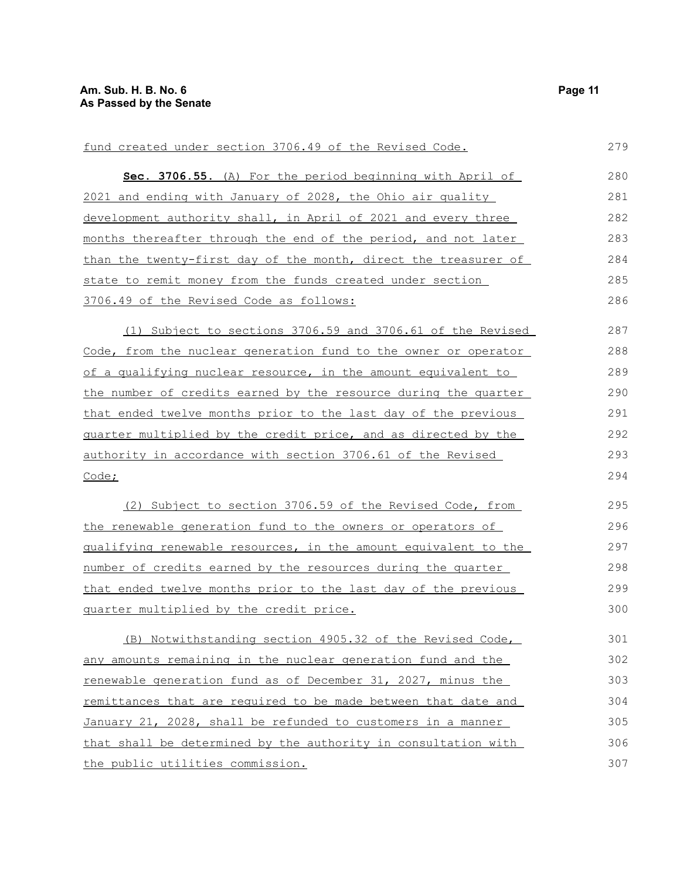fund created under section 3706.49 of the Revised Code.

**Sec. 3706.55.** (A) For the period beginning with April of 2021 and ending with January of 2028, the Ohio air quality development authority shall, in April of 2021 and every three months thereafter through the end of the period, and not later than the twenty-first day of the month, direct the treasurer of state to remit money from the funds created under section 3706.49 of the Revised Code as follows:

(1) Subject to sections 3706.59 and 3706.61 of the Revised Code, from the nuclear generation fund to the owner or operator of a qualifying nuclear resource, in the amount equivalent to the number of credits earned by the resource during the quarter that ended twelve months prior to the last day of the previous quarter multiplied by the credit price, and as directed by the authority in accordance with section 3706.61 of the Revised Code;

(2) Subject to section 3706.59 of the Revised Code, from the renewable generation fund to the owners or operators of qualifying renewable resources, in the amount equivalent to the number of credits earned by the resources during the quarter that ended twelve months prior to the last day of the previous quarter multiplied by the credit price.

(B) Notwithstanding section 4905.32 of the Revised Code, any amounts remaining in the nuclear generation fund and the renewable generation fund as of December 31, 2027, minus the remittances that are required to be made between that date and January 21, 2028, shall be refunded to customers in a manner that shall be determined by the authority in consultation with the public utilities commission.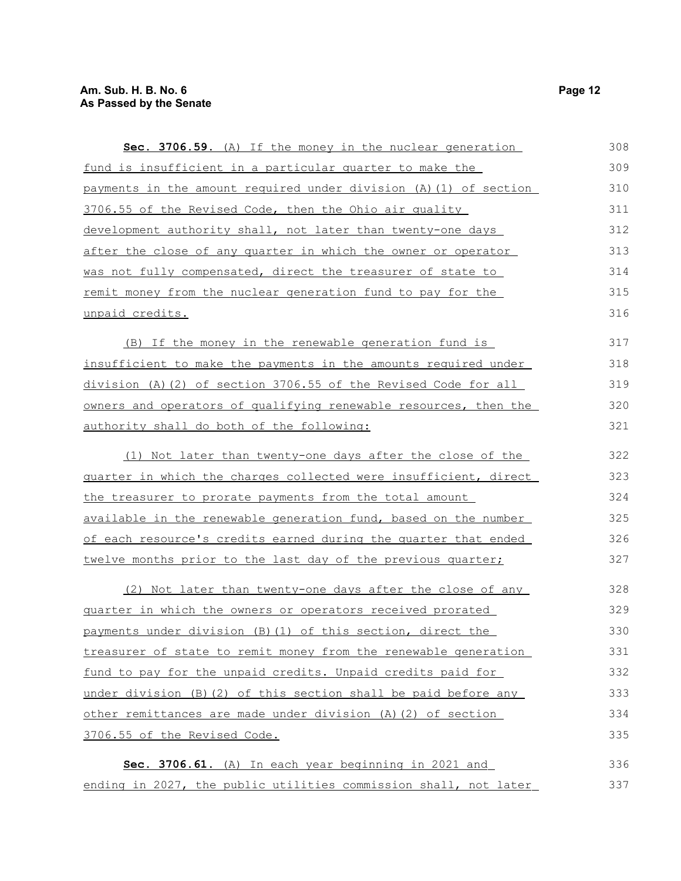**Sec. 3706.59.** (A) If the money in the nuclear generation fund is insufficient in a particular quarter to make the payments in the amount required under division (A)(1) of section 3706.55 of the Revised Code, then the Ohio air quality development authority shall, not later than twenty-one days after the close of any quarter in which the owner or operator was not fully compensated, direct the treasurer of state to remit money from the nuclear generation fund to pay for the unpaid credits.

(B) If the money in the renewable generation fund is insufficient to make the payments in the amounts required under division (A)(2) of section 3706.55 of the Revised Code for all owners and operators of qualifying renewable resources, then the authority shall do both of the following:

(1) Not later than twenty-one days after the close of the quarter in which the charges collected were insufficient, direct the treasurer to prorate payments from the total amount available in the renewable generation fund, based on the number of each resource's credits earned during the quarter that ended twelve months prior to the last day of the previous quarter;

(2) Not later than twenty-one days after the close of any quarter in which the owners or operators received prorated payments under division (B)(1) of this section, direct the treasurer of state to remit money from the renewable generation fund to pay for the unpaid credits. Unpaid credits paid for under division (B)(2) of this section shall be paid before any other remittances are made under division (A)(2) of section 3706.55 of the Revised Code.

**Sec. 3706.61.** (A) In each year beginning in 2021 and ending in 2027, the public utilities commission shall, not later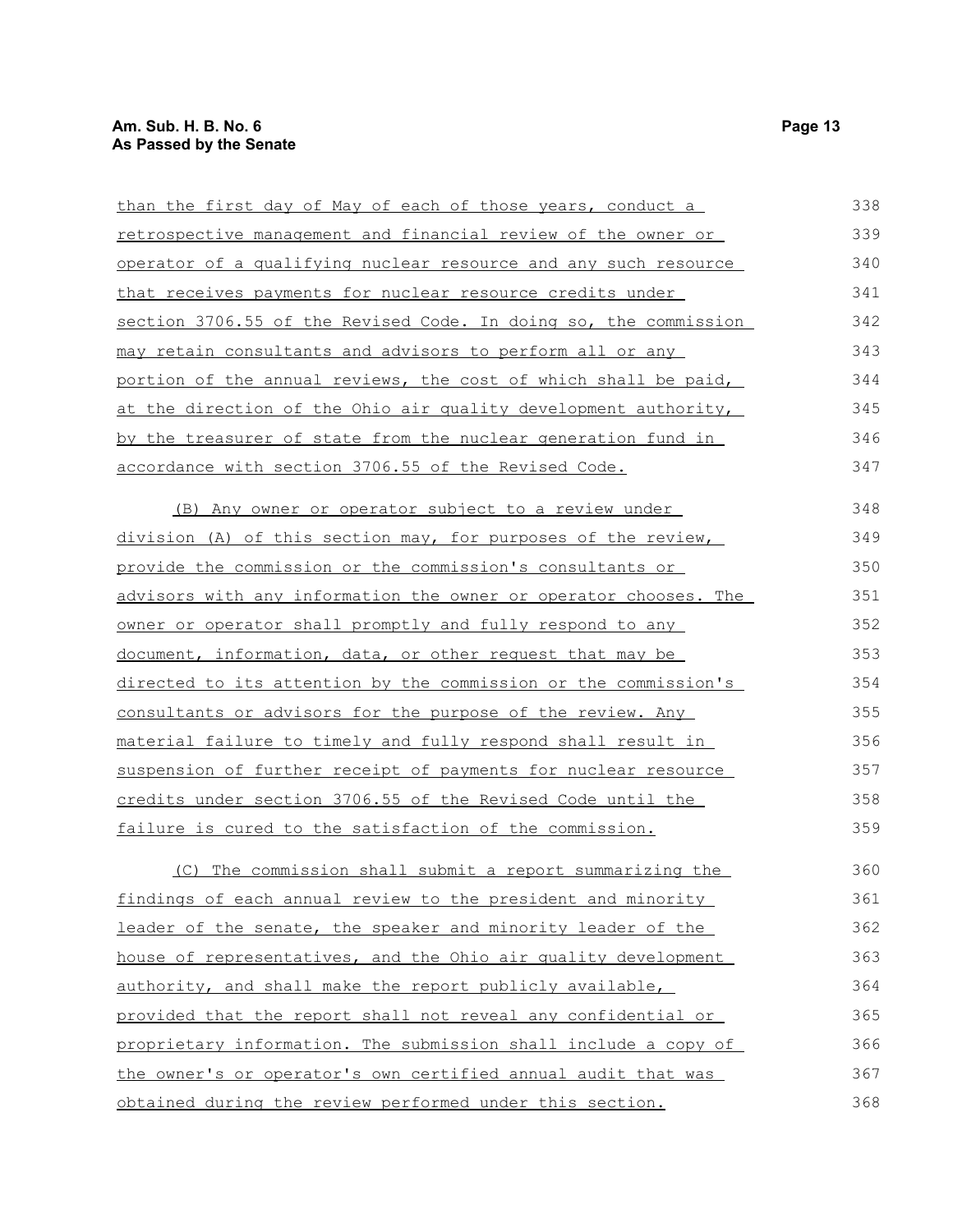than the first day of May of each of those years, conduct a retrospective management and financial review of the owner or operator of a qualifying nuclear resource and any such resource that receives payments for nuclear resource credits under section 3706.55 of the Revised Code. In doing so, the commission may retain consultants and advisors to perform all or any portion of the annual reviews, the cost of which shall be paid, at the direction of the Ohio air quality development authority, by the treasurer of state from the nuclear generation fund in accordance with section 3706.55 of the Revised Code.

(B) Any owner or operator subject to a review under division (A) of this section may, for purposes of the review, provide the commission or the commission's consultants or advisors with any information the owner or operator chooses. The owner or operator shall promptly and fully respond to any document, information, data, or other request that may be directed to its attention by the commission or the commission's consultants or advisors for the purpose of the review. Any material failure to timely and fully respond shall result in suspension of further receipt of payments for nuclear resource credits under section 3706.55 of the Revised Code until the failure is cured to the satisfaction of the commission.

(C) The commission shall submit a report summarizing the findings of each annual review to the president and minority leader of the senate, the speaker and minority leader of the house of representatives, and the Ohio air quality development authority, and shall make the report publicly available, provided that the report shall not reveal any confidential or proprietary information. The submission shall include a copy of the owner's or operator's own certified annual audit that was obtained during the review performed under this section.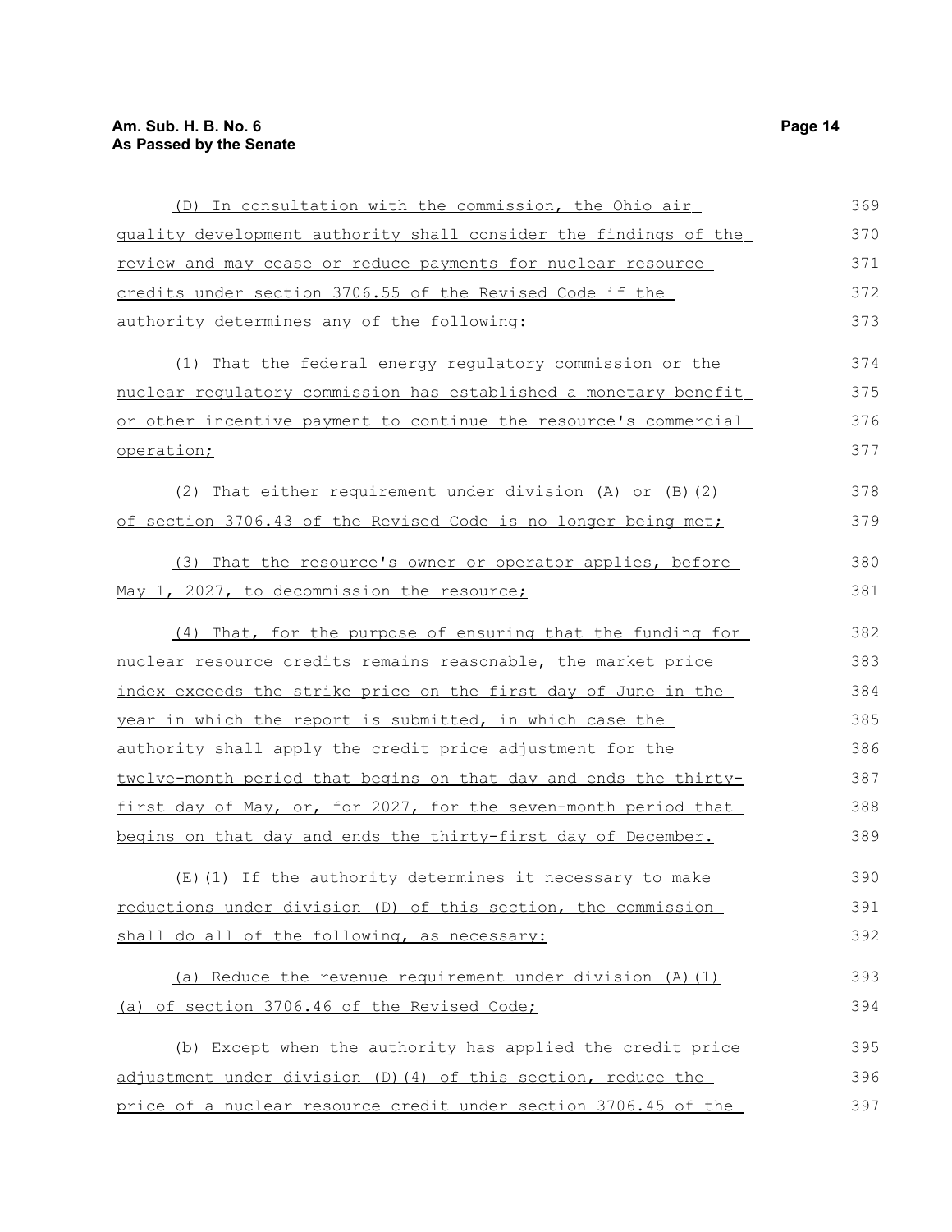(D) In consultation with the commission, the Ohio air quality development authority shall consider the findings of the review and may cease or reduce payments for nuclear resource credits under section 3706.55 of the Revised Code if the authority determines any of the following:

(1) That the federal energy regulatory commission or the nuclear regulatory commission has established a monetary benefit or other incentive payment to continue the resource's commercial operation;

(2) That either requirement under division (A) or (B)(2) of section 3706.43 of the Revised Code is no longer being met;

(3) That the resource's owner or operator applies, before May 1, 2027, to decommission the resource;

(4) That, for the purpose of ensuring that the funding for nuclear resource credits remains reasonable, the market price index exceeds the strike price on the first day of June in the year in which the report is submitted, in which case the authority shall apply the credit price adjustment for the twelve-month period that begins on that day and ends the thirty-first day of May, or, for 2027, for the seven-month period that begins on that day and ends the thirty-first day of December.

(E)(1) If the authority determines it necessary to make reductions under division (D) of this section, the commission shall do all of the following, as necessary:

(a) Reduce the revenue requirement under division (A)(1)(a) of section 3706.46 of the Revised Code;

(b) Except when the authority has applied the credit price adjustment under division (D)(4) of this section, reduce the price of a nuclear resource credit under section 3706.45 of the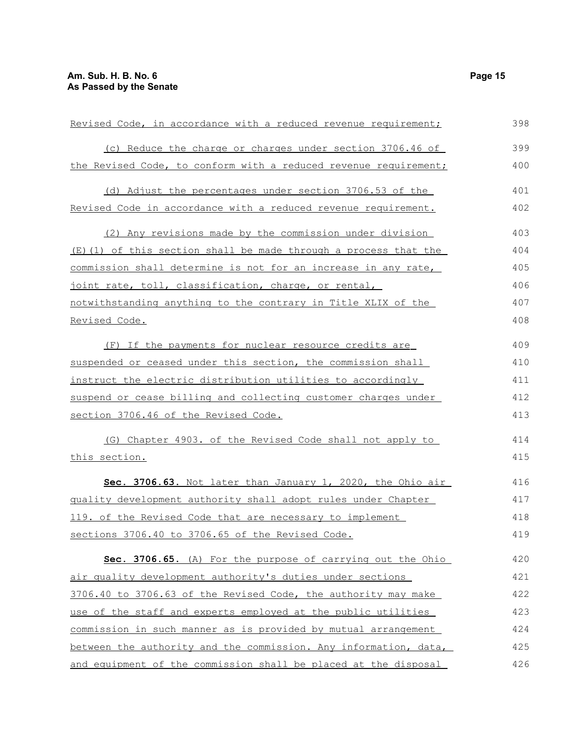Revised Code, in accordance with a reduced revenue requirement;

(c) Reduce the charge or charges under section 3706.46 of the Revised Code, to conform with a reduced revenue requirement;

(d) Adjust the percentages under section 3706.53 of the Revised Code in accordance with a reduced revenue requirement.

(2) Any revisions made by the commission under division (E)(1) of this section shall be made through a process that the commission shall determine is not for an increase in any rate, joint rate, toll, classification, charge, or rental, notwithstanding anything to the contrary in Title XLIX of the Revised Code.

(F) If the payments for nuclear resource credits are suspended or ceased under this section, the commission shall instruct the electric distribution utilities to accordingly suspend or cease billing and collecting customer charges under section 3706.46 of the Revised Code.

(G) Chapter 4903. of the Revised Code shall not apply to this section.

**Sec. 3706.63.** Not later than January 1, 2020, the Ohio air quality development authority shall adopt rules under Chapter 119. of the Revised Code that are necessary to implement sections 3706.40 to 3706.65 of the Revised Code.

**Sec. 3706.65.** (A) For the purpose of carrying out the Ohio air quality development authority's duties under sections 3706.40 to 3706.63 of the Revised Code, the authority may make use of the staff and experts employed at the public utilities commission in such manner as is provided by mutual arrangement between the authority and the commission. Any information, data, and equipment of the commission shall be placed at the disposal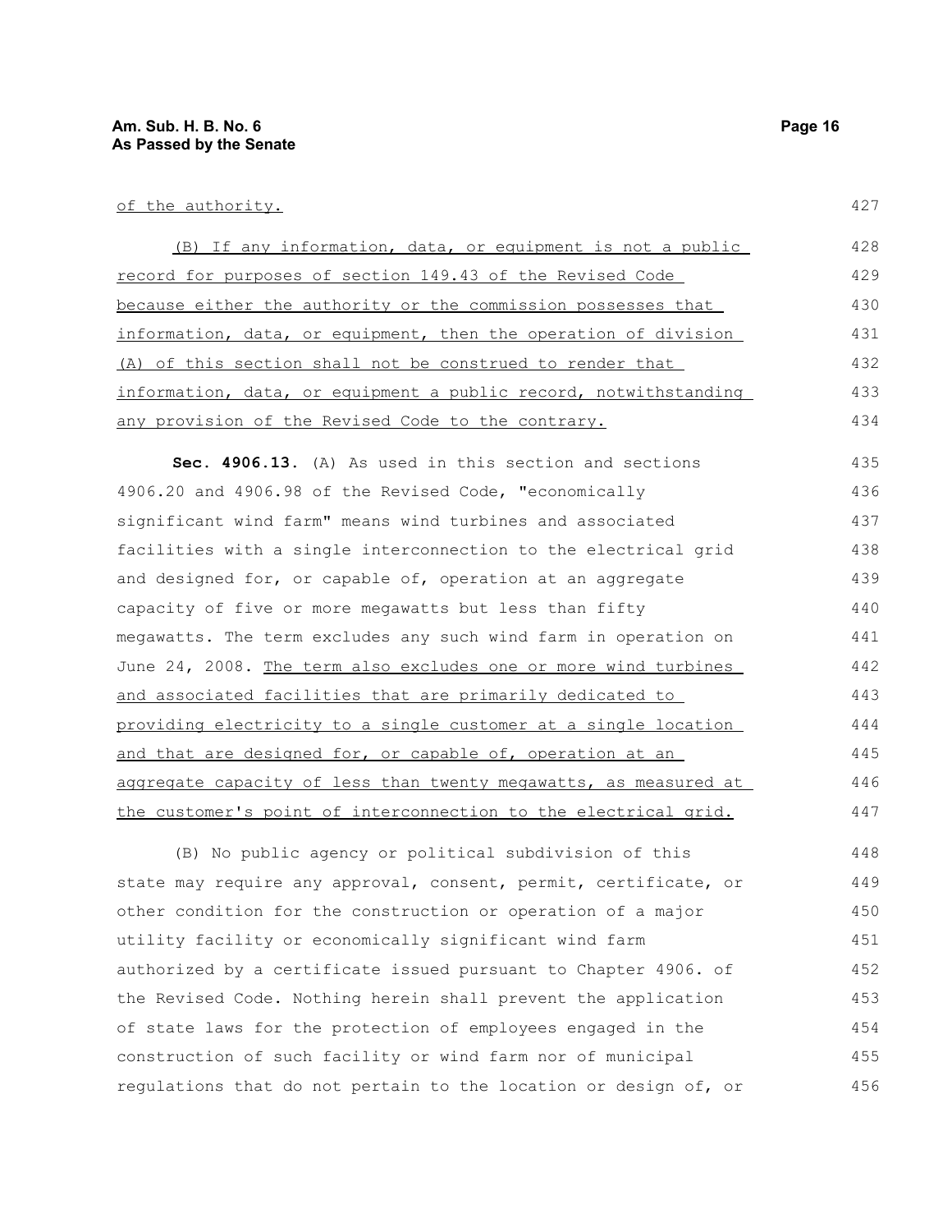of the authority.

(B) If any information, data, or equipment is not a public record for purposes of section 149.43 of the Revised Code because either the authority or the commission possesses that information, data, or equipment, then the operation of division (A) of this section shall not be construed to render that information, data, or equipment a public record, notwithstanding any provision of the Revised Code to the contrary.

**Sec. 4906.13.** (A) As used in this section and sections 4906.20 and 4906.98 of the Revised Code, "economically significant wind farm" means wind turbines and associated facilities with a single interconnection to the electrical grid and designed for, or capable of, operation at an aggregate capacity of five or more megawatts but less than fifty megawatts. The term excludes any such wind farm in operation on June 24, 2008. The term also excludes one or more wind turbines and associated facilities that are primarily dedicated to providing electricity to a single customer at a single location and that are designed for, or capable of, operation at an aggregate capacity of less than twenty megawatts, as measured at the customer's point of interconnection to the electrical grid.

(B) No public agency or political subdivision of this state may require any approval, consent, permit, certificate, or other condition for the construction or operation of a major utility facility or economically significant wind farm authorized by a certificate issued pursuant to Chapter 4906. of the Revised Code. Nothing herein shall prevent the application of state laws for the protection of employees engaged in the construction of such facility or wind farm nor of municipal regulations that do not pertain to the location or design of, or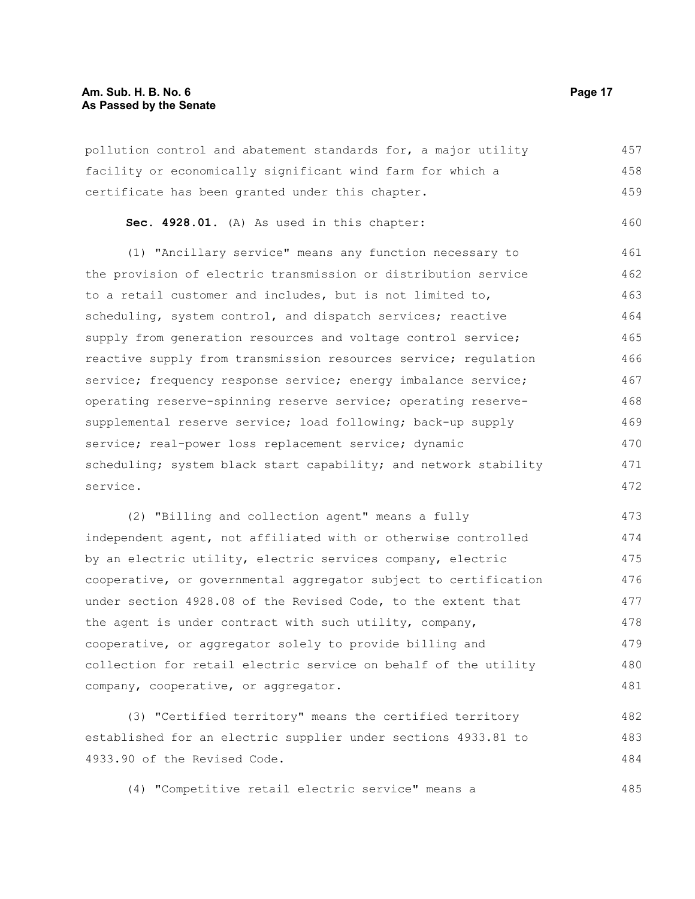pollution control and abatement standards for, a major utility facility or economically significant wind farm for which a certificate has been granted under this chapter.

**Sec. 4928.01.** (A) As used in this chapter:

(1) "Ancillary service" means any function necessary to the provision of electric transmission or distribution service to a retail customer and includes, but is not limited to, scheduling, system control, and dispatch services; reactive supply from generation resources and voltage control service; reactive supply from transmission resources service; regulation service; frequency response service; energy imbalance service; operating reserve-spinning reserve service; operating reserve-supplemental reserve service; load following; back-up supply service; real-power loss replacement service; dynamic scheduling; system black start capability; and network stability service.

(2) "Billing and collection agent" means a fully independent agent, not affiliated with or otherwise controlled by an electric utility, electric services company, electric cooperative, or governmental aggregator subject to certification under section 4928.08 of the Revised Code, to the extent that the agent is under contract with such utility, company, cooperative, or aggregator solely to provide billing and collection for retail electric service on behalf of the utility company, cooperative, or aggregator.

(3) "Certified territory" means the certified territory established for an electric supplier under sections 4933.81 to 4933.90 of the Revised Code.

(4) "Competitive retail electric service" means a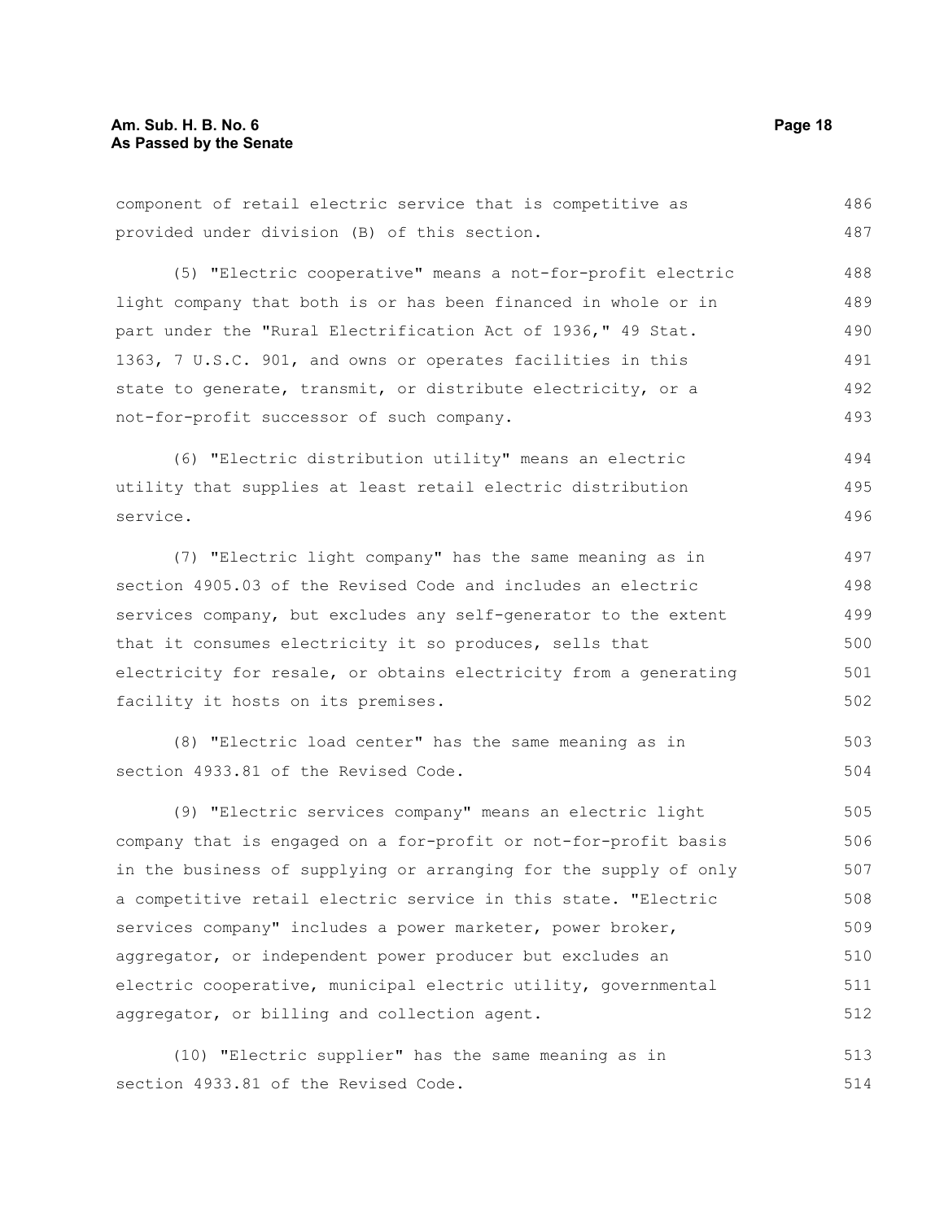component of retail electric service that is competitive as provided under division (B) of this section.

(5) "Electric cooperative" means a not-for-profit electric light company that both is or has been financed in whole or in part under the "Rural Electrification Act of 1936," 49 Stat. 1363, 7 U.S.C. 901, and owns or operates facilities in this state to generate, transmit, or distribute electricity, or a not-for-profit successor of such company.

(6) "Electric distribution utility" means an electric utility that supplies at least retail electric distribution service.

(7) "Electric light company" has the same meaning as in section 4905.03 of the Revised Code and includes an electric services company, but excludes any self-generator to the extent that it consumes electricity it so produces, sells that electricity for resale, or obtains electricity from a generating facility it hosts on its premises.

(8) "Electric load center" has the same meaning as in section 4933.81 of the Revised Code.

(9) "Electric services company" means an electric light company that is engaged on a for-profit or not-for-profit basis in the business of supplying or arranging for the supply of only a competitive retail electric service in this state. "Electric services company" includes a power marketer, power broker, aggregator, or independent power producer but excludes an electric cooperative, municipal electric utility, governmental aggregator, or billing and collection agent.

(10) "Electric supplier" has the same meaning as in section 4933.81 of the Revised Code.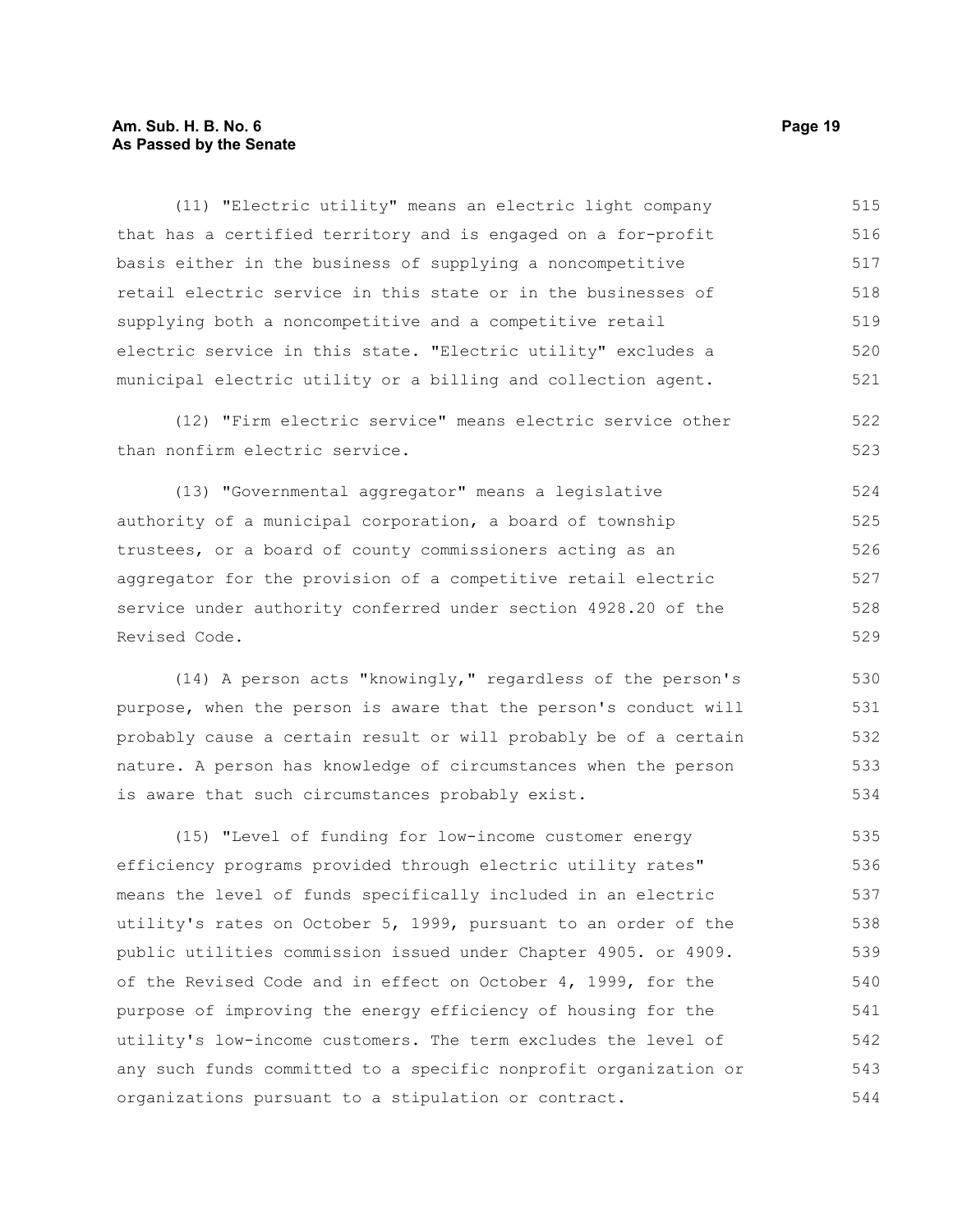(11) "Electric utility" means an electric light company that has a certified territory and is engaged on a for-profit basis either in the business of supplying a noncompetitive retail electric service in this state or in the businesses of supplying both a noncompetitive and a competitive retail electric service in this state. "Electric utility" excludes a municipal electric utility or a billing and collection agent.

(12) "Firm electric service" means electric service other than nonfirm electric service.

(13) "Governmental aggregator" means a legislative authority of a municipal corporation, a board of township trustees, or a board of county commissioners acting as an aggregator for the provision of a competitive retail electric service under authority conferred under section 4928.20 of the Revised Code.

(14) A person acts "knowingly," regardless of the person's purpose, when the person is aware that the person's conduct will probably cause a certain result or will probably be of a certain nature. A person has knowledge of circumstances when the person is aware that such circumstances probably exist.

(15) "Level of funding for low-income customer energy efficiency programs provided through electric utility rates" means the level of funds specifically included in an electric utility's rates on October 5, 1999, pursuant to an order of the public utilities commission issued under Chapter 4905. or 4909. of the Revised Code and in effect on October 4, 1999, for the purpose of improving the energy efficiency of housing for the utility's low-income customers. The term excludes the level of any such funds committed to a specific nonprofit organization or organizations pursuant to a stipulation or contract.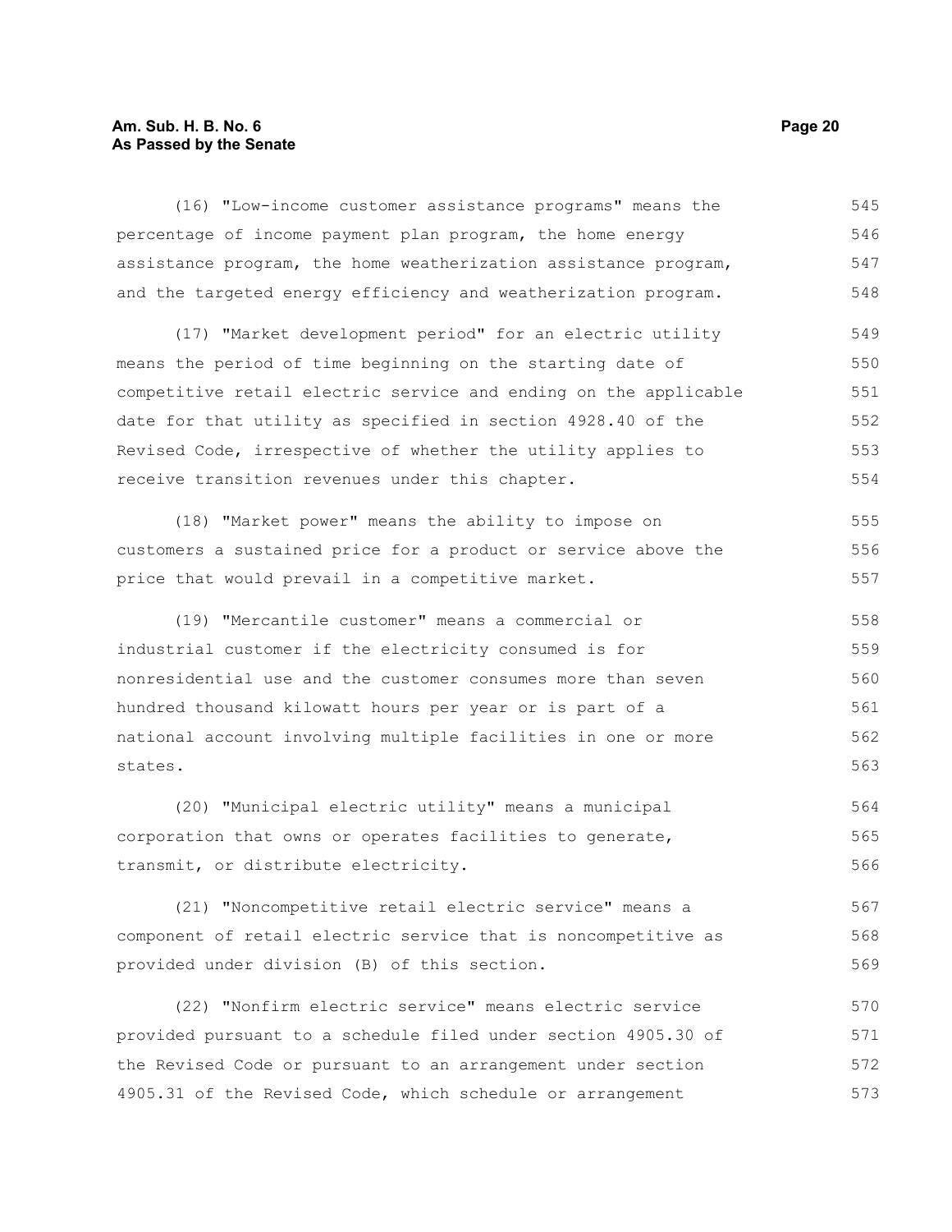(16) "Low-income customer assistance programs" means the percentage of income payment plan program, the home energy assistance program, the home weatherization assistance program, and the targeted energy efficiency and weatherization program.

(17) "Market development period" for an electric utility means the period of time beginning on the starting date of competitive retail electric service and ending on the applicable date for that utility as specified in section 4928.40 of the Revised Code, irrespective of whether the utility applies to receive transition revenues under this chapter.

(18) "Market power" means the ability to impose on customers a sustained price for a product or service above the price that would prevail in a competitive market.

(19) "Mercantile customer" means a commercial or industrial customer if the electricity consumed is for nonresidential use and the customer consumes more than seven hundred thousand kilowatt hours per year or is part of a national account involving multiple facilities in one or more states.

(20) "Municipal electric utility" means a municipal corporation that owns or operates facilities to generate, transmit, or distribute electricity.

(21) "Noncompetitive retail electric service" means a component of retail electric service that is noncompetitive as provided under division (B) of this section.

(22) "Nonfirm electric service" means electric service provided pursuant to a schedule filed under section 4905.30 of the Revised Code or pursuant to an arrangement under section 4905.31 of the Revised Code, which schedule or arrangement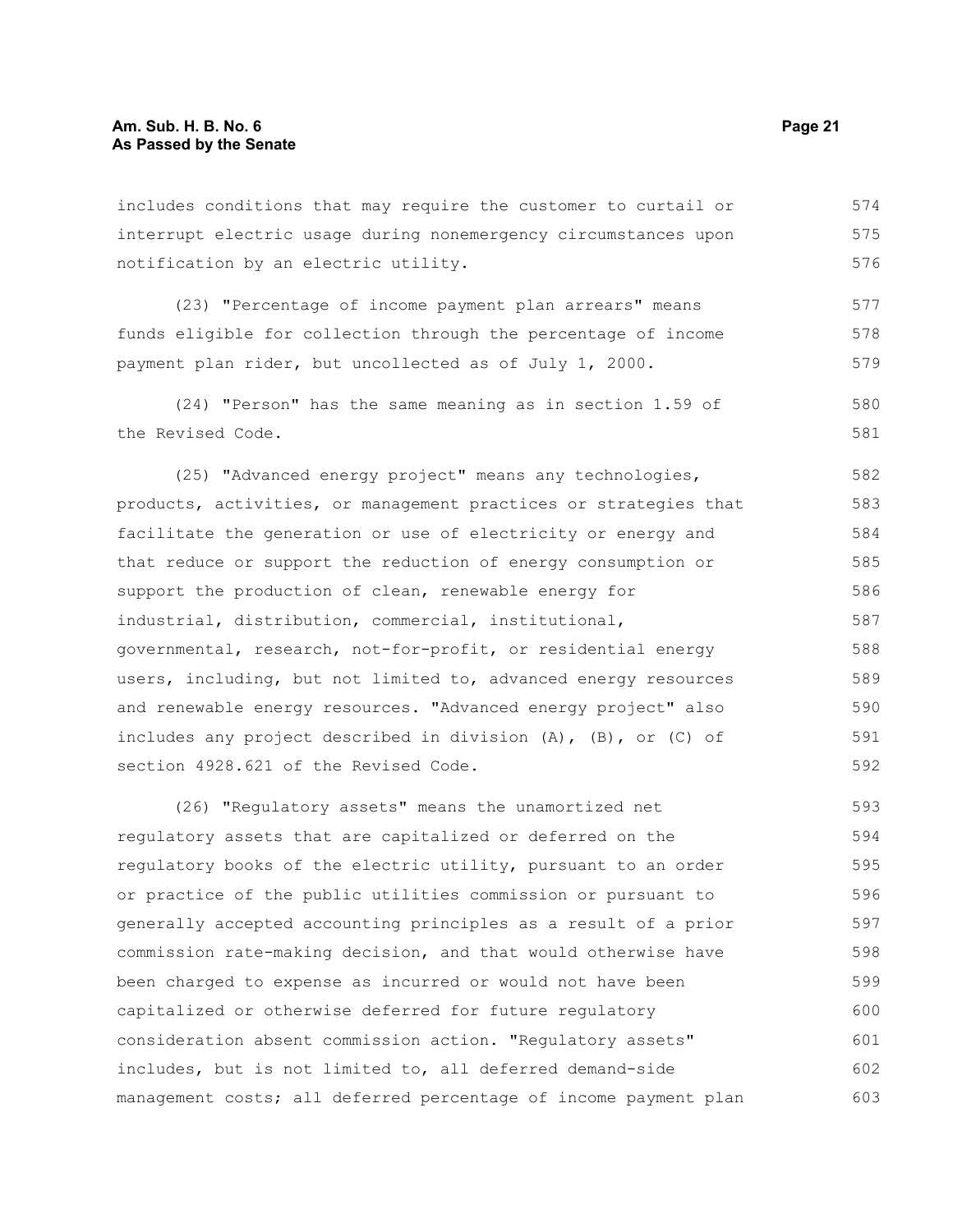includes conditions that may require the customer to curtail or interrupt electric usage during nonemergency circumstances upon notification by an electric utility.

(23) "Percentage of income payment plan arrears" means funds eligible for collection through the percentage of income payment plan rider, but uncollected as of July 1, 2000.

(24) "Person" has the same meaning as in section 1.59 of the Revised Code.

(25) "Advanced energy project" means any technologies, products, activities, or management practices or strategies that facilitate the generation or use of electricity or energy and that reduce or support the reduction of energy consumption or support the production of clean, renewable energy for industrial, distribution, commercial, institutional, governmental, research, not-for-profit, or residential energy users, including, but not limited to, advanced energy resources and renewable energy resources. "Advanced energy project" also includes any project described in division (A), (B), or (C) of section 4928.621 of the Revised Code.

(26) "Regulatory assets" means the unamortized net regulatory assets that are capitalized or deferred on the regulatory books of the electric utility, pursuant to an order or practice of the public utilities commission or pursuant to generally accepted accounting principles as a result of a prior commission rate-making decision, and that would otherwise have been charged to expense as incurred or would not have been capitalized or otherwise deferred for future regulatory consideration absent commission action. "Regulatory assets" includes, but is not limited to, all deferred demand-side management costs; all deferred percentage of income payment plan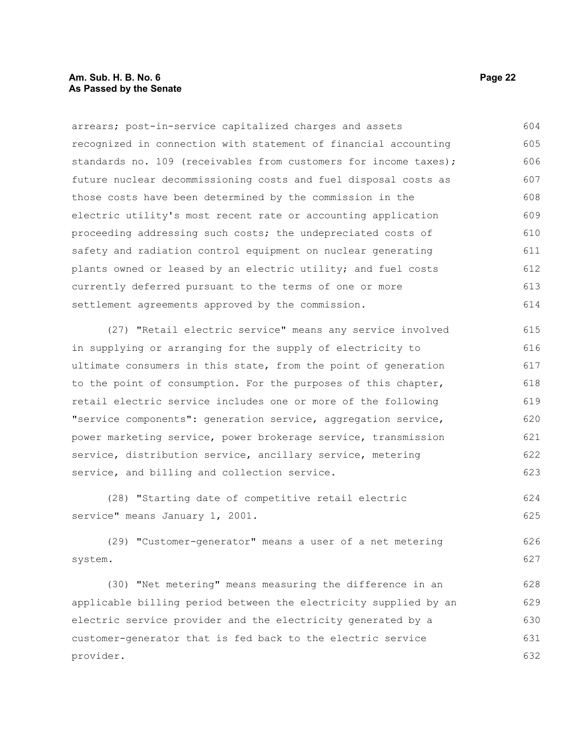arrears; post-in-service capitalized charges and assets recognized in connection with statement of financial accounting standards no. 109 (receivables from customers for income taxes); future nuclear decommissioning costs and fuel disposal costs as those costs have been determined by the commission in the electric utility's most recent rate or accounting application proceeding addressing such costs; the undepreciated costs of safety and radiation control equipment on nuclear generating plants owned or leased by an electric utility; and fuel costs currently deferred pursuant to the terms of one or more settlement agreements approved by the commission.

(27) "Retail electric service" means any service involved in supplying or arranging for the supply of electricity to ultimate consumers in this state, from the point of generation to the point of consumption. For the purposes of this chapter, retail electric service includes one or more of the following "service components": generation service, aggregation service, power marketing service, power brokerage service, transmission service, distribution service, ancillary service, metering service, and billing and collection service.

(28) "Starting date of competitive retail electric service" means January 1, 2001.

(29) "Customer-generator" means a user of a net metering system.

(30) "Net metering" means measuring the difference in an applicable billing period between the electricity supplied by an electric service provider and the electricity generated by a customer-generator that is fed back to the electric service provider.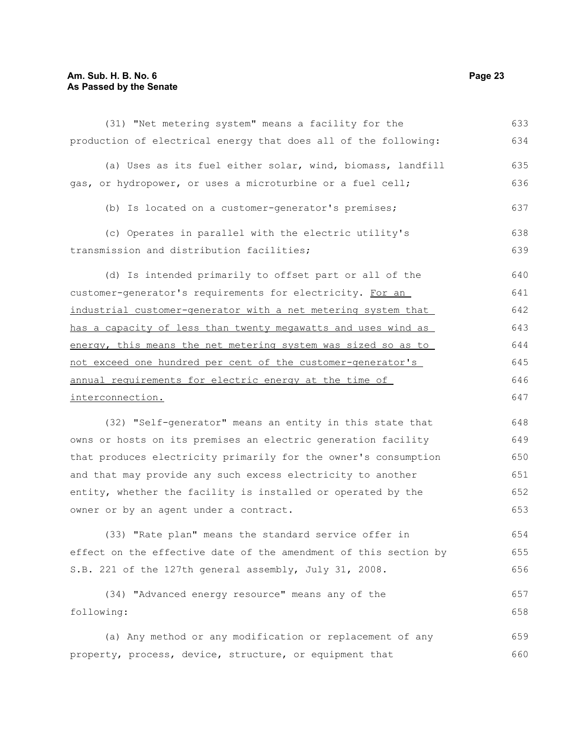(31) "Net metering system" means a facility for the production of electrical energy that does all of the following:

(a) Uses as its fuel either solar, wind, biomass, landfill gas, or hydropower, or uses a microturbine or a fuel cell;

(b) Is located on a customer-generator's premises;

(c) Operates in parallel with the electric utility's transmission and distribution facilities;

(d) Is intended primarily to offset part or all of the customer-generator's requirements for electricity. <u>For an industrial customer-generator with a net metering system that has a capacity of less than twenty megawatts and uses wind as energy, this means the net metering system was sized so as to not exceed one hundred per cent of the customer-generator's annual requirements for electric energy at the time of interconnection.</u>

(32) "Self-generator" means an entity in this state that owns or hosts on its premises an electric generation facility that produces electricity primarily for the owner's consumption and that may provide any such excess electricity to another entity, whether the facility is installed or operated by the owner or by an agent under a contract.

(33) "Rate plan" means the standard service offer in effect on the effective date of the amendment of this section by S.B. 221 of the 127th general assembly, July 31, 2008.

(34) "Advanced energy resource" means any of the following:

(a) Any method or any modification or replacement of any property, process, device, structure, or equipment that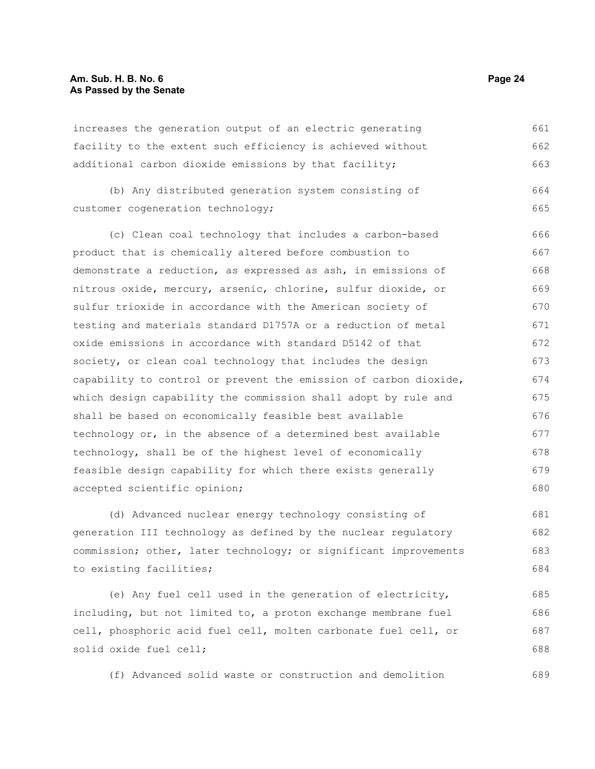increases the generation output of an electric generating facility to the extent such efficiency is achieved without additional carbon dioxide emissions by that facility;

(b) Any distributed generation system consisting of customer cogeneration technology;

(c) Clean coal technology that includes a carbon-based product that is chemically altered before combustion to demonstrate a reduction, as expressed as ash, in emissions of nitrous oxide, mercury, arsenic, chlorine, sulfur dioxide, or sulfur trioxide in accordance with the American society of testing and materials standard D1757A or a reduction of metal oxide emissions in accordance with standard D5142 of that society, or clean coal technology that includes the design capability to control or prevent the emission of carbon dioxide, which design capability the commission shall adopt by rule and shall be based on economically feasible best available technology or, in the absence of a determined best available technology, shall be of the highest level of economically feasible design capability for which there exists generally accepted scientific opinion;

(d) Advanced nuclear energy technology consisting of generation III technology as defined by the nuclear regulatory commission; other, later technology; or significant improvements to existing facilities;

(e) Any fuel cell used in the generation of electricity, including, but not limited to, a proton exchange membrane fuel cell, phosphoric acid fuel cell, molten carbonate fuel cell, or solid oxide fuel cell;

(f) Advanced solid waste or construction and demolition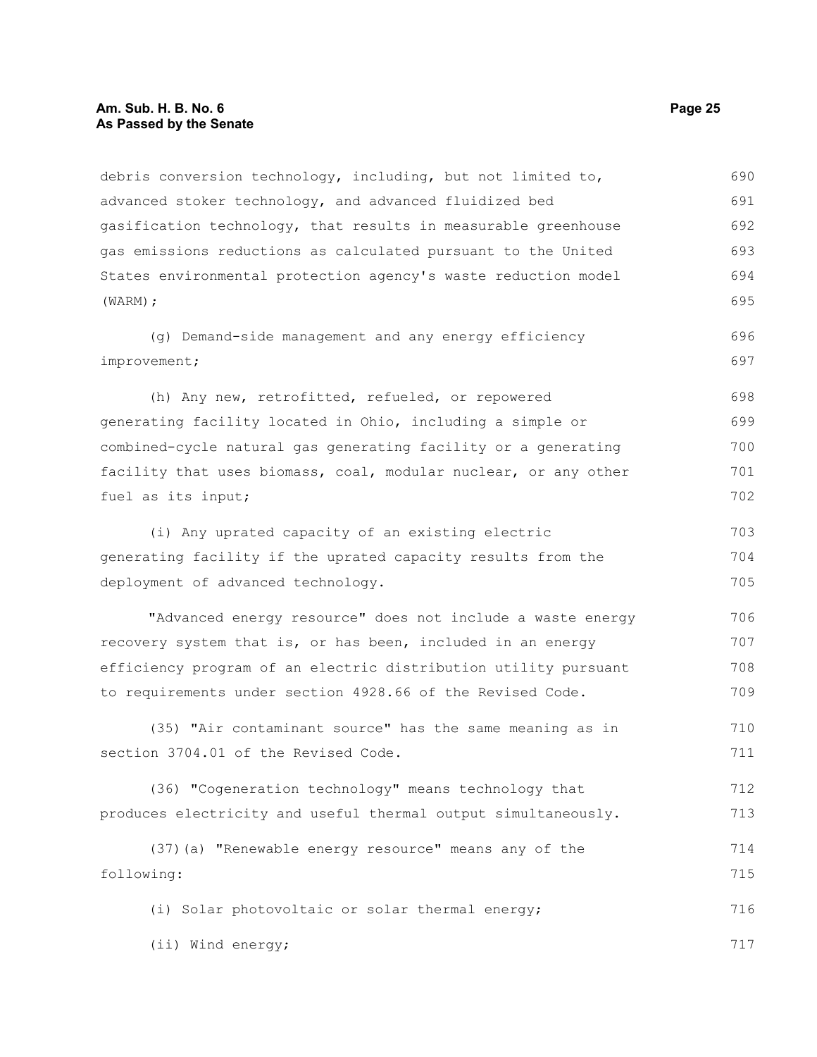debris conversion technology, including, but not limited to, advanced stoker technology, and advanced fluidized bed gasification technology, that results in measurable greenhouse gas emissions reductions as calculated pursuant to the United States environmental protection agency's waste reduction model (WARM);

(g) Demand-side management and any energy efficiency improvement;

(h) Any new, retrofitted, refueled, or repowered generating facility located in Ohio, including a simple or combined-cycle natural gas generating facility or a generating facility that uses biomass, coal, modular nuclear, or any other fuel as its input;

(i) Any uprated capacity of an existing electric generating facility if the uprated capacity results from the deployment of advanced technology.

"Advanced energy resource" does not include a waste energy recovery system that is, or has been, included in an energy efficiency program of an electric distribution utility pursuant to requirements under section 4928.66 of the Revised Code.

(35) "Air contaminant source" has the same meaning as in section 3704.01 of the Revised Code.

(36) "Cogeneration technology" means technology that produces electricity and useful thermal output simultaneously.

(37)(a) "Renewable energy resource" means any of the following:

(i) Solar photovoltaic or solar thermal energy;

(ii) Wind energy;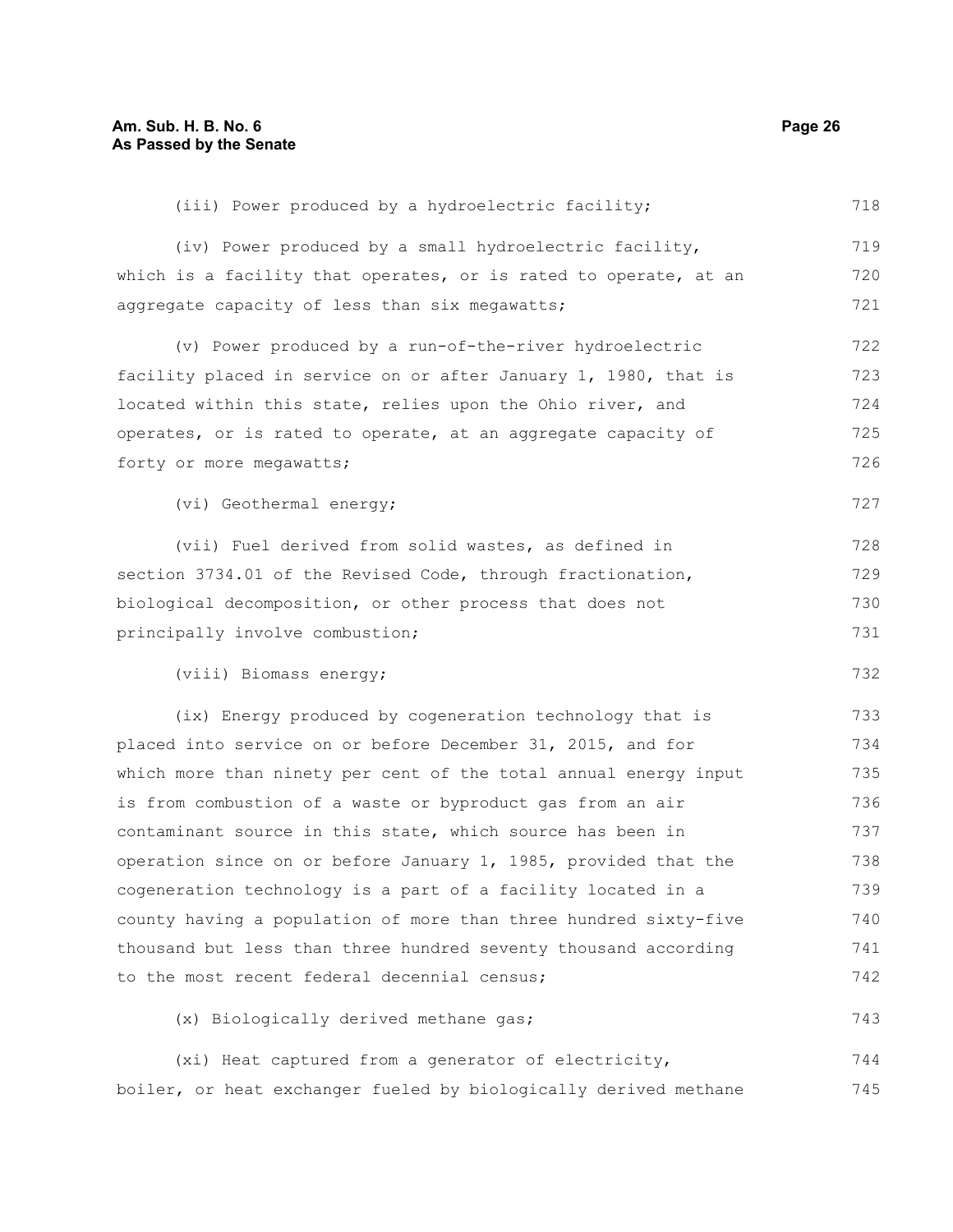(iii) Power produced by a hydroelectric facility;

(iv) Power produced by a small hydroelectric facility, which is a facility that operates, or is rated to operate, at an aggregate capacity of less than six megawatts;

(v) Power produced by a run-of-the-river hydroelectric facility placed in service on or after January 1, 1980, that is located within this state, relies upon the Ohio river, and operates, or is rated to operate, at an aggregate capacity of forty or more megawatts;

(vi) Geothermal energy;

(vii) Fuel derived from solid wastes, as defined in section 3734.01 of the Revised Code, through fractionation, biological decomposition, or other process that does not principally involve combustion;

(viii) Biomass energy;

(ix) Energy produced by cogeneration technology that is placed into service on or before December 31, 2015, and for which more than ninety per cent of the total annual energy input is from combustion of a waste or byproduct gas from an air contaminant source in this state, which source has been in operation since on or before January 1, 1985, provided that the cogeneration technology is a part of a facility located in a county having a population of more than three hundred sixty-five thousand but less than three hundred seventy thousand according to the most recent federal decennial census;

(x) Biologically derived methane gas;

(xi) Heat captured from a generator of electricity, boiler, or heat exchanger fueled by biologically derived methane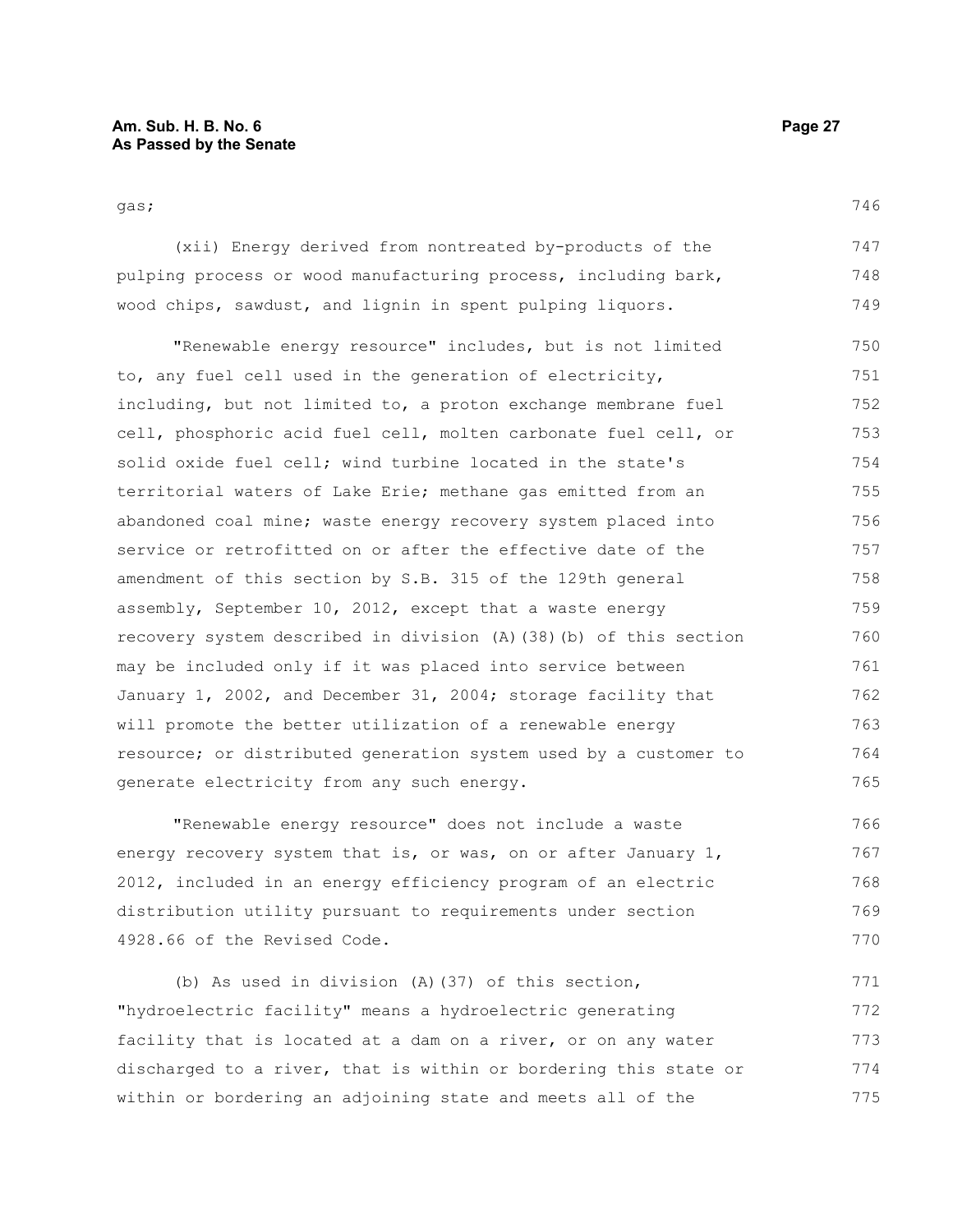gas;

(xii) Energy derived from nontreated by-products of the pulping process or wood manufacturing process, including bark, wood chips, sawdust, and lignin in spent pulping liquors.

"Renewable energy resource" includes, but is not limited to, any fuel cell used in the generation of electricity, including, but not limited to, a proton exchange membrane fuel cell, phosphoric acid fuel cell, molten carbonate fuel cell, or solid oxide fuel cell; wind turbine located in the state's territorial waters of Lake Erie; methane gas emitted from an abandoned coal mine; waste energy recovery system placed into service or retrofitted on or after the effective date of the amendment of this section by S.B. 315 of the 129th general assembly, September 10, 2012, except that a waste energy recovery system described in division (A)(38)(b) of this section may be included only if it was placed into service between January 1, 2002, and December 31, 2004; storage facility that will promote the better utilization of a renewable energy resource; or distributed generation system used by a customer to generate electricity from any such energy.

"Renewable energy resource" does not include a waste energy recovery system that is, or was, on or after January 1, 2012, included in an energy efficiency program of an electric distribution utility pursuant to requirements under section 4928.66 of the Revised Code.

(b) As used in division (A)(37) of this section, "hydroelectric facility" means a hydroelectric generating facility that is located at a dam on a river, or on any water discharged to a river, that is within or bordering this state or within or bordering an adjoining state and meets all of the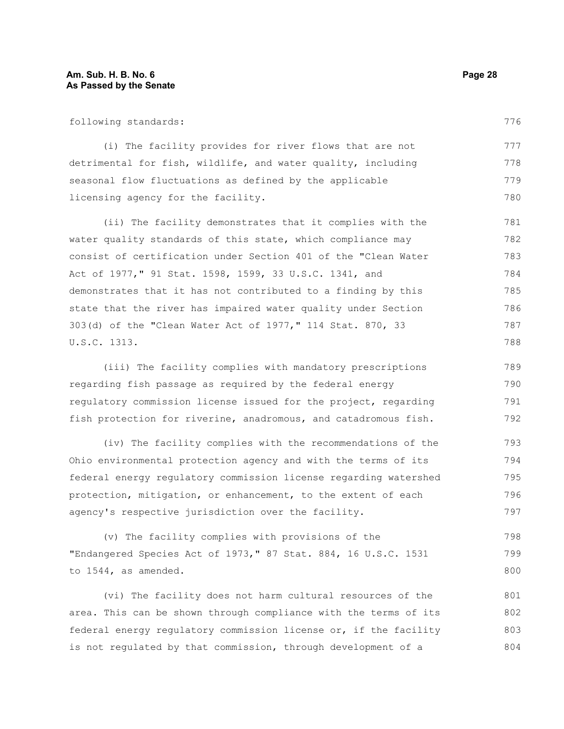following standards:

(i) The facility provides for river flows that are not detrimental for fish, wildlife, and water quality, including seasonal flow fluctuations as defined by the applicable licensing agency for the facility.

(ii) The facility demonstrates that it complies with the water quality standards of this state, which compliance may consist of certification under Section 401 of the "Clean Water Act of 1977," 91 Stat. 1598, 1599, 33 U.S.C. 1341, and demonstrates that it has not contributed to a finding by this state that the river has impaired water quality under Section 303(d) of the "Clean Water Act of 1977," 114 Stat. 870, 33 U.S.C. 1313.

(iii) The facility complies with mandatory prescriptions regarding fish passage as required by the federal energy regulatory commission license issued for the project, regarding fish protection for riverine, anadromous, and catadromous fish.

(iv) The facility complies with the recommendations of the Ohio environmental protection agency and with the terms of its federal energy regulatory commission license regarding watershed protection, mitigation, or enhancement, to the extent of each agency's respective jurisdiction over the facility.

(v) The facility complies with provisions of the "Endangered Species Act of 1973," 87 Stat. 884, 16 U.S.C. 1531 to 1544, as amended.

(vi) The facility does not harm cultural resources of the area. This can be shown through compliance with the terms of its federal energy regulatory commission license or, if the facility is not regulated by that commission, through development of a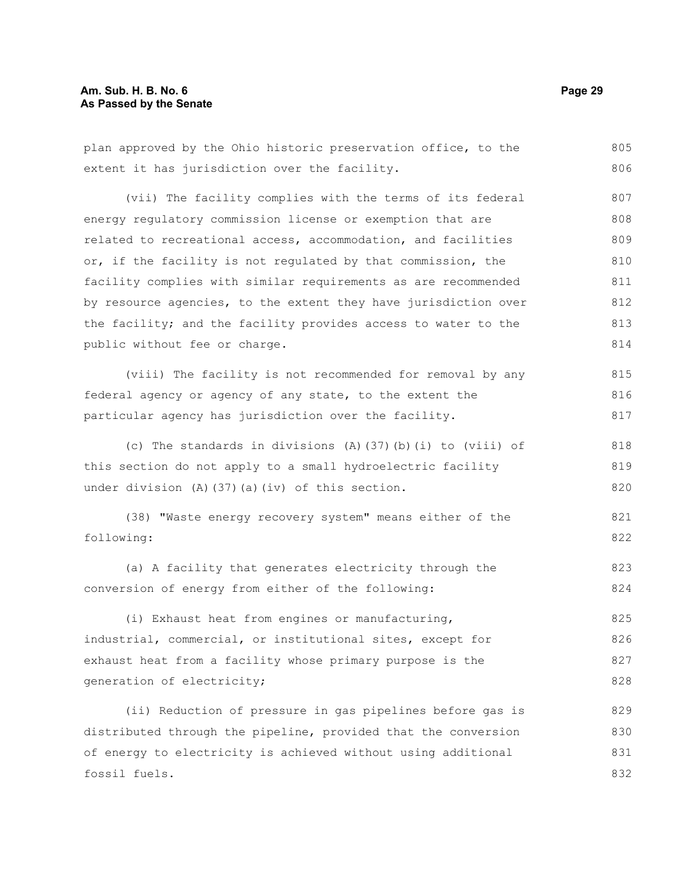plan approved by the Ohio historic preservation office, to the extent it has jurisdiction over the facility.

(vii) The facility complies with the terms of its federal energy regulatory commission license or exemption that are related to recreational access, accommodation, and facilities or, if the facility is not regulated by that commission, the facility complies with similar requirements as are recommended by resource agencies, to the extent they have jurisdiction over the facility; and the facility provides access to water to the public without fee or charge.

(viii) The facility is not recommended for removal by any federal agency or agency of any state, to the extent the particular agency has jurisdiction over the facility.

(c) The standards in divisions (A)(37)(b)(i) to (viii) of this section do not apply to a small hydroelectric facility under division (A)(37)(a)(iv) of this section.

(38) "Waste energy recovery system" means either of the following:

(a) A facility that generates electricity through the conversion of energy from either of the following:

(i) Exhaust heat from engines or manufacturing, industrial, commercial, or institutional sites, except for exhaust heat from a facility whose primary purpose is the generation of electricity;

(ii) Reduction of pressure in gas pipelines before gas is distributed through the pipeline, provided that the conversion of energy to electricity is achieved without using additional fossil fuels.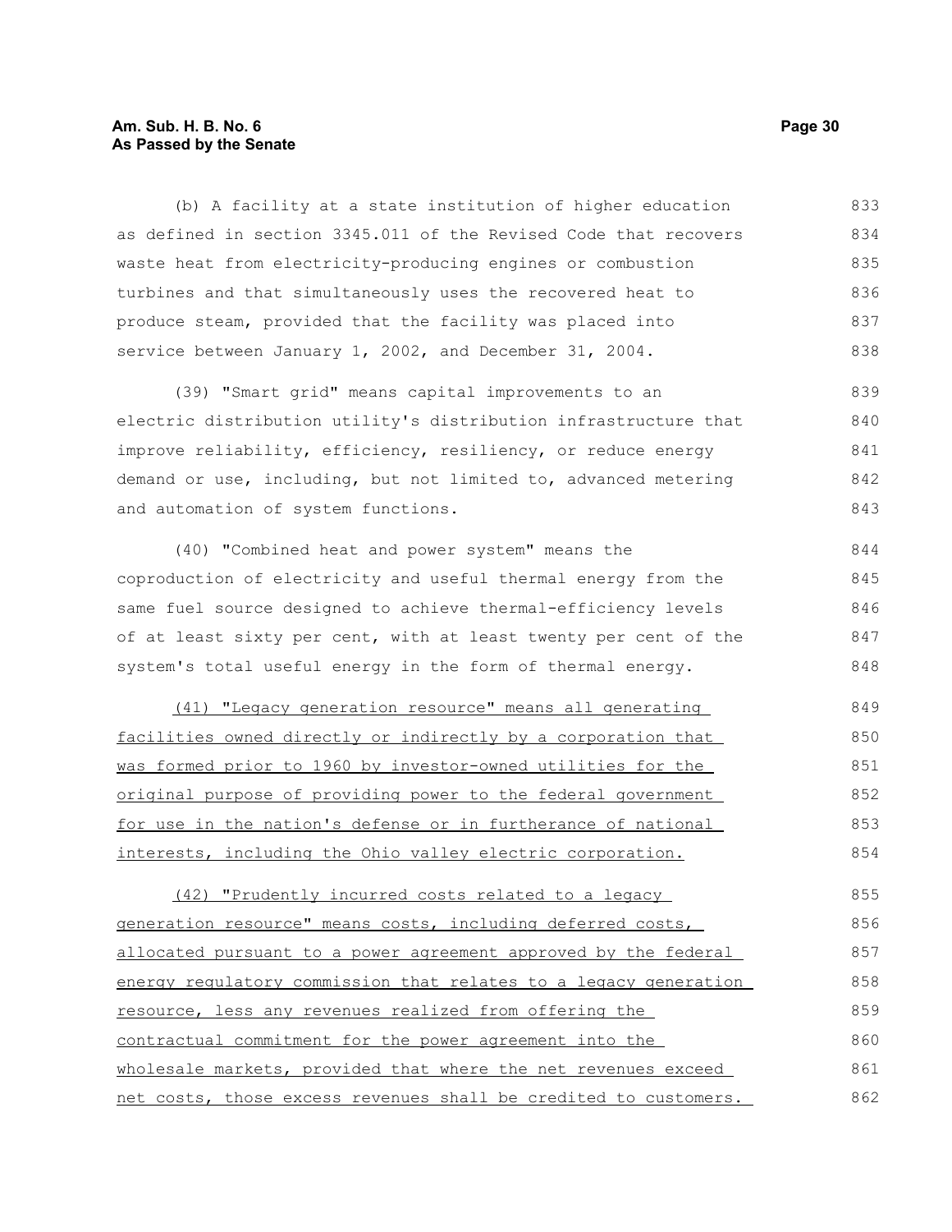(b) A facility at a state institution of higher education as defined in section 3345.011 of the Revised Code that recovers waste heat from electricity-producing engines or combustion turbines and that simultaneously uses the recovered heat to produce steam, provided that the facility was placed into service between January 1, 2002, and December 31, 2004.

(39) "Smart grid" means capital improvements to an electric distribution utility's distribution infrastructure that improve reliability, efficiency, resiliency, or reduce energy demand or use, including, but not limited to, advanced metering and automation of system functions.

(40) "Combined heat and power system" means the coproduction of electricity and useful thermal energy from the same fuel source designed to achieve thermal-efficiency levels of at least sixty per cent, with at least twenty per cent of the system's total useful energy in the form of thermal energy.

<u>(41) "Legacy generation resource" means all generating facilities owned directly or indirectly by a corporation that was formed prior to 1960 by investor-owned utilities for the original purpose of providing power to the federal government for use in the nation's defense or in furtherance of national interests, including the Ohio valley electric corporation.</u>

<u>(42) "Prudently incurred costs related to a legacy generation resource" means costs, including deferred costs, allocated pursuant to a power agreement approved by the federal energy regulatory commission that relates to a legacy generation resource, less any revenues realized from offering the contractual commitment for the power agreement into the wholesale markets, provided that where the net revenues exceed net costs, those excess revenues shall be credited to customers.</u>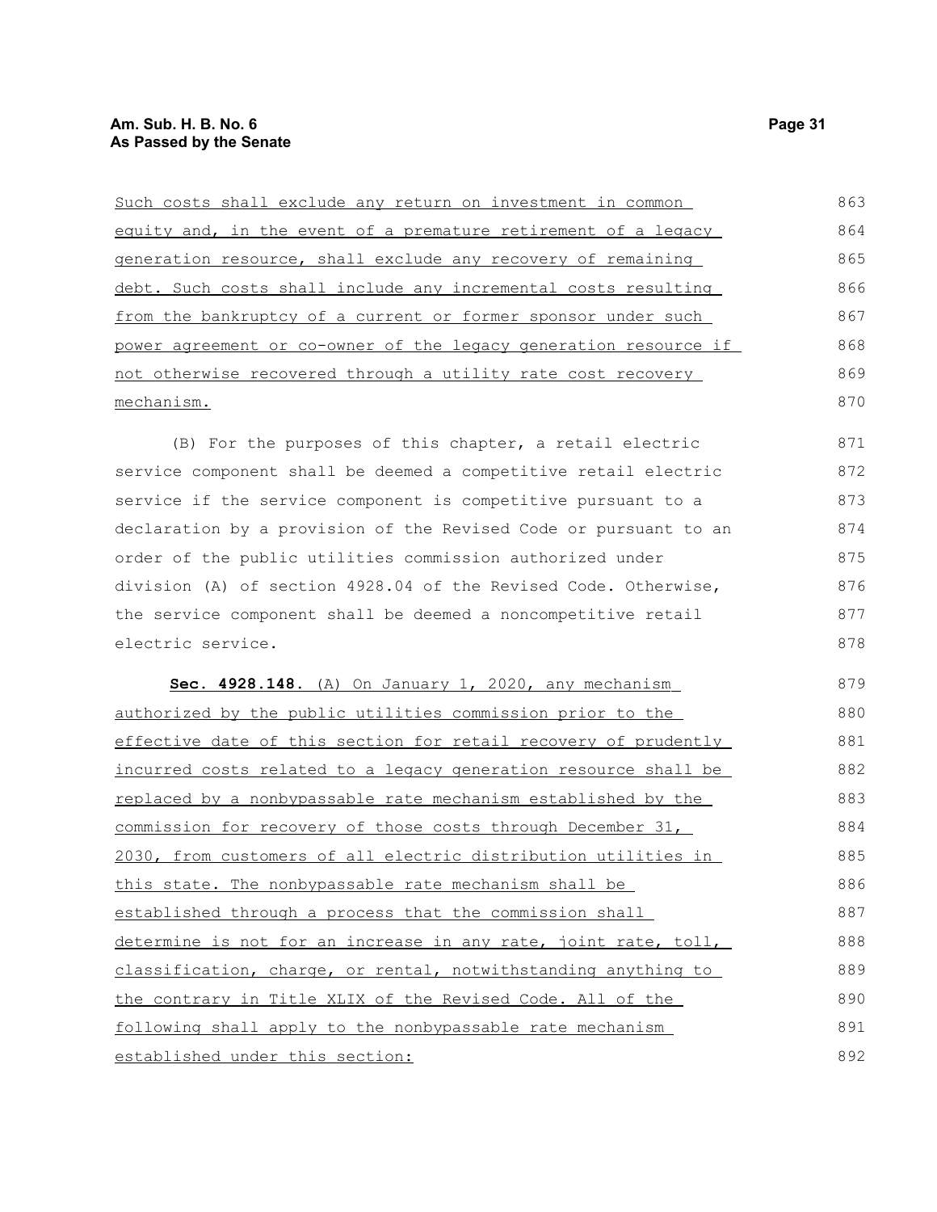Such costs shall exclude any return on investment in common equity and, in the event of a premature retirement of a legacy generation resource, shall exclude any recovery of remaining debt. Such costs shall include any incremental costs resulting from the bankruptcy of a current or former sponsor under such power agreement or co-owner of the legacy generation resource if not otherwise recovered through a utility rate cost recovery mechanism.

(B) For the purposes of this chapter, a retail electric service component shall be deemed a competitive retail electric service if the service component is competitive pursuant to a declaration by a provision of the Revised Code or pursuant to an order of the public utilities commission authorized under division (A) of section 4928.04 of the Revised Code. Otherwise, the service component shall be deemed a noncompetitive retail electric service.

**Sec. 4928.148.** (A) On January 1, 2020, any mechanism authorized by the public utilities commission prior to the effective date of this section for retail recovery of prudently incurred costs related to a legacy generation resource shall be replaced by a nonbypassable rate mechanism established by the commission for recovery of those costs through December 31, 2030, from customers of all electric distribution utilities in this state. The nonbypassable rate mechanism shall be established through a process that the commission shall determine is not for an increase in any rate, joint rate, toll, classification, charge, or rental, notwithstanding anything to the contrary in Title XLIX of the Revised Code. All of the following shall apply to the nonbypassable rate mechanism established under this section: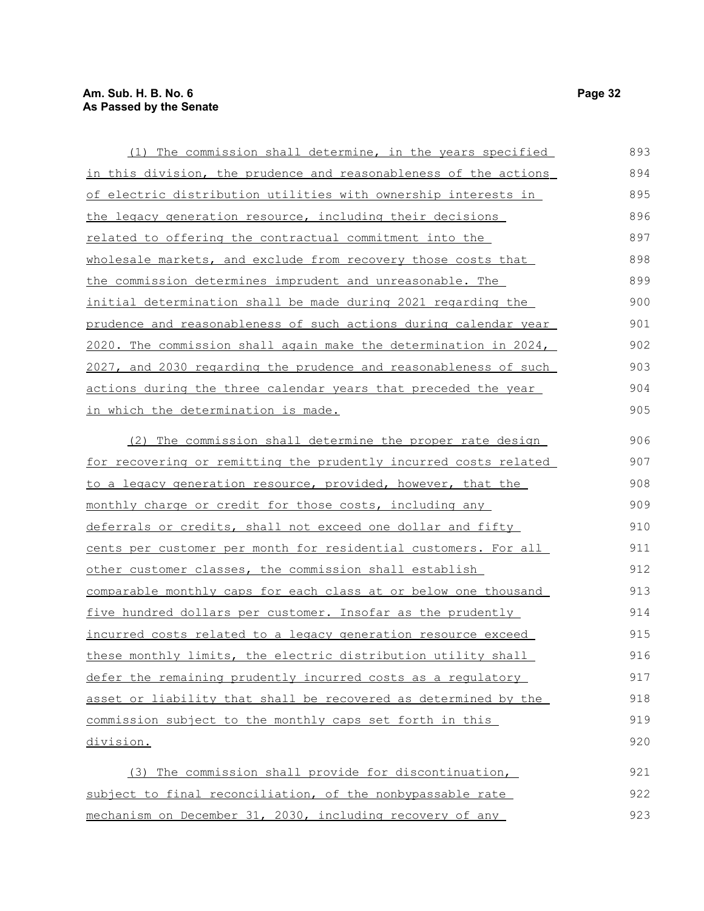(1) The commission shall determine, in the years specified in this division, the prudence and reasonableness of the actions of electric distribution utilities with ownership interests in the legacy generation resource, including their decisions related to offering the contractual commitment into the wholesale markets, and exclude from recovery those costs that the commission determines imprudent and unreasonable. The initial determination shall be made during 2021 regarding the prudence and reasonableness of such actions during calendar year 2020. The commission shall again make the determination in 2024, 2027, and 2030 regarding the prudence and reasonableness of such actions during the three calendar years that preceded the year in which the determination is made.

(2) The commission shall determine the proper rate design for recovering or remitting the prudently incurred costs related to a legacy generation resource, provided, however, that the monthly charge or credit for those costs, including any deferrals or credits, shall not exceed one dollar and fifty cents per customer per month for residential customers. For all other customer classes, the commission shall establish comparable monthly caps for each class at or below one thousand five hundred dollars per customer. Insofar as the prudently incurred costs related to a legacy generation resource exceed these monthly limits, the electric distribution utility shall defer the remaining prudently incurred costs as a regulatory asset or liability that shall be recovered as determined by the commission subject to the monthly caps set forth in this division.

(3) The commission shall provide for discontinuation, subject to final reconciliation, of the nonbypassable rate mechanism on December 31, 2030, including recovery of any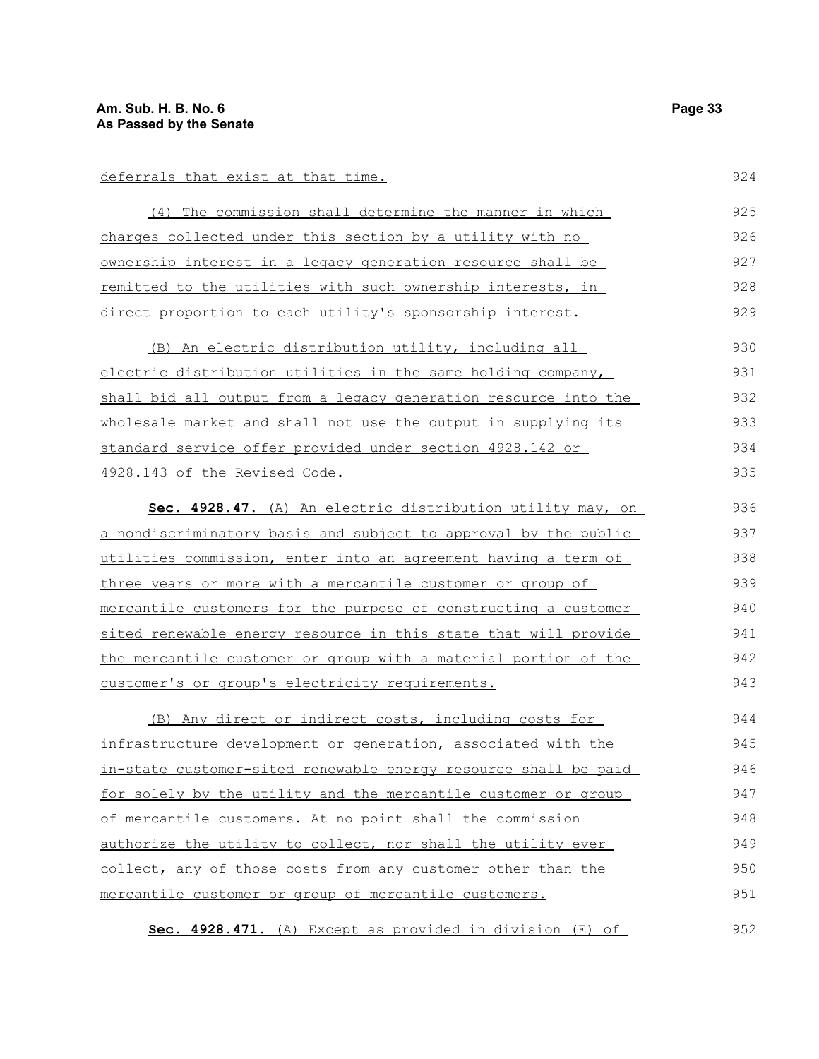deferrals that exist at that time.

(4) The commission shall determine the manner in which charges collected under this section by a utility with no ownership interest in a legacy generation resource shall be remitted to the utilities with such ownership interests, in direct proportion to each utility's sponsorship interest.

(B) An electric distribution utility, including all electric distribution utilities in the same holding company, shall bid all output from a legacy generation resource into the wholesale market and shall not use the output in supplying its standard service offer provided under section 4928.142 or 4928.143 of the Revised Code.

**Sec. 4928.47.** (A) An electric distribution utility may, on a nondiscriminatory basis and subject to approval by the public utilities commission, enter into an agreement having a term of three years or more with a mercantile customer or group of mercantile customers for the purpose of constructing a customer sited renewable energy resource in this state that will provide the mercantile customer or group with a material portion of the customer's or group's electricity requirements.

(B) Any direct or indirect costs, including costs for infrastructure development or generation, associated with the in-state customer-sited renewable energy resource shall be paid for solely by the utility and the mercantile customer or group of mercantile customers. At no point shall the commission authorize the utility to collect, nor shall the utility ever collect, any of those costs from any customer other than the mercantile customer or group of mercantile customers.

**Sec. 4928.471.** (A) Except as provided in division (E) of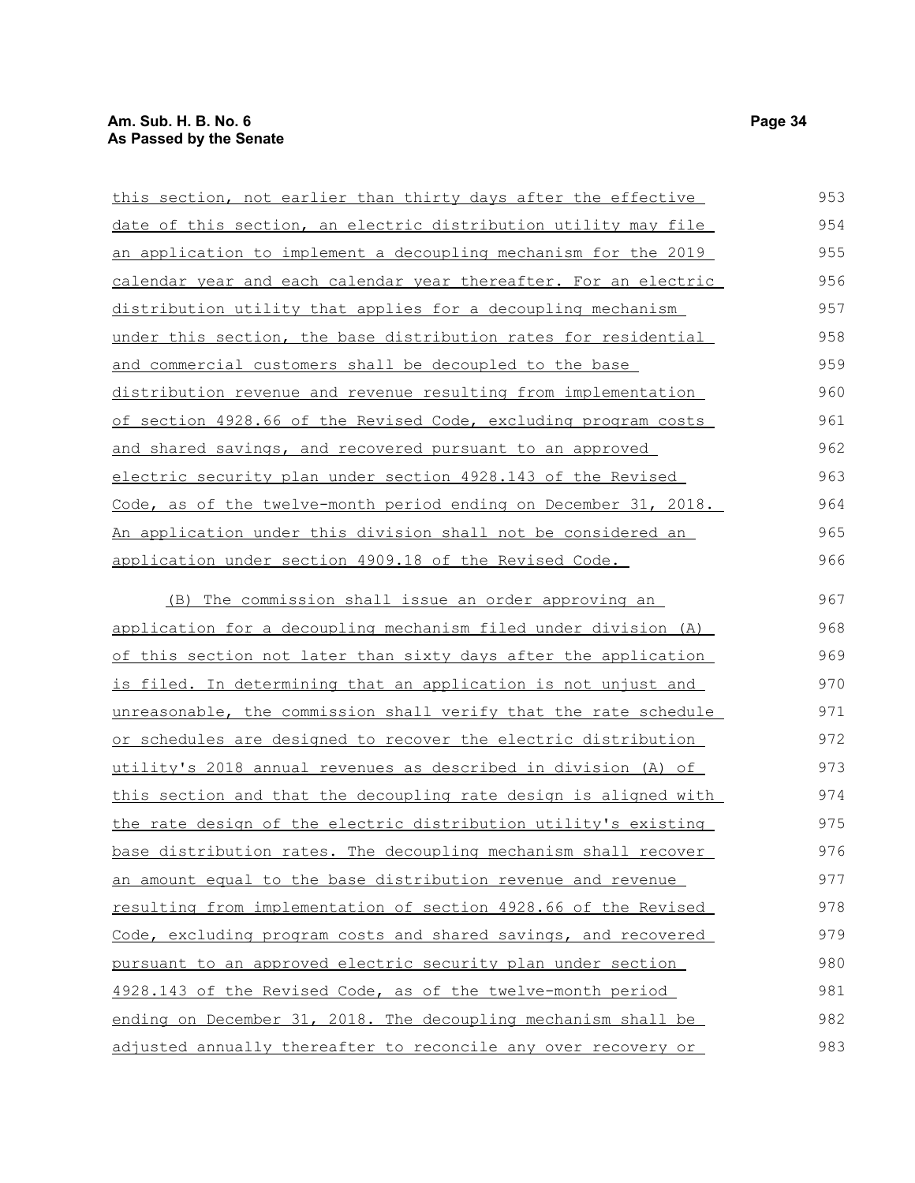this section, not earlier than thirty days after the effective date of this section, an electric distribution utility may file an application to implement a decoupling mechanism for the 2019 calendar year and each calendar year thereafter. For an electric distribution utility that applies for a decoupling mechanism under this section, the base distribution rates for residential and commercial customers shall be decoupled to the base distribution revenue and revenue resulting from implementation of section 4928.66 of the Revised Code, excluding program costs and shared savings, and recovered pursuant to an approved electric security plan under section 4928.143 of the Revised Code, as of the twelve-month period ending on December 31, 2018. An application under this division shall not be considered an application under section 4909.18 of the Revised Code.

(B) The commission shall issue an order approving an application for a decoupling mechanism filed under division (A) of this section not later than sixty days after the application is filed. In determining that an application is not unjust and unreasonable, the commission shall verify that the rate schedule or schedules are designed to recover the electric distribution utility's 2018 annual revenues as described in division (A) of this section and that the decoupling rate design is aligned with the rate design of the electric distribution utility's existing base distribution rates. The decoupling mechanism shall recover an amount equal to the base distribution revenue and revenue resulting from implementation of section 4928.66 of the Revised Code, excluding program costs and shared savings, and recovered pursuant to an approved electric security plan under section 4928.143 of the Revised Code, as of the twelve-month period ending on December 31, 2018. The decoupling mechanism shall be adjusted annually thereafter to reconcile any over recovery or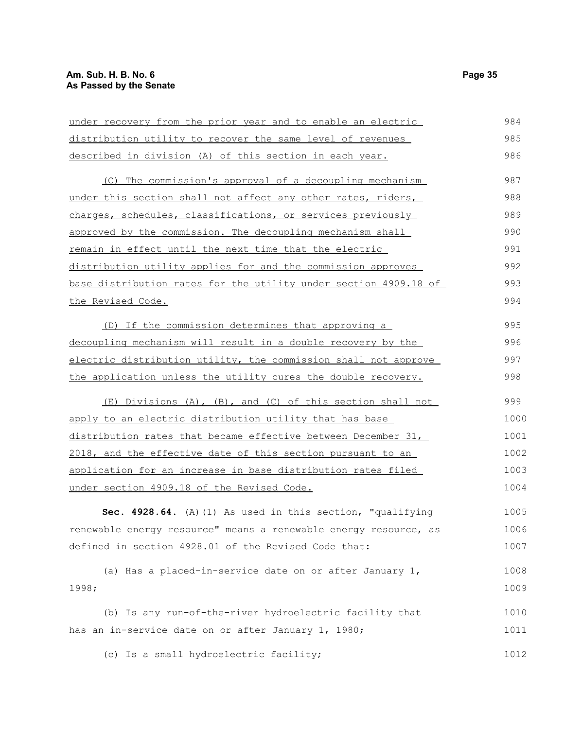under recovery from the prior year and to enable an electric distribution utility to recover the same level of revenues described in division (A) of this section in each year.

(C) The commission's approval of a decoupling mechanism under this section shall not affect any other rates, riders, charges, schedules, classifications, or services previously approved by the commission. The decoupling mechanism shall remain in effect until the next time that the electric distribution utility applies for and the commission approves base distribution rates for the utility under section 4909.18 of the Revised Code.

(D) If the commission determines that approving a decoupling mechanism will result in a double recovery by the electric distribution utility, the commission shall not approve the application unless the utility cures the double recovery.

(E) Divisions (A), (B), and (C) of this section shall not apply to an electric distribution utility that has base distribution rates that became effective between December 31, 2018, and the effective date of this section pursuant to an application for an increase in base distribution rates filed under section 4909.18 of the Revised Code.

**Sec. 4928.64.** (A)(1) As used in this section, "qualifying renewable energy resource" means a renewable energy resource, as defined in section 4928.01 of the Revised Code that:

(a) Has a placed-in-service date on or after January 1, 1998;

(b) Is any run-of-the-river hydroelectric facility that has an in-service date on or after January 1, 1980;

(c) Is a small hydroelectric facility;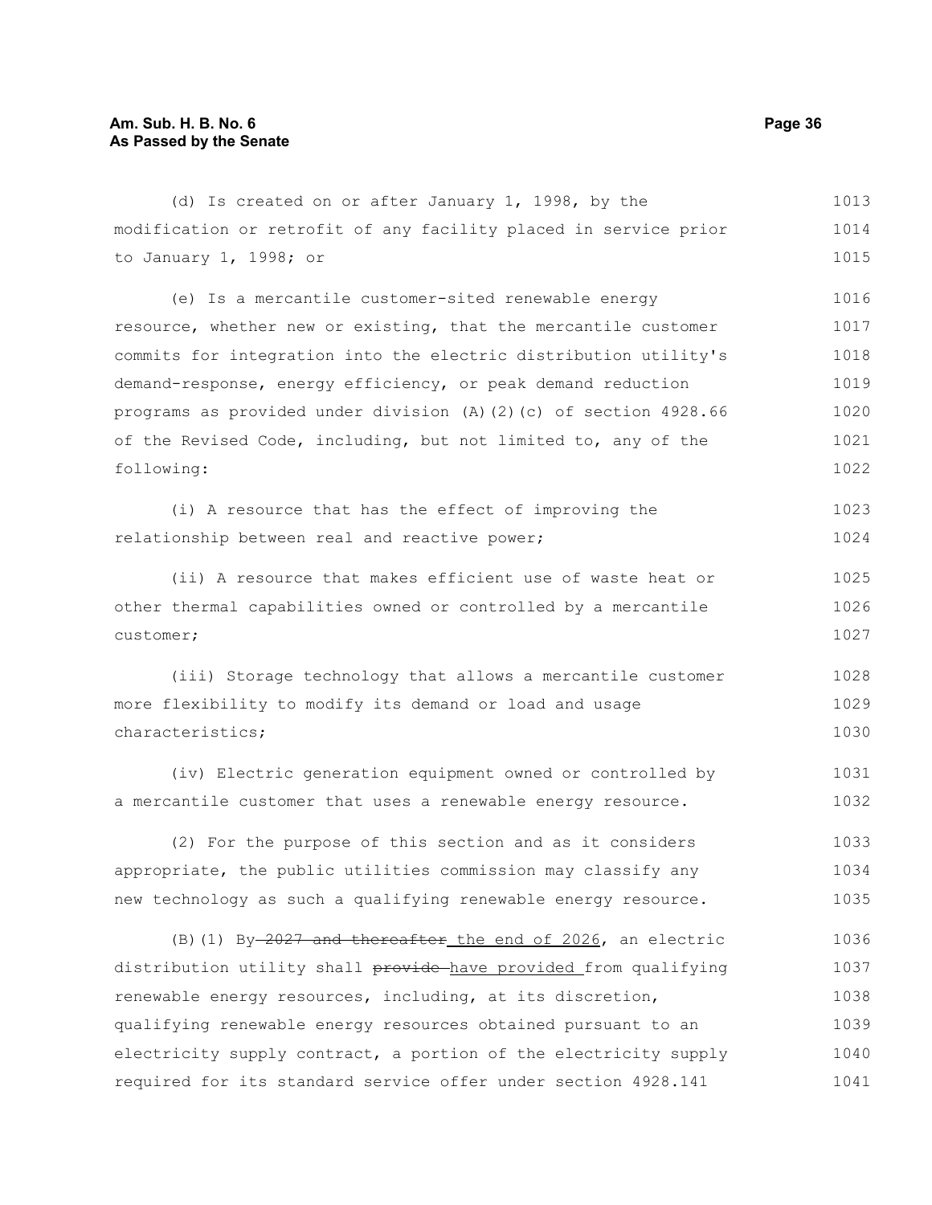(d) Is created on or after January 1, 1998, by the modification or retrofit of any facility placed in service prior to January 1, 1998; or

(e) Is a mercantile customer-sited renewable energy resource, whether new or existing, that the mercantile customer commits for integration into the electric distribution utility's demand-response, energy efficiency, or peak demand reduction programs as provided under division (A)(2)(c) of section 4928.66 of the Revised Code, including, but not limited to, any of the following:

(i) A resource that has the effect of improving the relationship between real and reactive power;

(ii) A resource that makes efficient use of waste heat or other thermal capabilities owned or controlled by a mercantile customer;

(iii) Storage technology that allows a mercantile customer more flexibility to modify its demand or load and usage characteristics;

(iv) Electric generation equipment owned or controlled by a mercantile customer that uses a renewable energy resource.

(2) For the purpose of this section and as it considers appropriate, the public utilities commission may classify any new technology as such a qualifying renewable energy resource.

(B)(1) By ~~2027 and thereafter~~ the end of 2026, an electric distribution utility shall ~~provide~~ have provided from qualifying renewable energy resources, including, at its discretion, qualifying renewable energy resources obtained pursuant to an electricity supply contract, a portion of the electricity supply required for its standard service offer under section 4928.141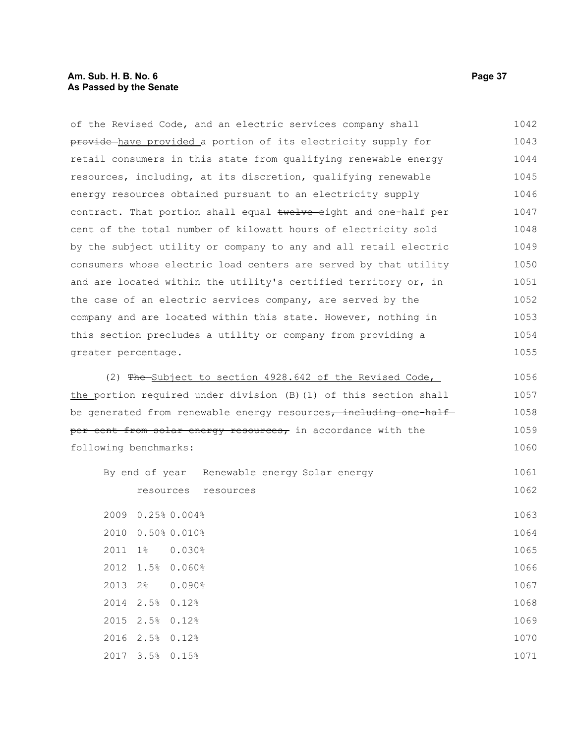of the Revised Code, and an electric services company shall ~~provide~~ have provided a portion of its electricity supply for retail consumers in this state from qualifying renewable energy resources, including, at its discretion, qualifying renewable energy resources obtained pursuant to an electricity supply contract. That portion shall equal ~~twelve~~ eight and one-half per cent of the total number of kilowatt hours of electricity sold by the subject utility or company to any and all retail electric consumers whose electric load centers are served by that utility and are located within the utility's certified territory or, in the case of an electric services company, are served by the company and are located within this state. However, nothing in this section precludes a utility or company from providing a greater percentage.

(2) ~~The~~ Subject to section 4928.642 of the Revised Code, the portion required under division (B)(1) of this section shall be generated from renewable energy resources~~, including one-half per cent from solar energy resources,~~ in accordance with the following benchmarks:

| By end of year | Renewable energy resources | Solar energy resources |
|---|---|---|
| 2009 | 0.25% | 0.004% |
| 2010 | 0.50% | 0.010% |
| 2011 | 1% | 0.030% |
| 2012 | 1.5% | 0.060% |
| 2013 | 2% | 0.090% |
| 2014 | 2.5% | 0.12% |
| 2015 | 2.5% | 0.12% |
| 2016 | 2.5% | 0.12% |
| 2017 | 3.5% | 0.15% |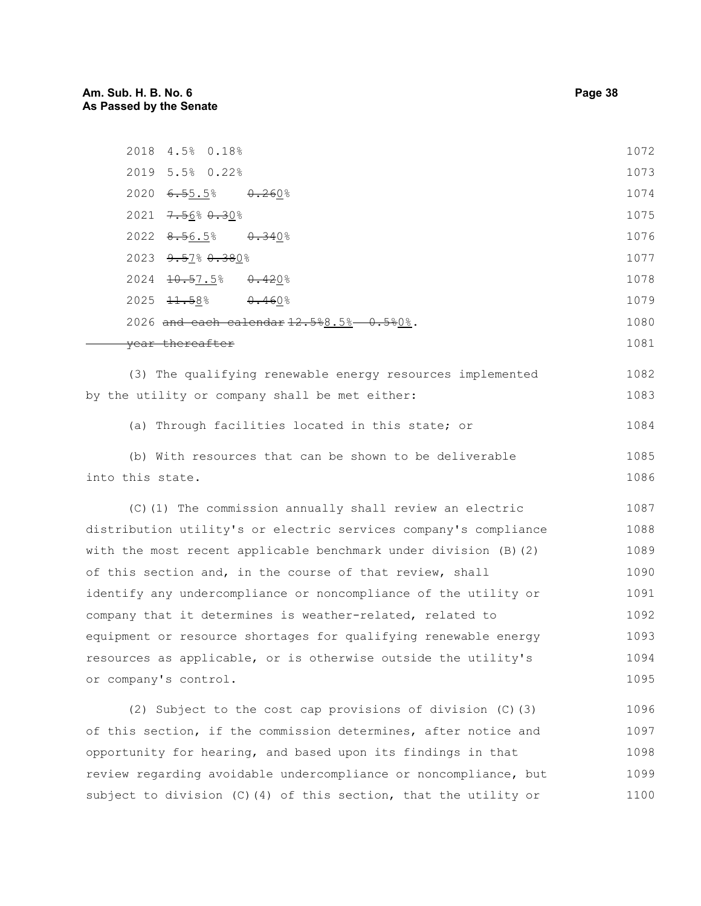| | | |
|---|---|---|
| 2018 | 4.5% | 0.18% |
| 2019 | 5.5% | 0.22% |
| 2020 | ~~6.5~~5.5% | ~~0.26~~0% |
| 2021 | ~~7.5~~6% | ~~0.3~~0% |
| 2022 | ~~8.5~~6.5% | ~~0.34~~0% |
| 2023 | ~~9.5~~7% | ~~0.38~~0% |
| 2024 | ~~10.5~~7.5% | ~~0.42~~0% |
| 2025 | ~~11.5~~8% | ~~0.46~~0% |
| 2026 ~~and each calendar year thereafter~~ | ~~12.5%~~8.5% | ~~0.5%~~0%. |

(3) The qualifying renewable energy resources implemented by the utility or company shall be met either:

(a) Through facilities located in this state; or

(b) With resources that can be shown to be deliverable into this state.

(C)(1) The commission annually shall review an electric distribution utility's or electric services company's compliance with the most recent applicable benchmark under division (B)(2) of this section and, in the course of that review, shall identify any undercompliance or noncompliance of the utility or company that it determines is weather-related, related to equipment or resource shortages for qualifying renewable energy resources as applicable, or is otherwise outside the utility's or company's control.

(2) Subject to the cost cap provisions of division (C)(3) of this section, if the commission determines, after notice and opportunity for hearing, and based upon its findings in that review regarding avoidable undercompliance or noncompliance, but subject to division (C)(4) of this section, that the utility or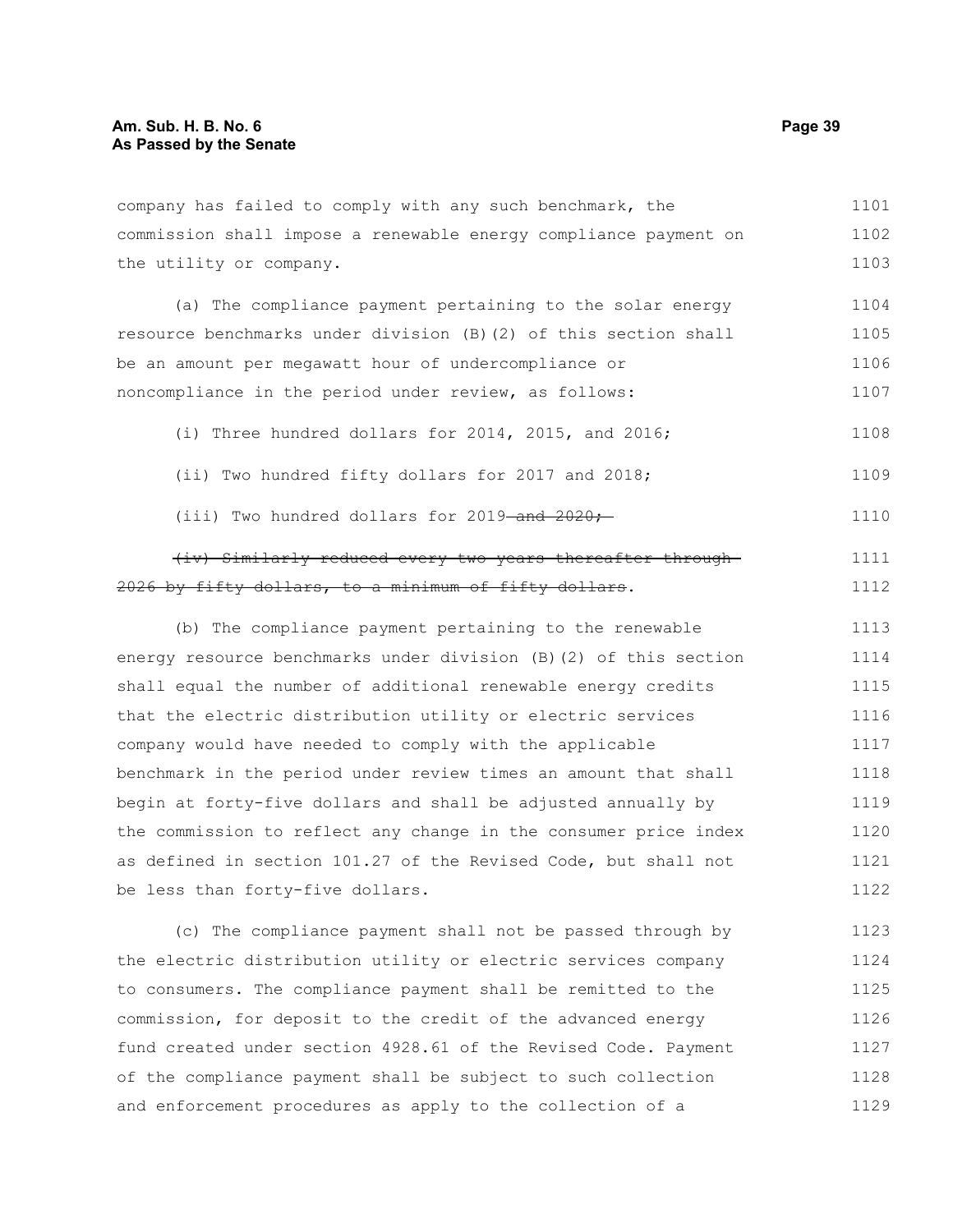company has failed to comply with any such benchmark, the commission shall impose a renewable energy compliance payment on the utility or company.

(a) The compliance payment pertaining to the solar energy resource benchmarks under division (B)(2) of this section shall be an amount per megawatt hour of undercompliance or noncompliance in the period under review, as follows:

(i) Three hundred dollars for 2014, 2015, and 2016;

(ii) Two hundred fifty dollars for 2017 and 2018;

(iii) Two hundred dollars for 2019~~ and 2020;~~

~~(iv) Similarly reduced every two years thereafter through 2026 by fifty dollars, to a minimum of fifty dollars~~.

(b) The compliance payment pertaining to the renewable energy resource benchmarks under division (B)(2) of this section shall equal the number of additional renewable energy credits that the electric distribution utility or electric services company would have needed to comply with the applicable benchmark in the period under review times an amount that shall begin at forty-five dollars and shall be adjusted annually by the commission to reflect any change in the consumer price index as defined in section 101.27 of the Revised Code, but shall not be less than forty-five dollars.

(c) The compliance payment shall not be passed through by the electric distribution utility or electric services company to consumers. The compliance payment shall be remitted to the commission, for deposit to the credit of the advanced energy fund created under section 4928.61 of the Revised Code. Payment of the compliance payment shall be subject to such collection and enforcement procedures as apply to the collection of a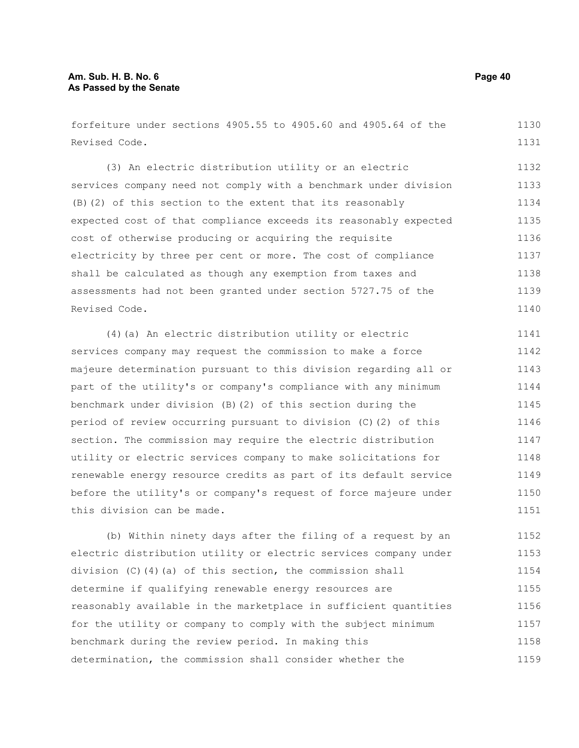forfeiture under sections 4905.55 to 4905.60 and 4905.64 of the Revised Code.

(3) An electric distribution utility or an electric services company need not comply with a benchmark under division (B)(2) of this section to the extent that its reasonably expected cost of that compliance exceeds its reasonably expected cost of otherwise producing or acquiring the requisite electricity by three per cent or more. The cost of compliance shall be calculated as though any exemption from taxes and assessments had not been granted under section 5727.75 of the Revised Code.

(4)(a) An electric distribution utility or electric services company may request the commission to make a force majeure determination pursuant to this division regarding all or part of the utility's or company's compliance with any minimum benchmark under division (B)(2) of this section during the period of review occurring pursuant to division (C)(2) of this section. The commission may require the electric distribution utility or electric services company to make solicitations for renewable energy resource credits as part of its default service before the utility's or company's request of force majeure under this division can be made.

(b) Within ninety days after the filing of a request by an electric distribution utility or electric services company under division (C)(4)(a) of this section, the commission shall determine if qualifying renewable energy resources are reasonably available in the marketplace in sufficient quantities for the utility or company to comply with the subject minimum benchmark during the review period. In making this determination, the commission shall consider whether the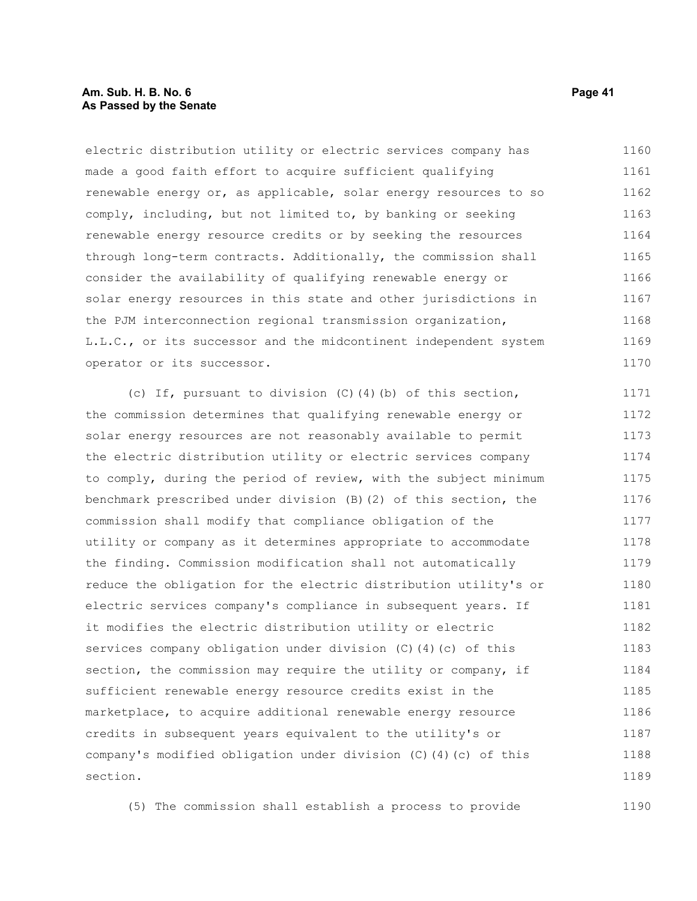electric distribution utility or electric services company has made a good faith effort to acquire sufficient qualifying renewable energy or, as applicable, solar energy resources to so comply, including, but not limited to, by banking or seeking renewable energy resource credits or by seeking the resources through long-term contracts. Additionally, the commission shall consider the availability of qualifying renewable energy or solar energy resources in this state and other jurisdictions in the PJM interconnection regional transmission organization, L.L.C., or its successor and the midcontinent independent system operator or its successor.

(c) If, pursuant to division (C)(4)(b) of this section, the commission determines that qualifying renewable energy or solar energy resources are not reasonably available to permit the electric distribution utility or electric services company to comply, during the period of review, with the subject minimum benchmark prescribed under division (B)(2) of this section, the commission shall modify that compliance obligation of the utility or company as it determines appropriate to accommodate the finding. Commission modification shall not automatically reduce the obligation for the electric distribution utility's or electric services company's compliance in subsequent years. If it modifies the electric distribution utility or electric services company obligation under division (C)(4)(c) of this section, the commission may require the utility or company, if sufficient renewable energy resource credits exist in the marketplace, to acquire additional renewable energy resource credits in subsequent years equivalent to the utility's or company's modified obligation under division (C)(4)(c) of this section.

(5) The commission shall establish a process to provide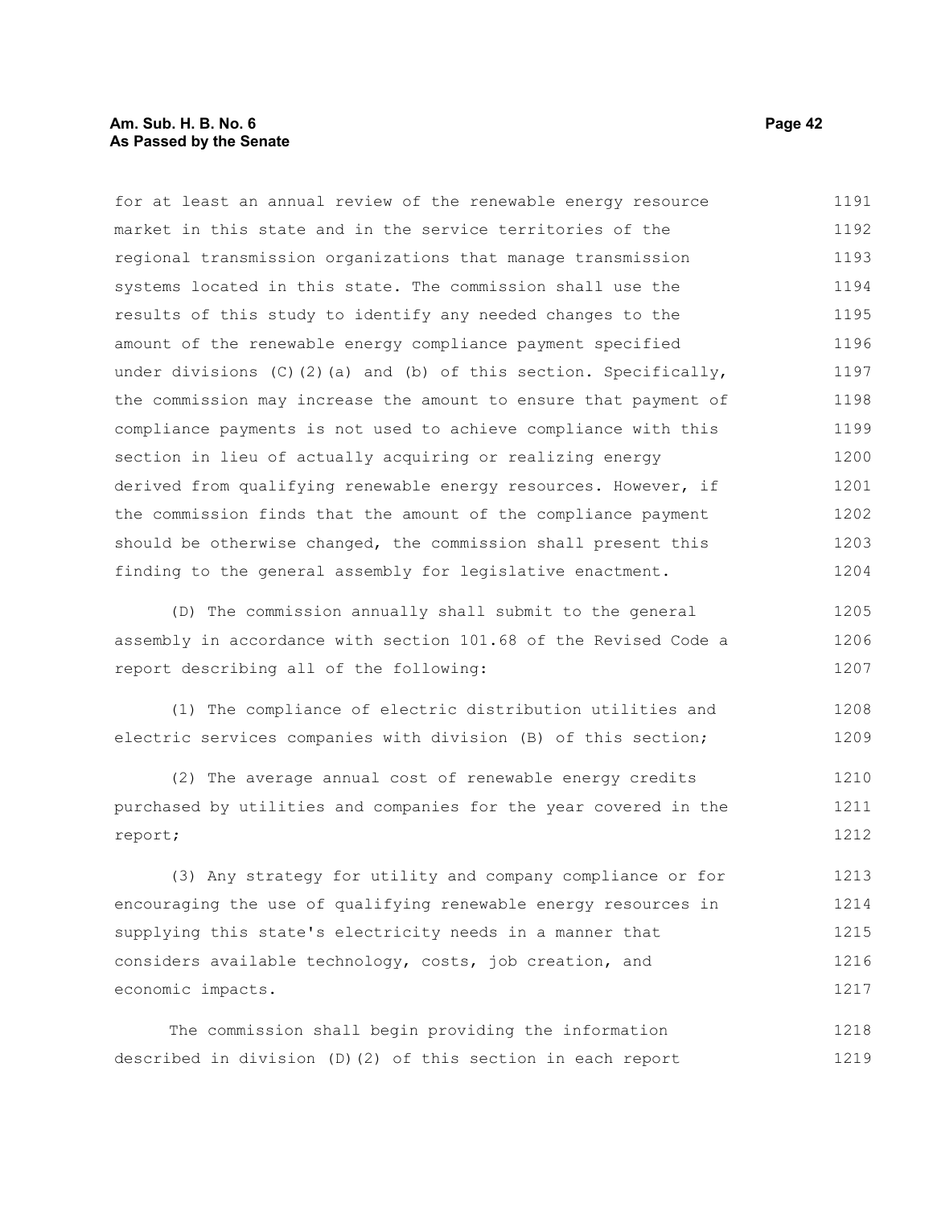for at least an annual review of the renewable energy resource market in this state and in the service territories of the regional transmission organizations that manage transmission systems located in this state. The commission shall use the results of this study to identify any needed changes to the amount of the renewable energy compliance payment specified under divisions (C)(2)(a) and (b) of this section. Specifically, the commission may increase the amount to ensure that payment of compliance payments is not used to achieve compliance with this section in lieu of actually acquiring or realizing energy derived from qualifying renewable energy resources. However, if the commission finds that the amount of the compliance payment should be otherwise changed, the commission shall present this finding to the general assembly for legislative enactment.

(D) The commission annually shall submit to the general assembly in accordance with section 101.68 of the Revised Code a report describing all of the following:

(1) The compliance of electric distribution utilities and electric services companies with division (B) of this section;

(2) The average annual cost of renewable energy credits purchased by utilities and companies for the year covered in the report;

(3) Any strategy for utility and company compliance or for encouraging the use of qualifying renewable energy resources in supplying this state's electricity needs in a manner that considers available technology, costs, job creation, and economic impacts.

The commission shall begin providing the information described in division (D)(2) of this section in each report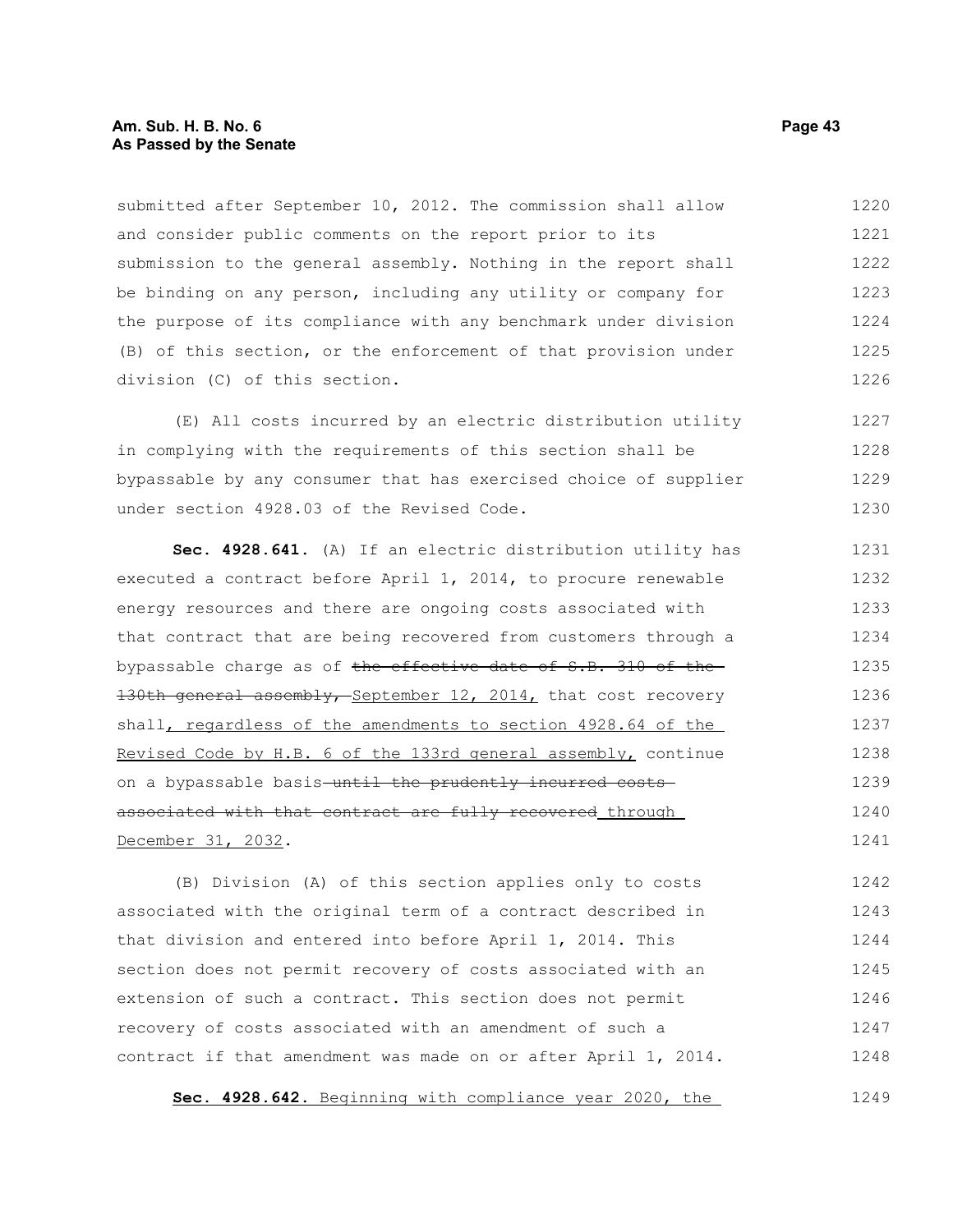submitted after September 10, 2012. The commission shall allow and consider public comments on the report prior to its submission to the general assembly. Nothing in the report shall be binding on any person, including any utility or company for the purpose of its compliance with any benchmark under division (B) of this section, or the enforcement of that provision under division (C) of this section.

(E) All costs incurred by an electric distribution utility in complying with the requirements of this section shall be bypassable by any consumer that has exercised choice of supplier under section 4928.03 of the Revised Code.

**Sec. 4928.641.** (A) If an electric distribution utility has executed a contract before April 1, 2014, to procure renewable energy resources and there are ongoing costs associated with that contract that are being recovered from customers through a bypassable charge as of ~~the effective date of S.B. 310 of the 130th general assembly,~~ <u>September 12, 2014,</u> that cost recovery shall<u>, regardless of the amendments to section 4928.64 of the Revised Code by H.B. 6 of the 133rd general assembly,</u> continue on a bypassable basis ~~until the prudently incurred costs associated with that contract are fully recovered~~ <u>through December 31, 2032</u>.

(B) Division (A) of this section applies only to costs associated with the original term of a contract described in that division and entered into before April 1, 2014. This section does not permit recovery of costs associated with an extension of such a contract. This section does not permit recovery of costs associated with an amendment of such a contract if that amendment was made on or after April 1, 2014.

<u>**Sec. 4928.642.** Beginning with compliance year 2020, the</u>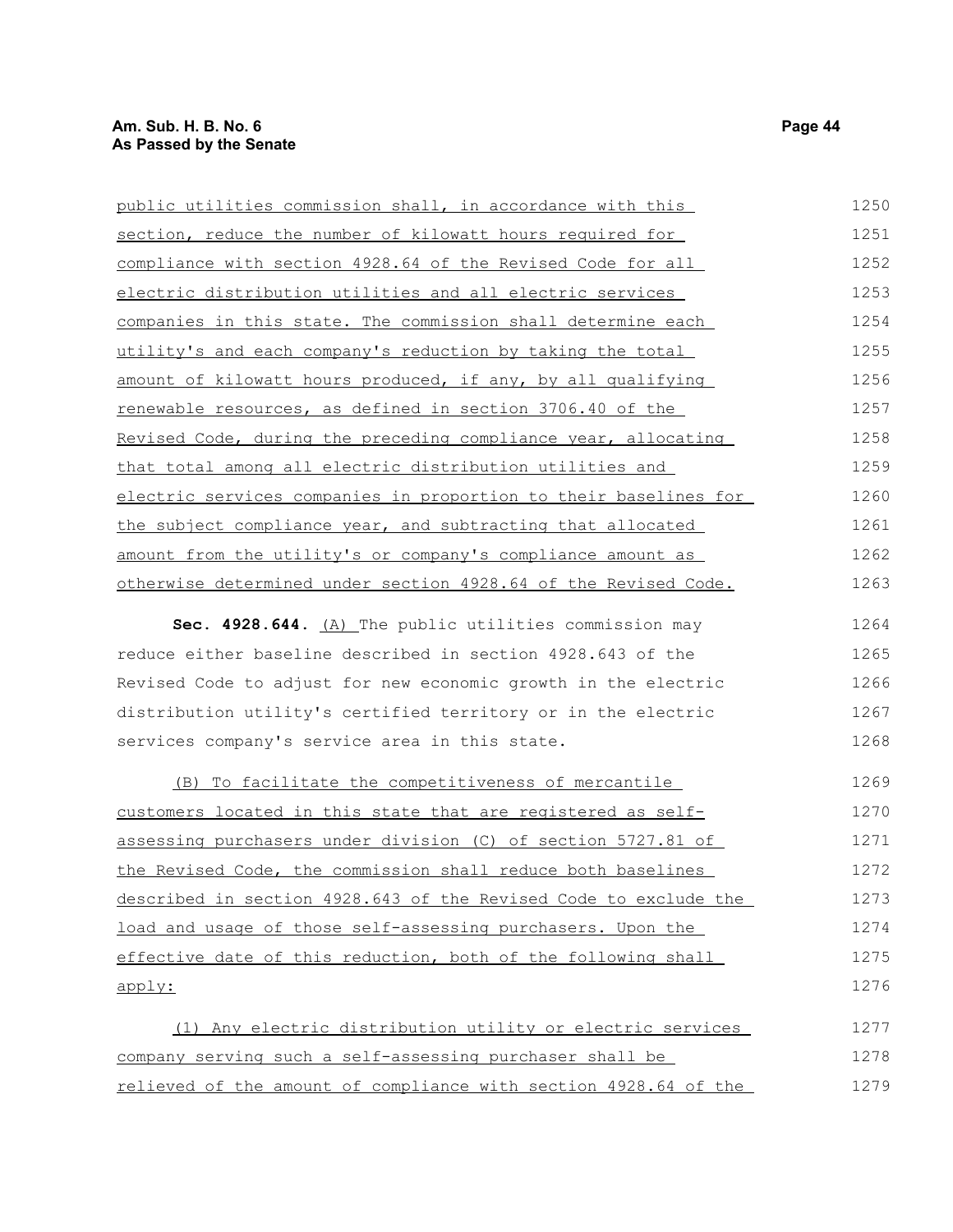public utilities commission shall, in accordance with this section, reduce the number of kilowatt hours required for compliance with section 4928.64 of the Revised Code for all electric distribution utilities and all electric services companies in this state. The commission shall determine each utility's and each company's reduction by taking the total amount of kilowatt hours produced, if any, by all qualifying renewable resources, as defined in section 3706.40 of the Revised Code, during the preceding compliance year, allocating that total among all electric distribution utilities and electric services companies in proportion to their baselines for the subject compliance year, and subtracting that allocated amount from the utility's or company's compliance amount as otherwise determined under section 4928.64 of the Revised Code.

**Sec. 4928.644.** (A) The public utilities commission may reduce either baseline described in section 4928.643 of the Revised Code to adjust for new economic growth in the electric distribution utility's certified territory or in the electric services company's service area in this state.

(B) To facilitate the competitiveness of mercantile customers located in this state that are registered as self-assessing purchasers under division (C) of section 5727.81 of the Revised Code, the commission shall reduce both baselines described in section 4928.643 of the Revised Code to exclude the load and usage of those self-assessing purchasers. Upon the effective date of this reduction, both of the following shall apply:

(1) Any electric distribution utility or electric services company serving such a self-assessing purchaser shall be relieved of the amount of compliance with section 4928.64 of the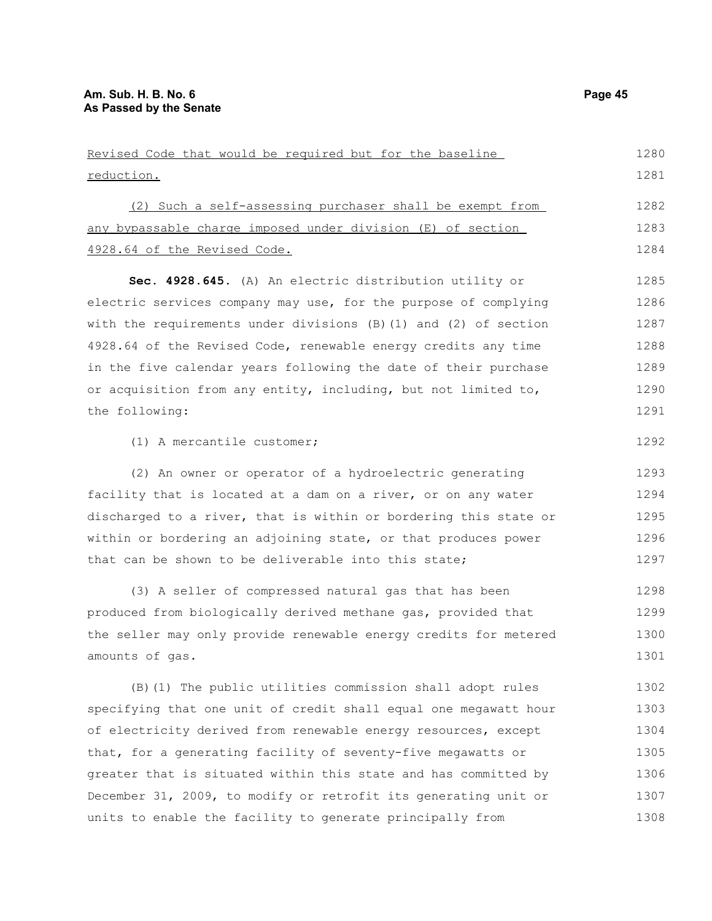Revised Code that would be required but for the baseline reduction.

(2) Such a self-assessing purchaser shall be exempt from any bypassable charge imposed under division (E) of section 4928.64 of the Revised Code.

**Sec. 4928.645.** (A) An electric distribution utility or electric services company may use, for the purpose of complying with the requirements under divisions (B)(1) and (2) of section 4928.64 of the Revised Code, renewable energy credits any time in the five calendar years following the date of their purchase or acquisition from any entity, including, but not limited to, the following:

(1) A mercantile customer;

(2) An owner or operator of a hydroelectric generating facility that is located at a dam on a river, or on any water discharged to a river, that is within or bordering this state or within or bordering an adjoining state, or that produces power that can be shown to be deliverable into this state;

(3) A seller of compressed natural gas that has been produced from biologically derived methane gas, provided that the seller may only provide renewable energy credits for metered amounts of gas.

(B)(1) The public utilities commission shall adopt rules specifying that one unit of credit shall equal one megawatt hour of electricity derived from renewable energy resources, except that, for a generating facility of seventy-five megawatts or greater that is situated within this state and has committed by December 31, 2009, to modify or retrofit its generating unit or units to enable the facility to generate principally from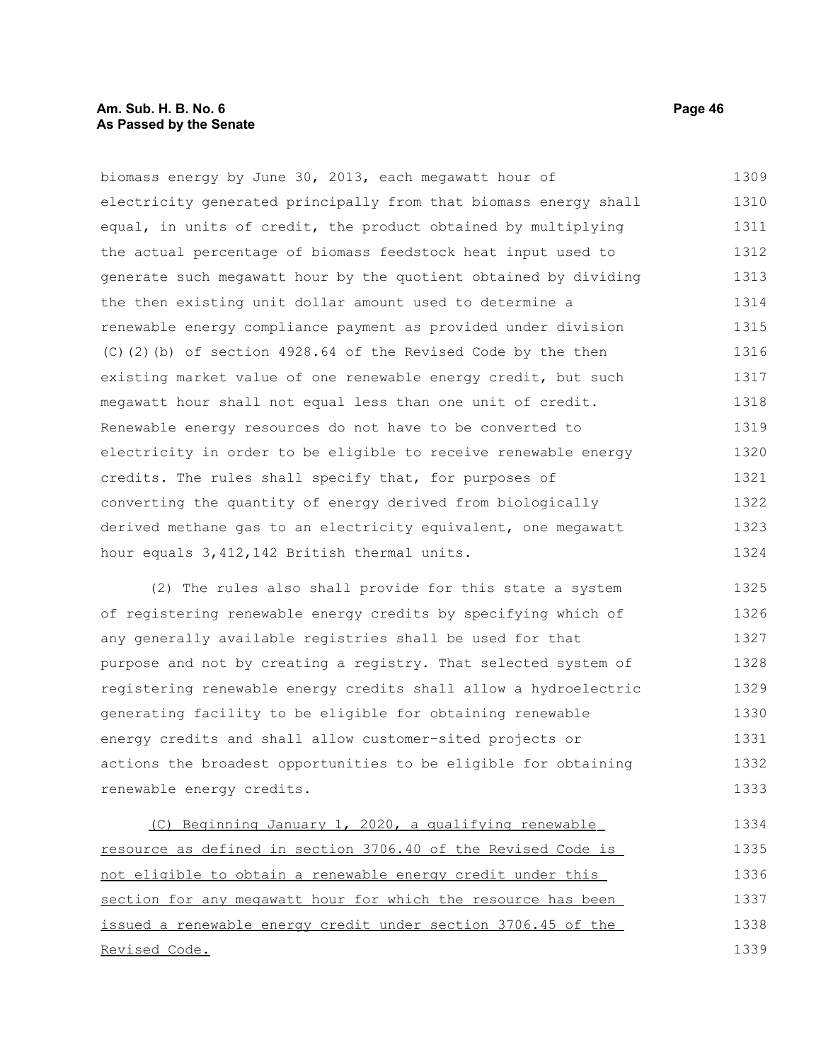biomass energy by June 30, 2013, each megawatt hour of electricity generated principally from that biomass energy shall equal, in units of credit, the product obtained by multiplying the actual percentage of biomass feedstock heat input used to generate such megawatt hour by the quotient obtained by dividing the then existing unit dollar amount used to determine a renewable energy compliance payment as provided under division (C)(2)(b) of section 4928.64 of the Revised Code by the then existing market value of one renewable energy credit, but such megawatt hour shall not equal less than one unit of credit. Renewable energy resources do not have to be converted to electricity in order to be eligible to receive renewable energy credits. The rules shall specify that, for purposes of converting the quantity of energy derived from biologically derived methane gas to an electricity equivalent, one megawatt hour equals 3,412,142 British thermal units.

(2) The rules also shall provide for this state a system of registering renewable energy credits by specifying which of any generally available registries shall be used for that purpose and not by creating a registry. That selected system of registering renewable energy credits shall allow a hydroelectric generating facility to be eligible for obtaining renewable energy credits and shall allow customer-sited projects or actions the broadest opportunities to be eligible for obtaining renewable energy credits.

<u>(C) Beginning January 1, 2020, a qualifying renewable resource as defined in section 3706.40 of the Revised Code is not eligible to obtain a renewable energy credit under this section for any megawatt hour for which the resource has been issued a renewable energy credit under section 3706.45 of the Revised Code.</u>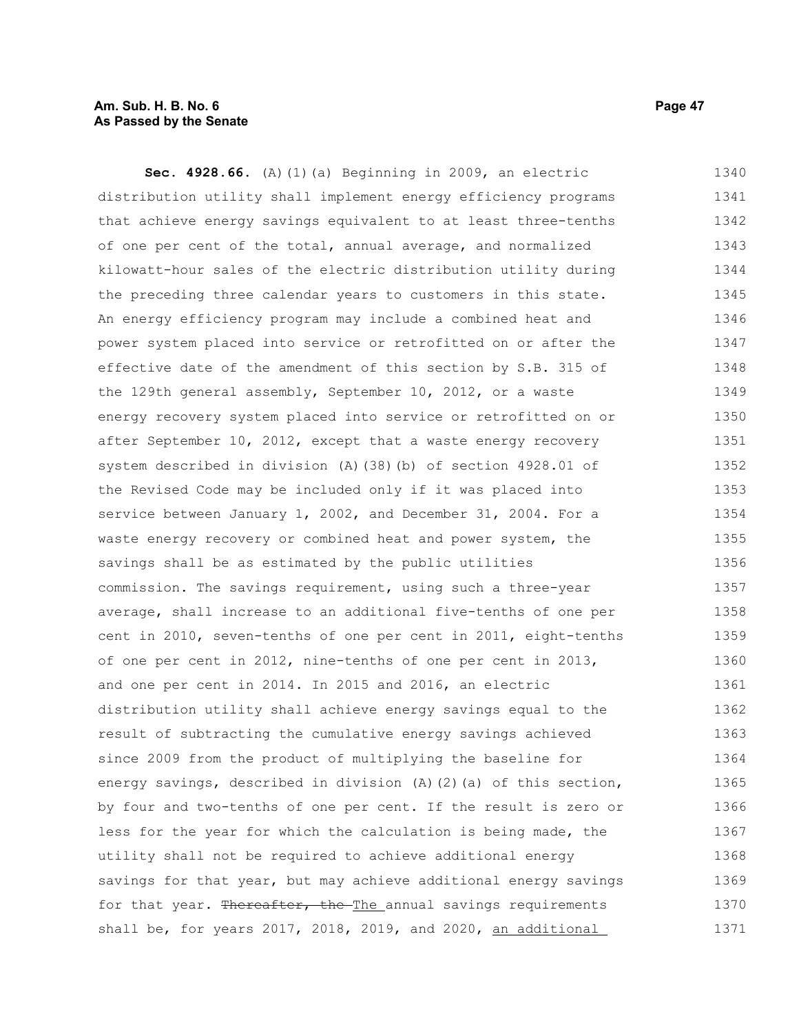**Sec. 4928.66.** (A)(1)(a) Beginning in 2009, an electric distribution utility shall implement energy efficiency programs that achieve energy savings equivalent to at least three-tenths of one per cent of the total, annual average, and normalized kilowatt-hour sales of the electric distribution utility during the preceding three calendar years to customers in this state. An energy efficiency program may include a combined heat and power system placed into service or retrofitted on or after the effective date of the amendment of this section by S.B. 315 of the 129th general assembly, September 10, 2012, or a waste energy recovery system placed into service or retrofitted on or after September 10, 2012, except that a waste energy recovery system described in division (A)(38)(b) of section 4928.01 of the Revised Code may be included only if it was placed into service between January 1, 2002, and December 31, 2004. For a waste energy recovery or combined heat and power system, the savings shall be as estimated by the public utilities commission. The savings requirement, using such a three-year average, shall increase to an additional five-tenths of one per cent in 2010, seven-tenths of one per cent in 2011, eight-tenths of one per cent in 2012, nine-tenths of one per cent in 2013, and one per cent in 2014. In 2015 and 2016, an electric distribution utility shall achieve energy savings equal to the result of subtracting the cumulative energy savings achieved since 2009 from the product of multiplying the baseline for energy savings, described in division (A)(2)(a) of this section, by four and two-tenths of one per cent. If the result is zero or less for the year for which the calculation is being made, the utility shall not be required to achieve additional energy savings for that year, but may achieve additional energy savings for that year. ~~Thereafter, the~~ The annual savings requirements shall be, for years 2017, 2018, 2019, and 2020, an additional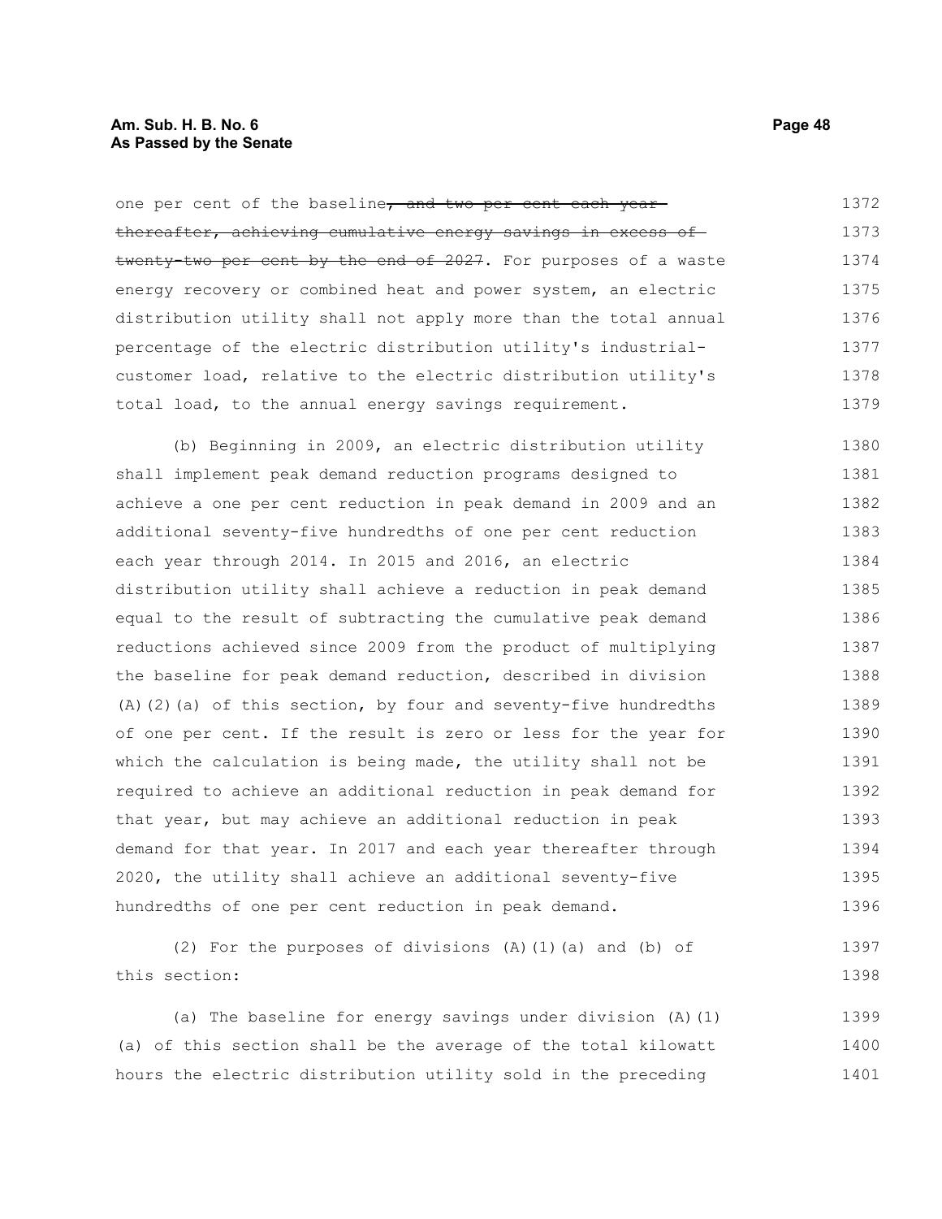one per cent of the baseline~~, and two per cent each year thereafter, achieving cumulative energy savings in excess of twenty-two per cent by the end of 2027~~. For purposes of a waste energy recovery or combined heat and power system, an electric distribution utility shall not apply more than the total annual percentage of the electric distribution utility's industrial-customer load, relative to the electric distribution utility's total load, to the annual energy savings requirement.

(b) Beginning in 2009, an electric distribution utility shall implement peak demand reduction programs designed to achieve a one per cent reduction in peak demand in 2009 and an additional seventy-five hundredths of one per cent reduction each year through 2014. In 2015 and 2016, an electric distribution utility shall achieve a reduction in peak demand equal to the result of subtracting the cumulative peak demand reductions achieved since 2009 from the product of multiplying the baseline for peak demand reduction, described in division (A)(2)(a) of this section, by four and seventy-five hundredths of one per cent. If the result is zero or less for the year for which the calculation is being made, the utility shall not be required to achieve an additional reduction in peak demand for that year, but may achieve an additional reduction in peak demand for that year. In 2017 and each year thereafter through 2020, the utility shall achieve an additional seventy-five hundredths of one per cent reduction in peak demand.

(2) For the purposes of divisions (A)(1)(a) and (b) of this section:

(a) The baseline for energy savings under division (A)(1)(a) of this section shall be the average of the total kilowatt hours the electric distribution utility sold in the preceding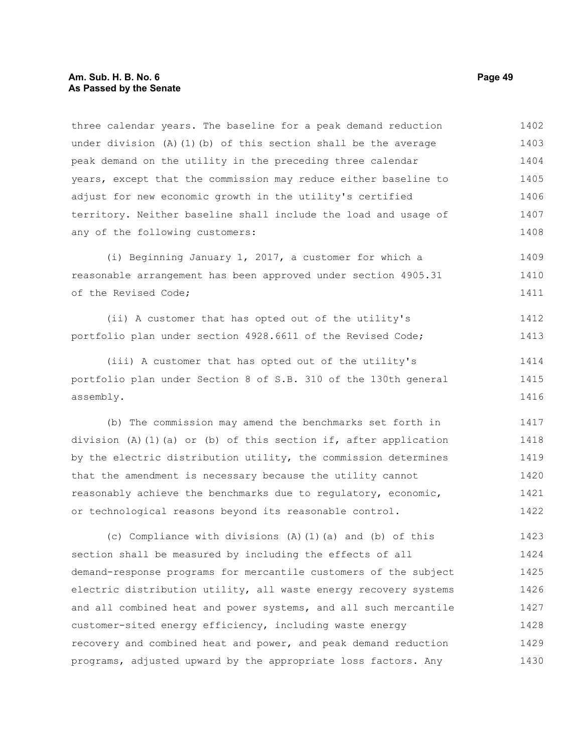three calendar years. The baseline for a peak demand reduction under division (A)(1)(b) of this section shall be the average peak demand on the utility in the preceding three calendar years, except that the commission may reduce either baseline to adjust for new economic growth in the utility's certified territory. Neither baseline shall include the load and usage of any of the following customers:

(i) Beginning January 1, 2017, a customer for which a reasonable arrangement has been approved under section 4905.31 of the Revised Code;

(ii) A customer that has opted out of the utility's portfolio plan under section 4928.6611 of the Revised Code;

(iii) A customer that has opted out of the utility's portfolio plan under Section 8 of S.B. 310 of the 130th general assembly.

(b) The commission may amend the benchmarks set forth in division (A)(1)(a) or (b) of this section if, after application by the electric distribution utility, the commission determines that the amendment is necessary because the utility cannot reasonably achieve the benchmarks due to regulatory, economic, or technological reasons beyond its reasonable control.

(c) Compliance with divisions (A)(1)(a) and (b) of this section shall be measured by including the effects of all demand-response programs for mercantile customers of the subject electric distribution utility, all waste energy recovery systems and all combined heat and power systems, and all such mercantile customer-sited energy efficiency, including waste energy recovery and combined heat and power, and peak demand reduction programs, adjusted upward by the appropriate loss factors. Any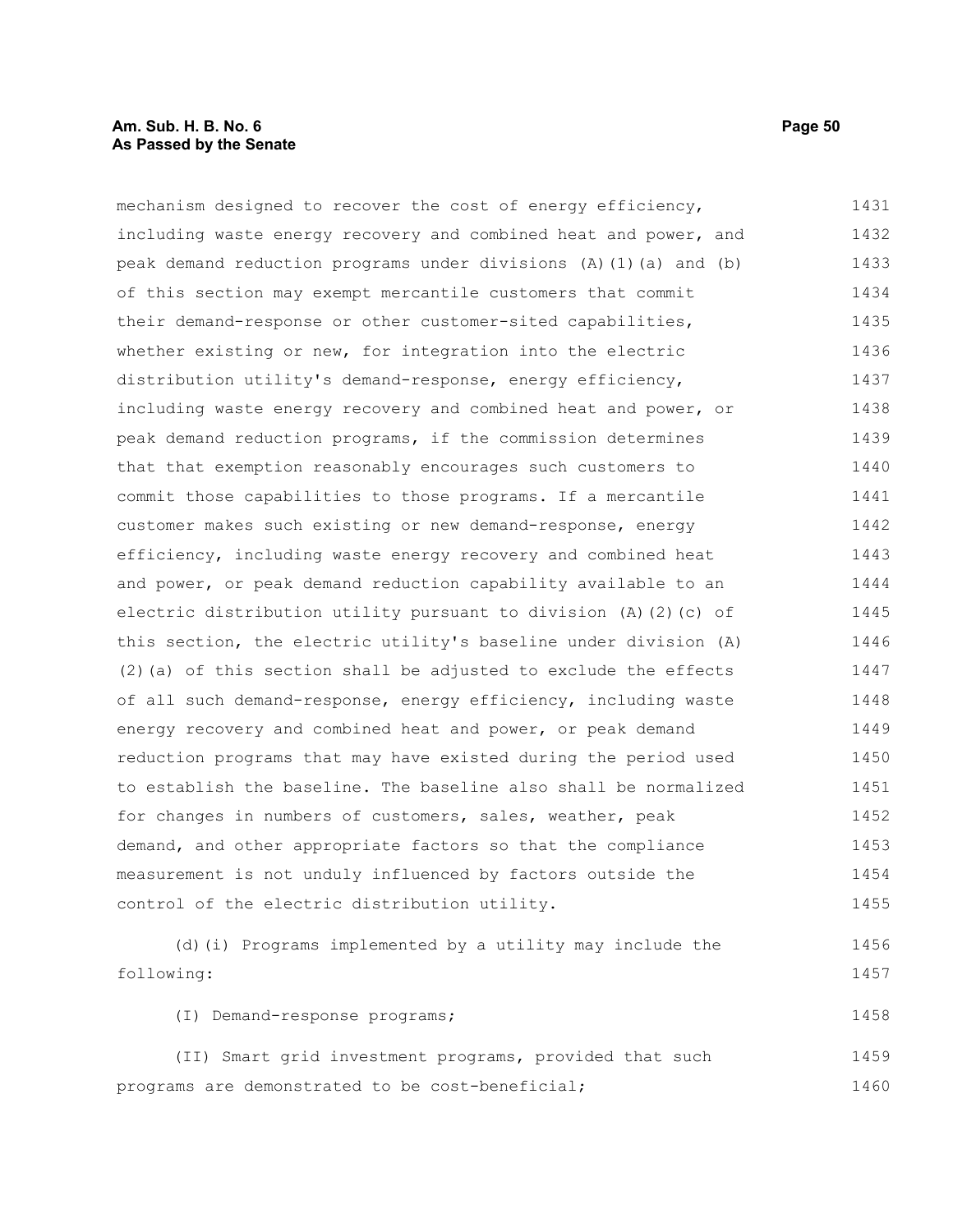mechanism designed to recover the cost of energy efficiency, including waste energy recovery and combined heat and power, and peak demand reduction programs under divisions (A)(1)(a) and (b) of this section may exempt mercantile customers that commit their demand-response or other customer-sited capabilities, whether existing or new, for integration into the electric distribution utility's demand-response, energy efficiency, including waste energy recovery and combined heat and power, or peak demand reduction programs, if the commission determines that that exemption reasonably encourages such customers to commit those capabilities to those programs. If a mercantile customer makes such existing or new demand-response, energy efficiency, including waste energy recovery and combined heat and power, or peak demand reduction capability available to an electric distribution utility pursuant to division (A)(2)(c) of this section, the electric utility's baseline under division (A)(2)(a) of this section shall be adjusted to exclude the effects of all such demand-response, energy efficiency, including waste energy recovery and combined heat and power, or peak demand reduction programs that may have existed during the period used to establish the baseline. The baseline also shall be normalized for changes in numbers of customers, sales, weather, peak demand, and other appropriate factors so that the compliance measurement is not unduly influenced by factors outside the control of the electric distribution utility.

(d)(i) Programs implemented by a utility may include the following:

(I) Demand-response programs;

(II) Smart grid investment programs, provided that such programs are demonstrated to be cost-beneficial;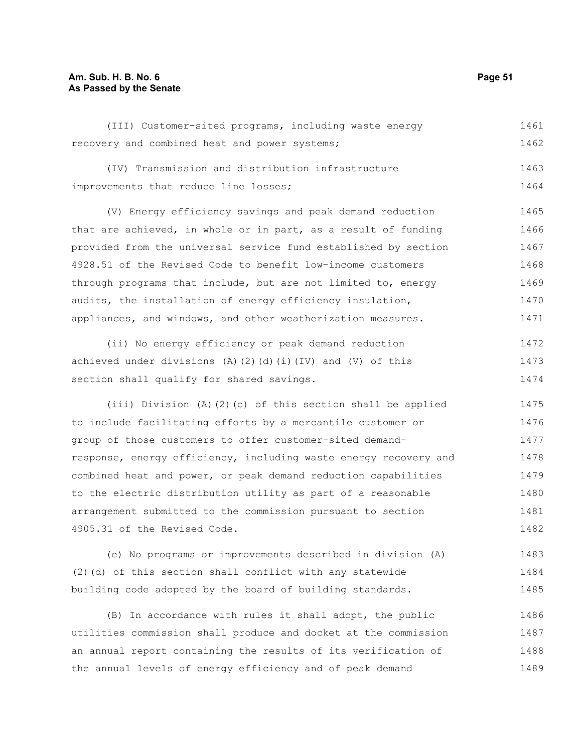(III) Customer-sited programs, including waste energy recovery and combined heat and power systems;

(IV) Transmission and distribution infrastructure improvements that reduce line losses;

(V) Energy efficiency savings and peak demand reduction that are achieved, in whole or in part, as a result of funding provided from the universal service fund established by section 4928.51 of the Revised Code to benefit low-income customers through programs that include, but are not limited to, energy audits, the installation of energy efficiency insulation, appliances, and windows, and other weatherization measures.

(ii) No energy efficiency or peak demand reduction achieved under divisions (A)(2)(d)(i)(IV) and (V) of this section shall qualify for shared savings.

(iii) Division (A)(2)(c) of this section shall be applied to include facilitating efforts by a mercantile customer or group of those customers to offer customer-sited demand-response, energy efficiency, including waste energy recovery and combined heat and power, or peak demand reduction capabilities to the electric distribution utility as part of a reasonable arrangement submitted to the commission pursuant to section 4905.31 of the Revised Code.

(e) No programs or improvements described in division (A)(2)(d) of this section shall conflict with any statewide building code adopted by the board of building standards.

(B) In accordance with rules it shall adopt, the public utilities commission shall produce and docket at the commission an annual report containing the results of its verification of the annual levels of energy efficiency and of peak demand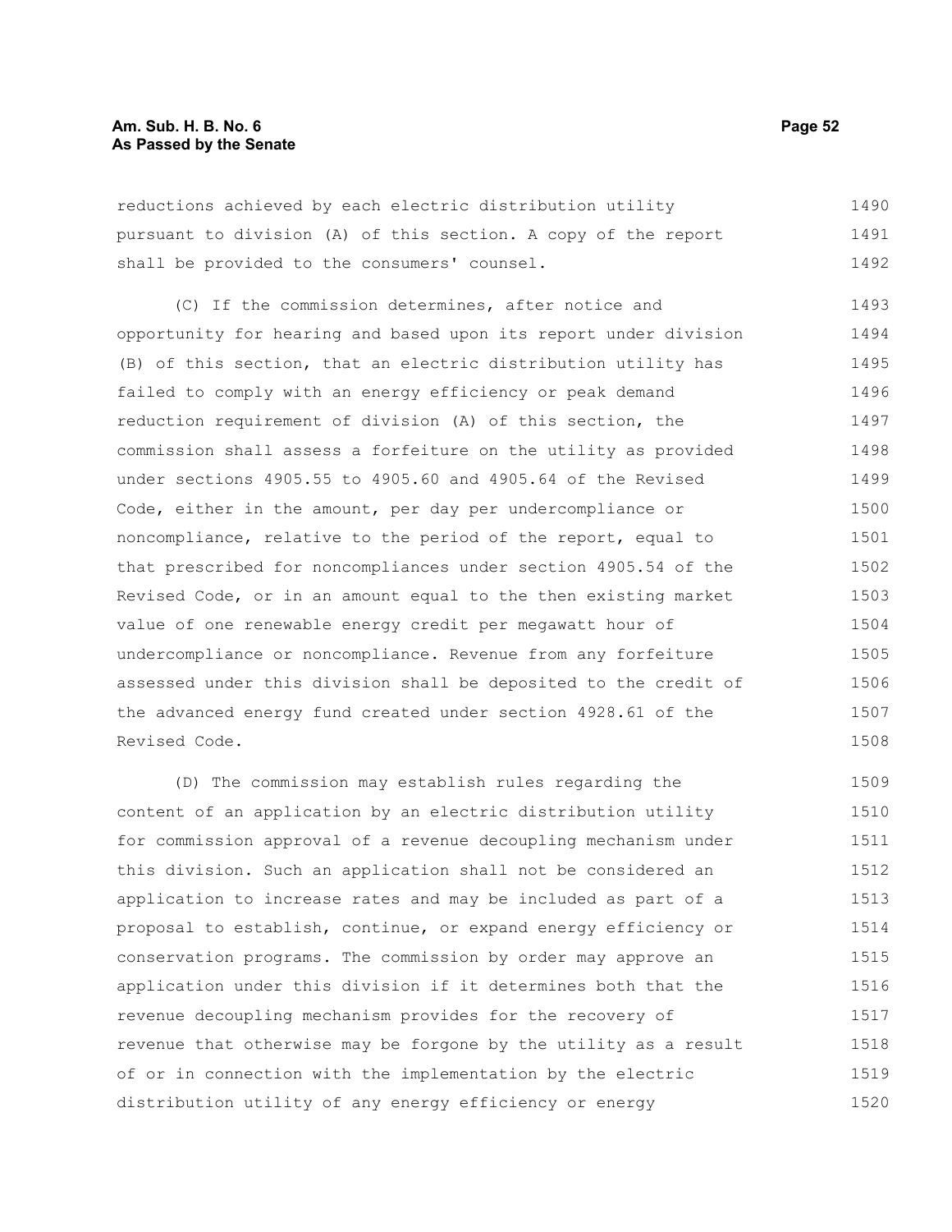reductions achieved by each electric distribution utility pursuant to division (A) of this section. A copy of the report shall be provided to the consumers' counsel.

(C) If the commission determines, after notice and opportunity for hearing and based upon its report under division (B) of this section, that an electric distribution utility has failed to comply with an energy efficiency or peak demand reduction requirement of division (A) of this section, the commission shall assess a forfeiture on the utility as provided under sections 4905.55 to 4905.60 and 4905.64 of the Revised Code, either in the amount, per day per undercompliance or noncompliance, relative to the period of the report, equal to that prescribed for noncompliances under section 4905.54 of the Revised Code, or in an amount equal to the then existing market value of one renewable energy credit per megawatt hour of undercompliance or noncompliance. Revenue from any forfeiture assessed under this division shall be deposited to the credit of the advanced energy fund created under section 4928.61 of the Revised Code.

(D) The commission may establish rules regarding the content of an application by an electric distribution utility for commission approval of a revenue decoupling mechanism under this division. Such an application shall not be considered an application to increase rates and may be included as part of a proposal to establish, continue, or expand energy efficiency or conservation programs. The commission by order may approve an application under this division if it determines both that the revenue decoupling mechanism provides for the recovery of revenue that otherwise may be forgone by the utility as a result of or in connection with the implementation by the electric distribution utility of any energy efficiency or energy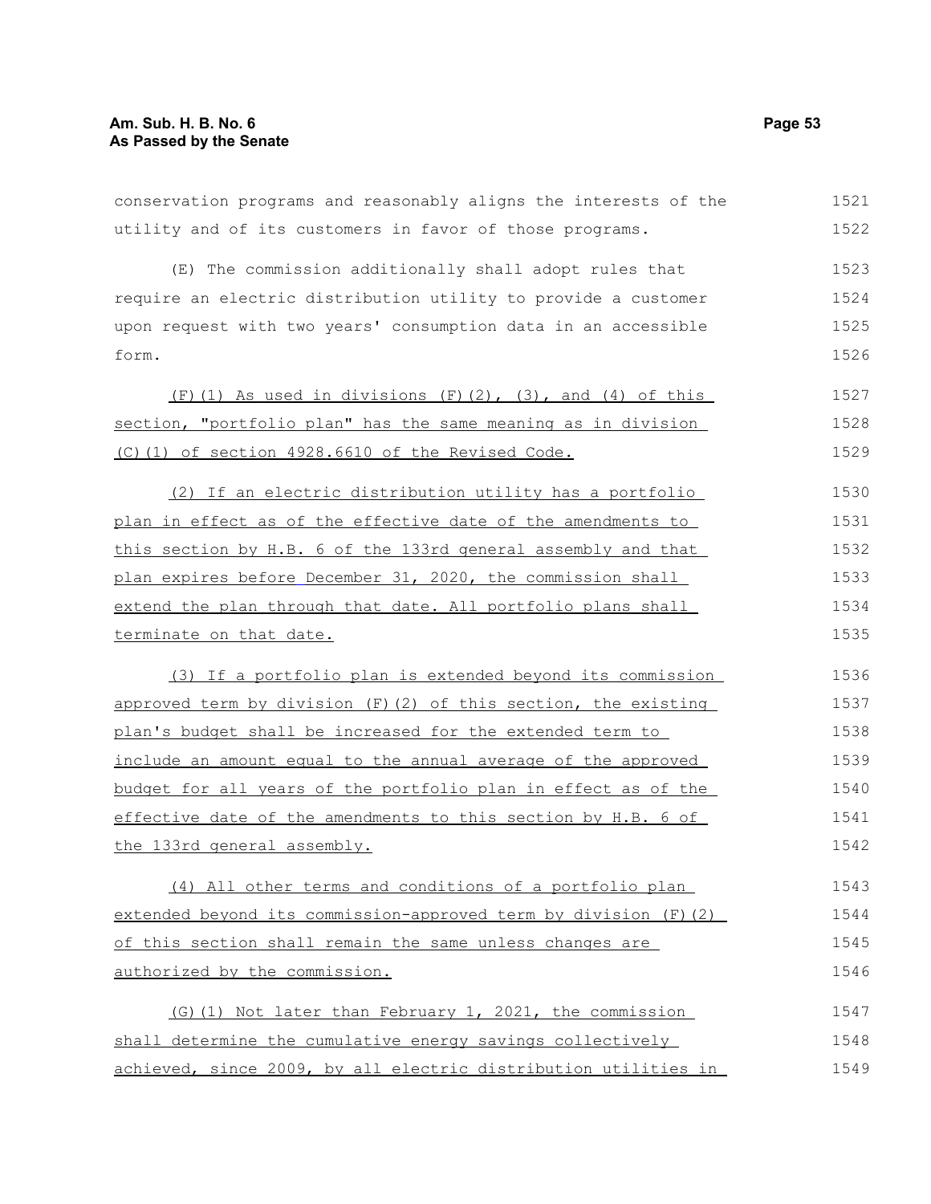conservation programs and reasonably aligns the interests of the utility and of its customers in favor of those programs.

(E) The commission additionally shall adopt rules that require an electric distribution utility to provide a customer upon request with two years' consumption data in an accessible form.

(F)(1) As used in divisions (F)(2), (3), and (4) of this section, "portfolio plan" has the same meaning as in division (C)(1) of section 4928.6610 of the Revised Code.

(2) If an electric distribution utility has a portfolio plan in effect as of the effective date of the amendments to this section by H.B. 6 of the 133rd general assembly and that plan expires before December 31, 2020, the commission shall extend the plan through that date. All portfolio plans shall terminate on that date.

(3) If a portfolio plan is extended beyond its commission approved term by division (F)(2) of this section, the existing plan's budget shall be increased for the extended term to include an amount equal to the annual average of the approved budget for all years of the portfolio plan in effect as of the effective date of the amendments to this section by H.B. 6 of the 133rd general assembly.

(4) All other terms and conditions of a portfolio plan extended beyond its commission-approved term by division (F)(2) of this section shall remain the same unless changes are authorized by the commission.

(G)(1) Not later than February 1, 2021, the commission shall determine the cumulative energy savings collectively achieved, since 2009, by all electric distribution utilities in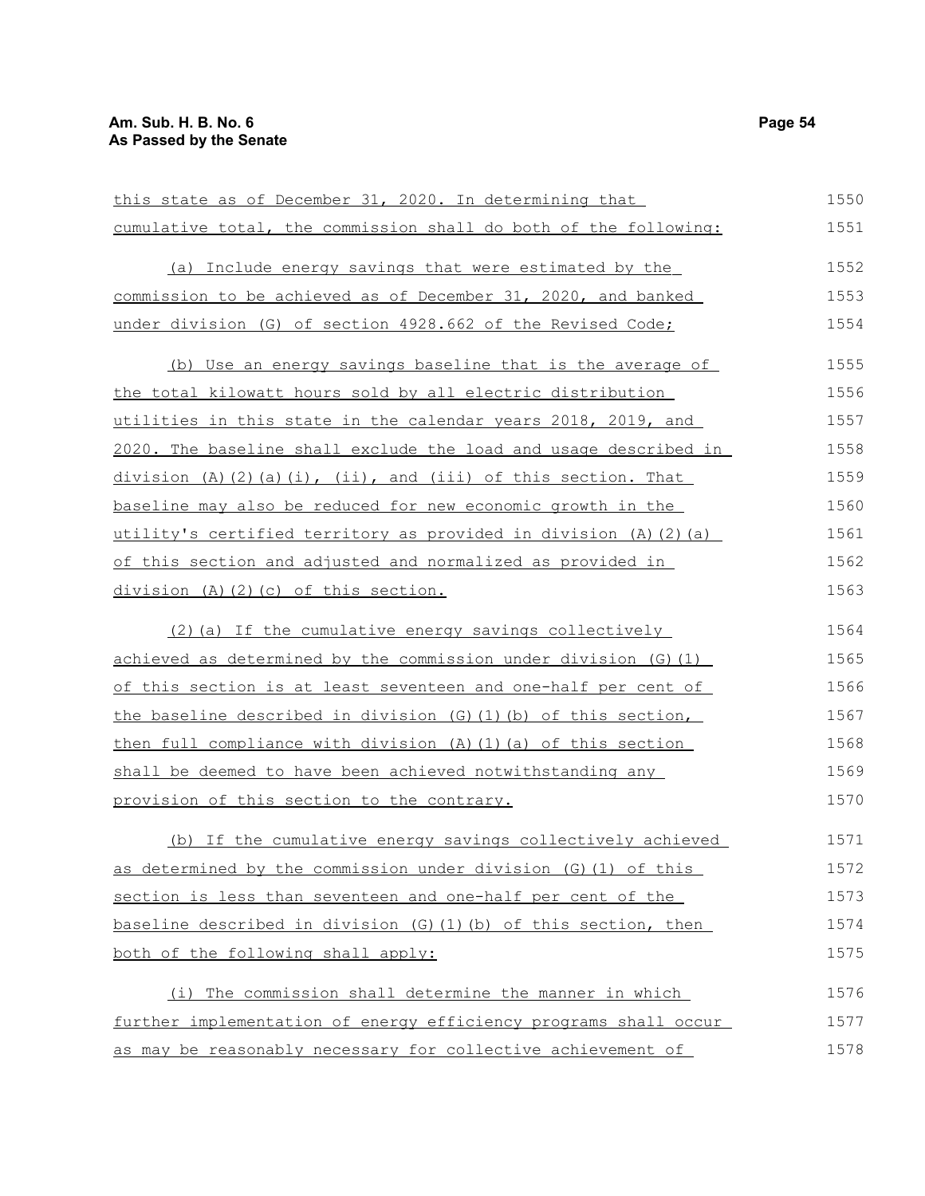this state as of December 31, 2020. In determining that cumulative total, the commission shall do both of the following:

(a) Include energy savings that were estimated by the commission to be achieved as of December 31, 2020, and banked under division (G) of section 4928.662 of the Revised Code;

(b) Use an energy savings baseline that is the average of the total kilowatt hours sold by all electric distribution utilities in this state in the calendar years 2018, 2019, and 2020. The baseline shall exclude the load and usage described in division (A)(2)(a)(i), (ii), and (iii) of this section. That baseline may also be reduced for new economic growth in the utility's certified territory as provided in division (A)(2)(a) of this section and adjusted and normalized as provided in division (A)(2)(c) of this section.

(2)(a) If the cumulative energy savings collectively achieved as determined by the commission under division (G)(1) of this section is at least seventeen and one-half per cent of the baseline described in division (G)(1)(b) of this section, then full compliance with division (A)(1)(a) of this section shall be deemed to have been achieved notwithstanding any provision of this section to the contrary.

(b) If the cumulative energy savings collectively achieved as determined by the commission under division (G)(1) of this section is less than seventeen and one-half per cent of the baseline described in division (G)(1)(b) of this section, then both of the following shall apply:

(i) The commission shall determine the manner in which further implementation of energy efficiency programs shall occur as may be reasonably necessary for collective achievement of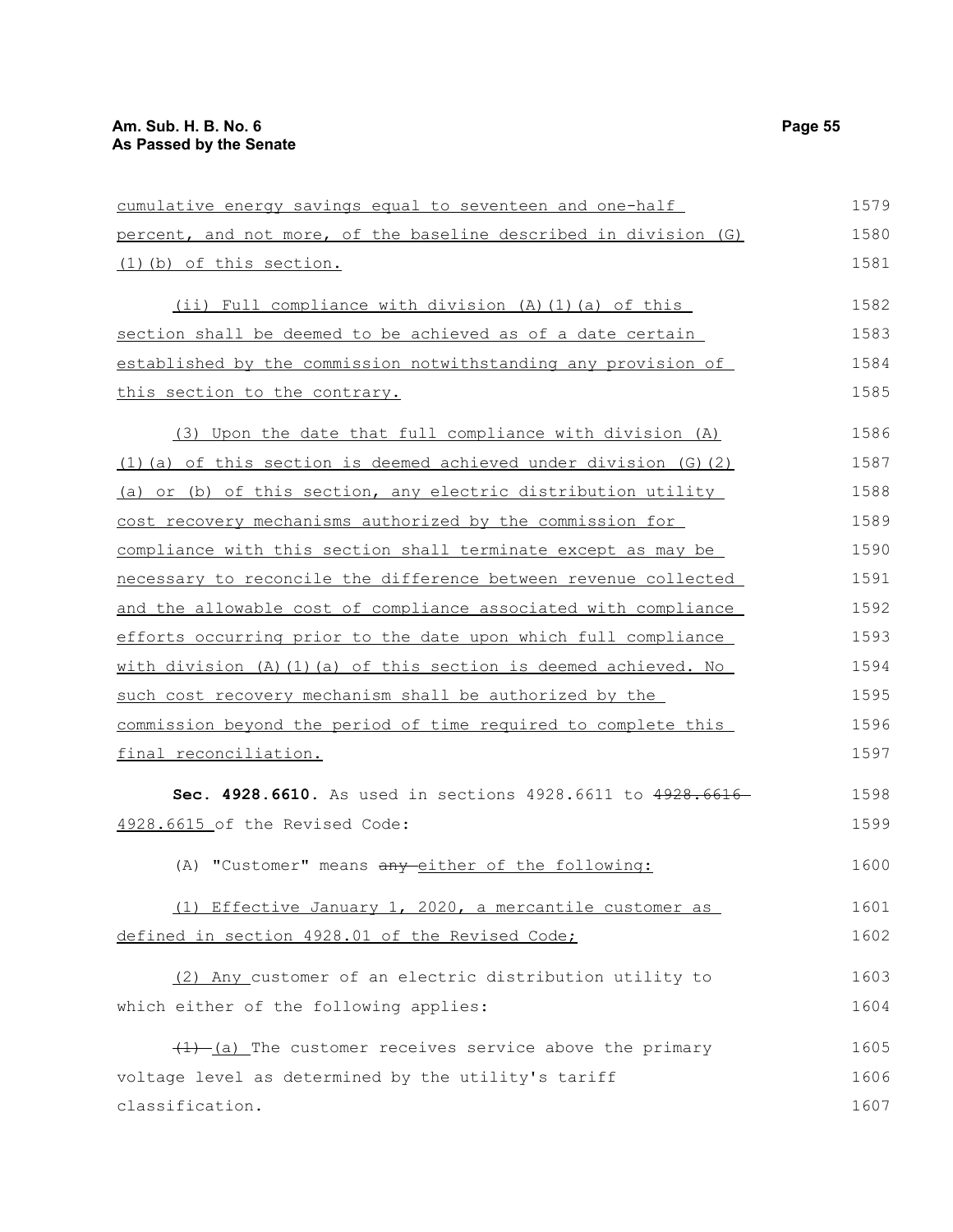cumulative energy savings equal to seventeen and one-half percent, and not more, of the baseline described in division (G)(1)(b) of this section.

(ii) Full compliance with division (A)(1)(a) of this section shall be deemed to be achieved as of a date certain established by the commission notwithstanding any provision of this section to the contrary.

(3) Upon the date that full compliance with division (A)(1)(a) of this section is deemed achieved under division (G)(2)(a) or (b) of this section, any electric distribution utility cost recovery mechanisms authorized by the commission for compliance with this section shall terminate except as may be necessary to reconcile the difference between revenue collected and the allowable cost of compliance associated with compliance efforts occurring prior to the date upon which full compliance with division (A)(1)(a) of this section is deemed achieved. No such cost recovery mechanism shall be authorized by the commission beyond the period of time required to complete this final reconciliation.

**Sec. 4928.6610.** As used in sections 4928.6611 to ~~4928.6616~~ 4928.6615 of the Revised Code:

(A) "Customer" means ~~any~~ either of the following:

(1) Effective January 1, 2020, a mercantile customer as defined in section 4928.01 of the Revised Code;

(2) Any customer of an electric distribution utility to which either of the following applies:

~~(1)~~ (a) The customer receives service above the primary voltage level as determined by the utility's tariff classification.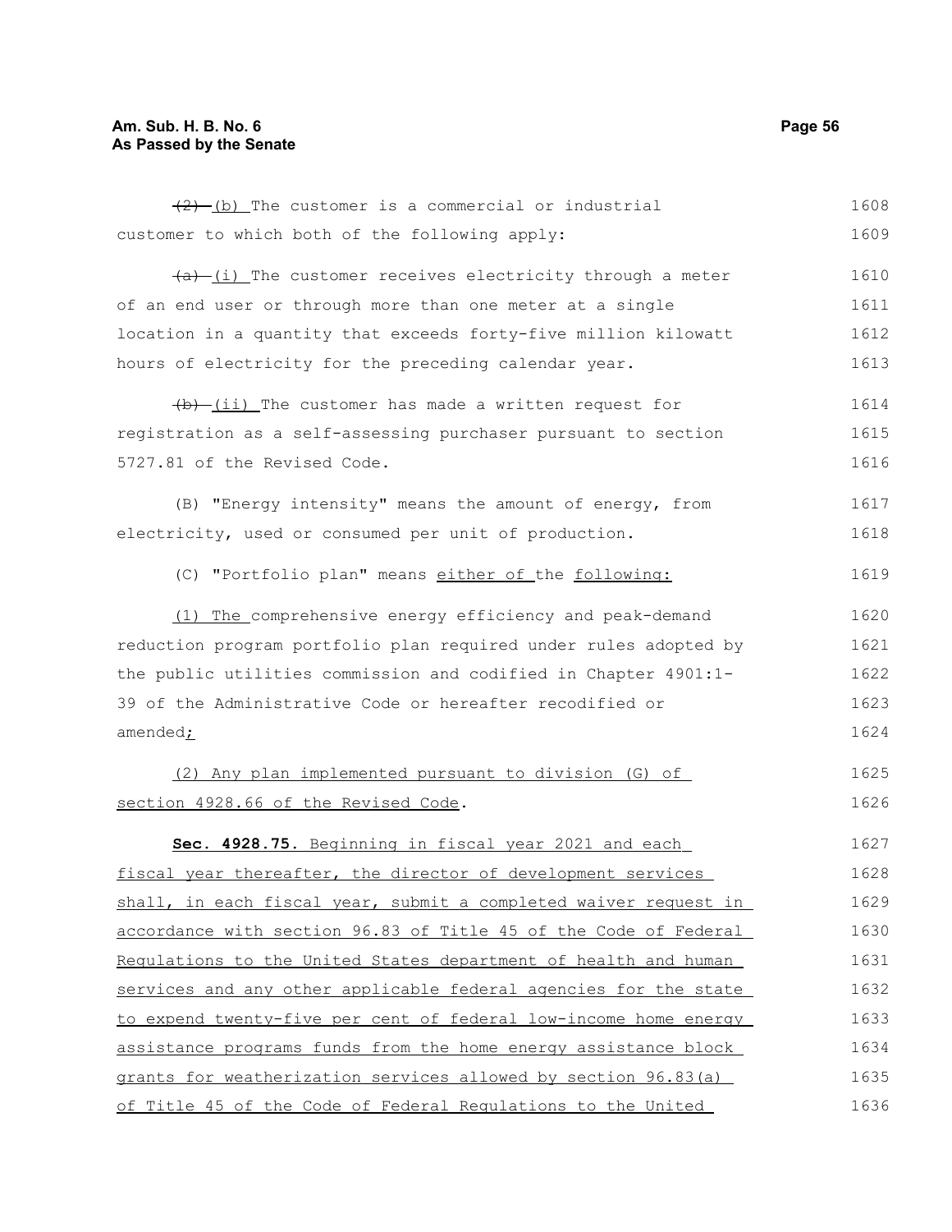(2) (b) The customer is a commercial or industrial customer to which both of the following apply:

(a) (i) The customer receives electricity through a meter of an end user or through more than one meter at a single location in a quantity that exceeds forty-five million kilowatt hours of electricity for the preceding calendar year.

(b) (ii) The customer has made a written request for registration as a self-assessing purchaser pursuant to section 5727.81 of the Revised Code.

(B) "Energy intensity" means the amount of energy, from electricity, used or consumed per unit of production.

(C) "Portfolio plan" means either of the following:

(1) The comprehensive energy efficiency and peak-demand reduction program portfolio plan required under rules adopted by the public utilities commission and codified in Chapter 4901:1-39 of the Administrative Code or hereafter recodified or amended;

(2) Any plan implemented pursuant to division (G) of section 4928.66 of the Revised Code.

**Sec. 4928.75.** Beginning in fiscal year 2021 and each fiscal year thereafter, the director of development services shall, in each fiscal year, submit a completed waiver request in accordance with section 96.83 of Title 45 of the Code of Federal Regulations to the United States department of health and human services and any other applicable federal agencies for the state to expend twenty-five per cent of federal low-income home energy assistance programs funds from the home energy assistance block grants for weatherization services allowed by section 96.83(a) of Title 45 of the Code of Federal Regulations to the United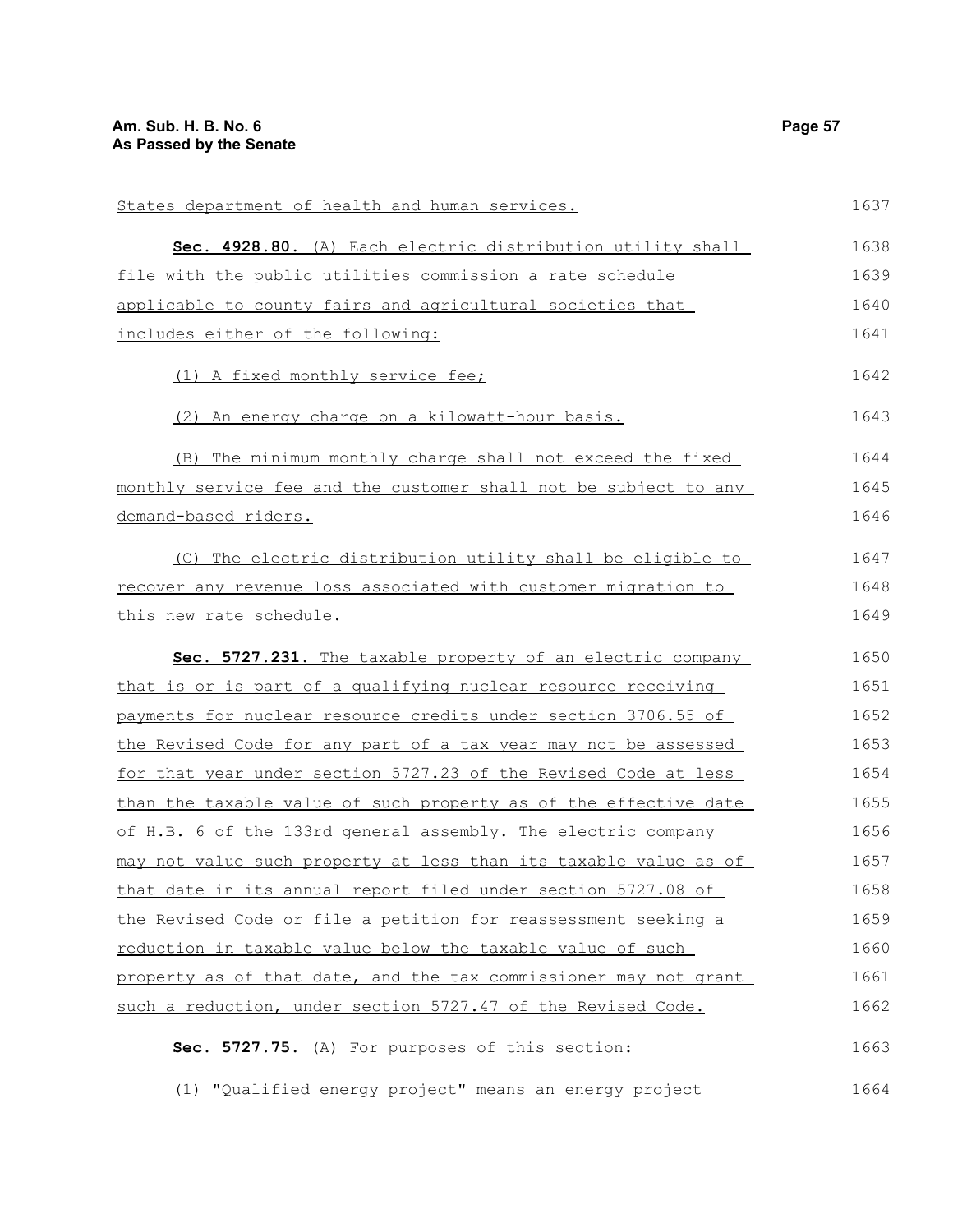States department of health and human services.

**Sec. 4928.80.** (A) Each electric distribution utility shall file with the public utilities commission a rate schedule applicable to county fairs and agricultural societies that includes either of the following:

(1) A fixed monthly service fee;

(2) An energy charge on a kilowatt-hour basis.

(B) The minimum monthly charge shall not exceed the fixed monthly service fee and the customer shall not be subject to any demand-based riders.

(C) The electric distribution utility shall be eligible to recover any revenue loss associated with customer migration to this new rate schedule.

**Sec. 5727.231.** The taxable property of an electric company that is or is part of a qualifying nuclear resource receiving payments for nuclear resource credits under section 3706.55 of the Revised Code for any part of a tax year may not be assessed for that year under section 5727.23 of the Revised Code at less than the taxable value of such property as of the effective date of H.B. 6 of the 133rd general assembly. The electric company may not value such property at less than its taxable value as of that date in its annual report filed under section 5727.08 of the Revised Code or file a petition for reassessment seeking a reduction in taxable value below the taxable value of such property as of that date, and the tax commissioner may not grant such a reduction, under section 5727.47 of the Revised Code.

**Sec. 5727.75.** (A) For purposes of this section:

(1) "Qualified energy project" means an energy project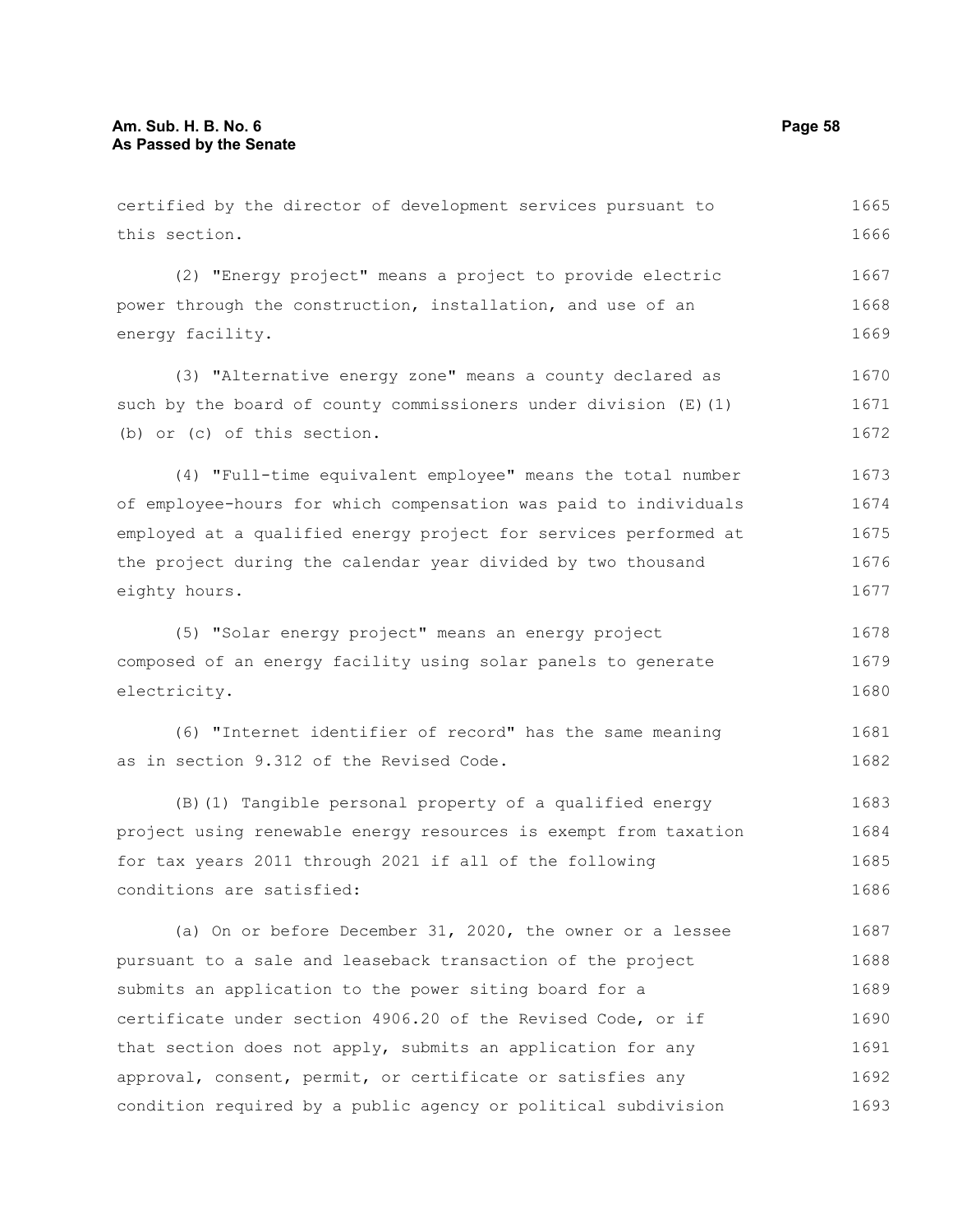certified by the director of development services pursuant to this section.

(2) "Energy project" means a project to provide electric power through the construction, installation, and use of an energy facility.

(3) "Alternative energy zone" means a county declared as such by the board of county commissioners under division (E)(1)(b) or (c) of this section.

(4) "Full-time equivalent employee" means the total number of employee-hours for which compensation was paid to individuals employed at a qualified energy project for services performed at the project during the calendar year divided by two thousand eighty hours.

(5) "Solar energy project" means an energy project composed of an energy facility using solar panels to generate electricity.

(6) "Internet identifier of record" has the same meaning as in section 9.312 of the Revised Code.

(B)(1) Tangible personal property of a qualified energy project using renewable energy resources is exempt from taxation for tax years 2011 through 2021 if all of the following conditions are satisfied:

(a) On or before December 31, 2020, the owner or a lessee pursuant to a sale and leaseback transaction of the project submits an application to the power siting board for a certificate under section 4906.20 of the Revised Code, or if that section does not apply, submits an application for any approval, consent, permit, or certificate or satisfies any condition required by a public agency or political subdivision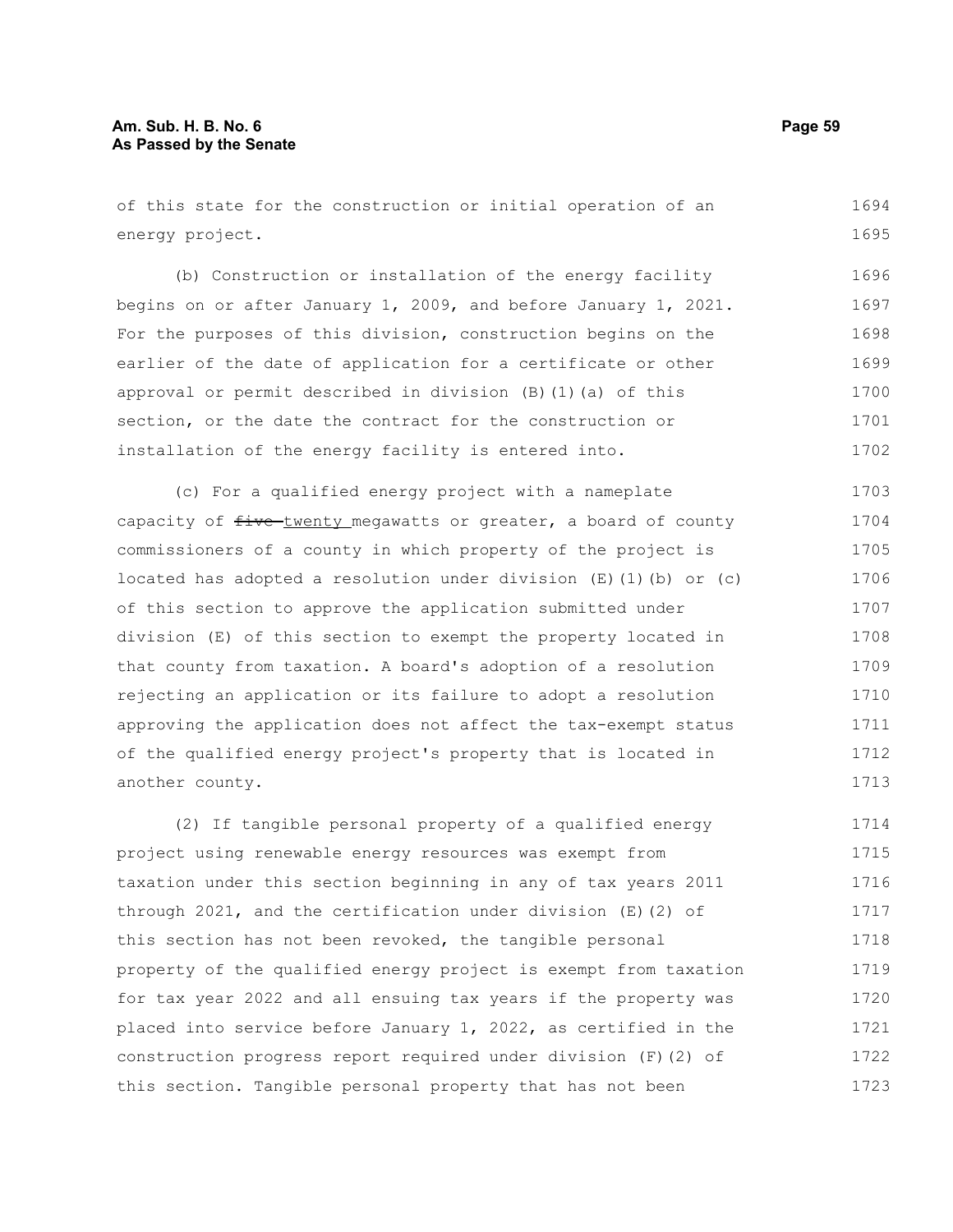of this state for the construction or initial operation of an energy project.

(b) Construction or installation of the energy facility begins on or after January 1, 2009, and before January 1, 2021. For the purposes of this division, construction begins on the earlier of the date of application for a certificate or other approval or permit described in division (B)(1)(a) of this section, or the date the contract for the construction or installation of the energy facility is entered into.

(c) For a qualified energy project with a nameplate capacity of ~~five~~ twenty megawatts or greater, a board of county commissioners of a county in which property of the project is located has adopted a resolution under division (E)(1)(b) or (c) of this section to approve the application submitted under division (E) of this section to exempt the property located in that county from taxation. A board's adoption of a resolution rejecting an application or its failure to adopt a resolution approving the application does not affect the tax-exempt status of the qualified energy project's property that is located in another county.

(2) If tangible personal property of a qualified energy project using renewable energy resources was exempt from taxation under this section beginning in any of tax years 2011 through 2021, and the certification under division (E)(2) of this section has not been revoked, the tangible personal property of the qualified energy project is exempt from taxation for tax year 2022 and all ensuing tax years if the property was placed into service before January 1, 2022, as certified in the construction progress report required under division (F)(2) of this section. Tangible personal property that has not been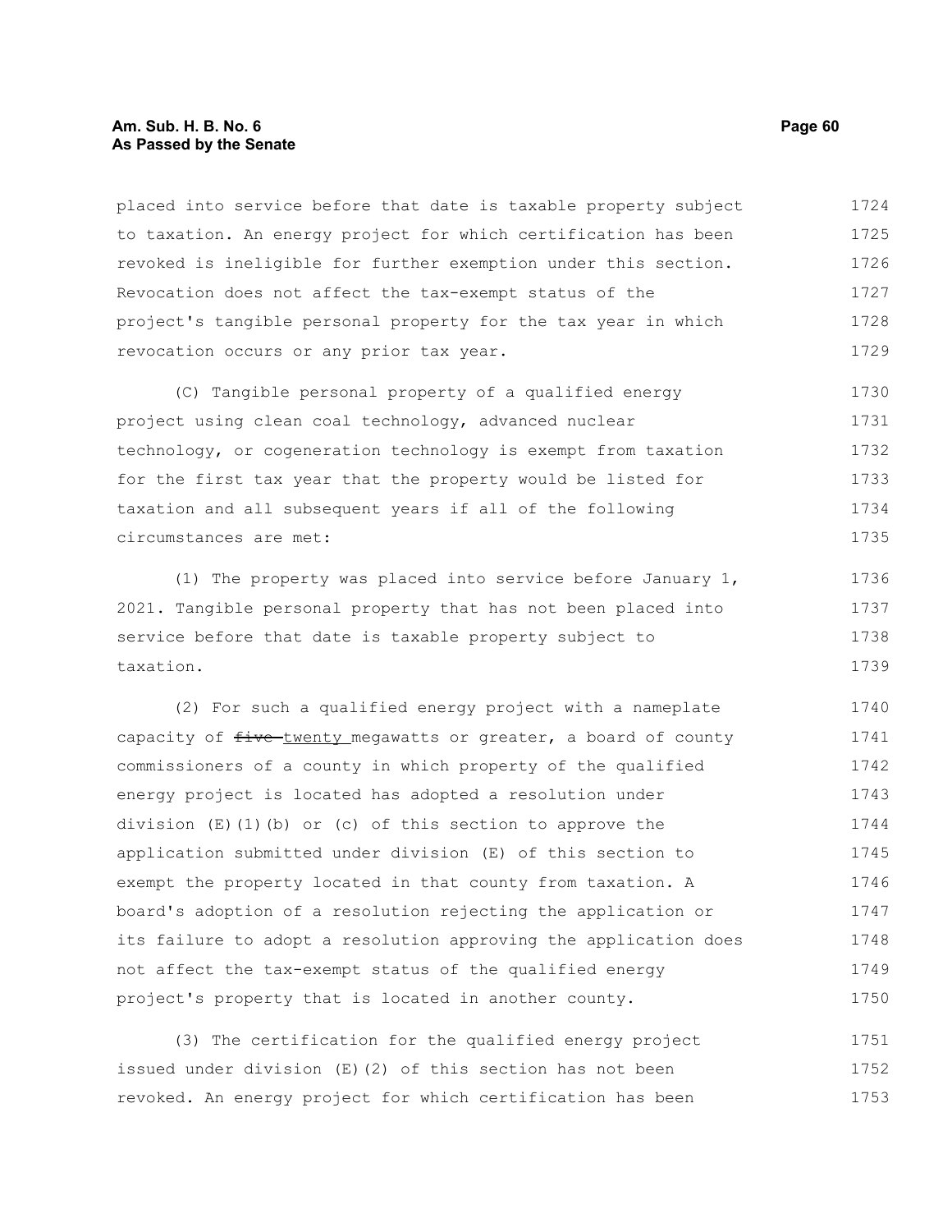placed into service before that date is taxable property subject to taxation. An energy project for which certification has been revoked is ineligible for further exemption under this section. Revocation does not affect the tax-exempt status of the project's tangible personal property for the tax year in which revocation occurs or any prior tax year.

(C) Tangible personal property of a qualified energy project using clean coal technology, advanced nuclear technology, or cogeneration technology is exempt from taxation for the first tax year that the property would be listed for taxation and all subsequent years if all of the following circumstances are met:

(1) The property was placed into service before January 1, 2021. Tangible personal property that has not been placed into service before that date is taxable property subject to taxation.

(2) For such a qualified energy project with a nameplate capacity of ~~five~~ twenty megawatts or greater, a board of county commissioners of a county in which property of the qualified energy project is located has adopted a resolution under division (E)(1)(b) or (c) of this section to approve the application submitted under division (E) of this section to exempt the property located in that county from taxation. A board's adoption of a resolution rejecting the application or its failure to adopt a resolution approving the application does not affect the tax-exempt status of the qualified energy project's property that is located in another county.

(3) The certification for the qualified energy project issued under division (E)(2) of this section has not been revoked. An energy project for which certification has been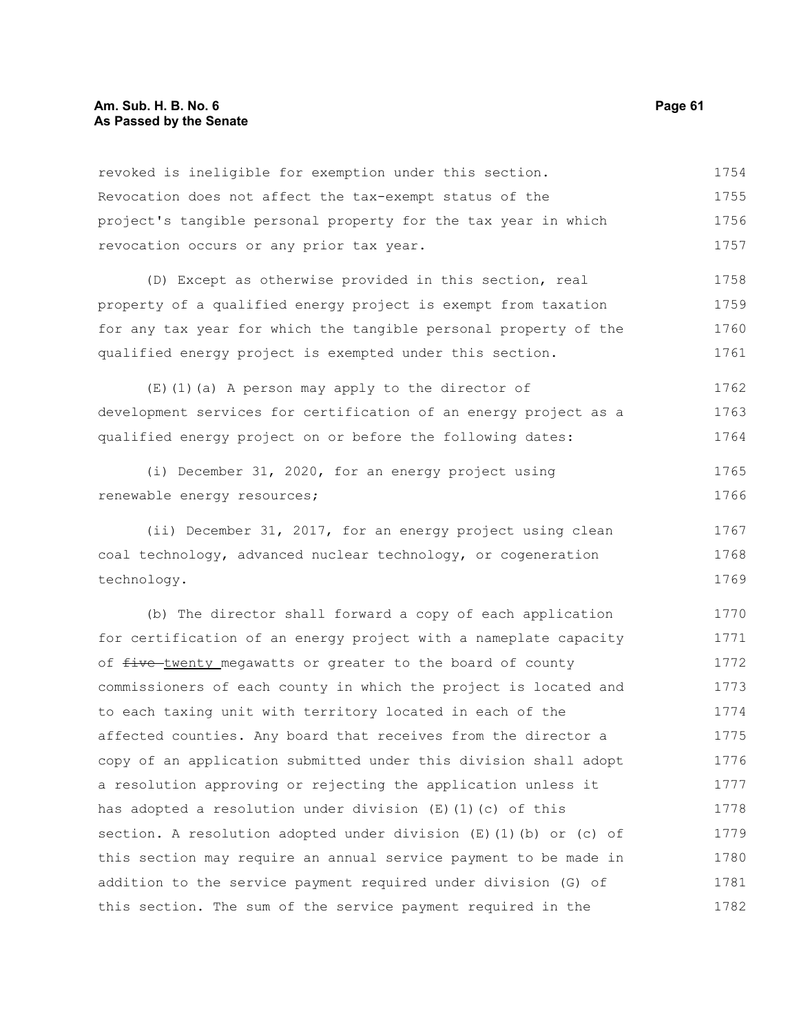revoked is ineligible for exemption under this section. Revocation does not affect the tax-exempt status of the project's tangible personal property for the tax year in which revocation occurs or any prior tax year.

(D) Except as otherwise provided in this section, real property of a qualified energy project is exempt from taxation for any tax year for which the tangible personal property of the qualified energy project is exempted under this section.

(E)(1)(a) A person may apply to the director of development services for certification of an energy project as a qualified energy project on or before the following dates:

(i) December 31, 2020, for an energy project using renewable energy resources;

(ii) December 31, 2017, for an energy project using clean coal technology, advanced nuclear technology, or cogeneration technology.

(b) The director shall forward a copy of each application for certification of an energy project with a nameplate capacity of ~~five~~ twenty megawatts or greater to the board of county commissioners of each county in which the project is located and to each taxing unit with territory located in each of the affected counties. Any board that receives from the director a copy of an application submitted under this division shall adopt a resolution approving or rejecting the application unless it has adopted a resolution under division (E)(1)(c) of this section. A resolution adopted under division (E)(1)(b) or (c) of this section may require an annual service payment to be made in addition to the service payment required under division (G) of this section. The sum of the service payment required in the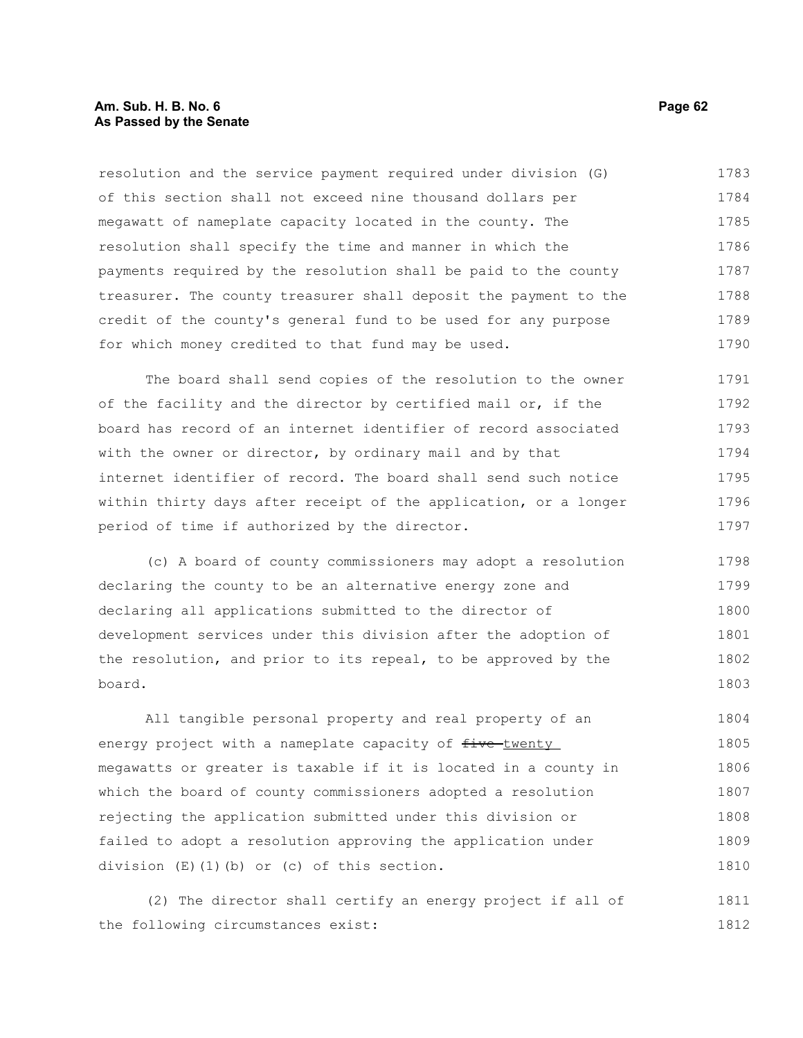resolution and the service payment required under division (G) of this section shall not exceed nine thousand dollars per megawatt of nameplate capacity located in the county. The resolution shall specify the time and manner in which the payments required by the resolution shall be paid to the county treasurer. The county treasurer shall deposit the payment to the credit of the county's general fund to be used for any purpose for which money credited to that fund may be used.

The board shall send copies of the resolution to the owner of the facility and the director by certified mail or, if the board has record of an internet identifier of record associated with the owner or director, by ordinary mail and by that internet identifier of record. The board shall send such notice within thirty days after receipt of the application, or a longer period of time if authorized by the director.

(c) A board of county commissioners may adopt a resolution declaring the county to be an alternative energy zone and declaring all applications submitted to the director of development services under this division after the adoption of the resolution, and prior to its repeal, to be approved by the board.

All tangible personal property and real property of an energy project with a nameplate capacity of ~~five~~ twenty megawatts or greater is taxable if it is located in a county in which the board of county commissioners adopted a resolution rejecting the application submitted under this division or failed to adopt a resolution approving the application under division (E)(1)(b) or (c) of this section.

(2) The director shall certify an energy project if all of the following circumstances exist: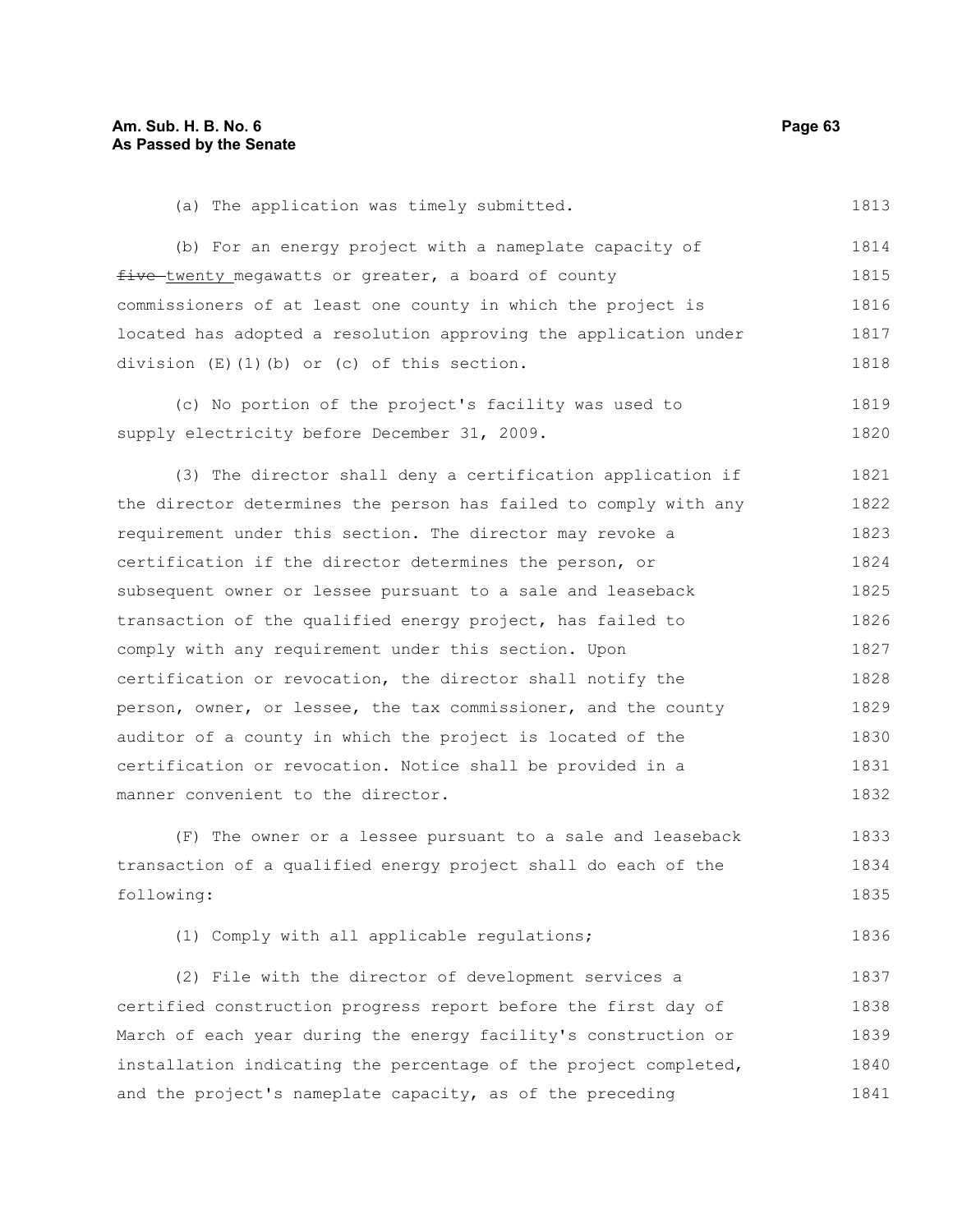(a) The application was timely submitted.

(b) For an energy project with a nameplate capacity of ~~five~~ twenty megawatts or greater, a board of county commissioners of at least one county in which the project is located has adopted a resolution approving the application under division (E)(1)(b) or (c) of this section.

(c) No portion of the project's facility was used to supply electricity before December 31, 2009.

(3) The director shall deny a certification application if the director determines the person has failed to comply with any requirement under this section. The director may revoke a certification if the director determines the person, or subsequent owner or lessee pursuant to a sale and leaseback transaction of the qualified energy project, has failed to comply with any requirement under this section. Upon certification or revocation, the director shall notify the person, owner, or lessee, the tax commissioner, and the county auditor of a county in which the project is located of the certification or revocation. Notice shall be provided in a manner convenient to the director.

(F) The owner or a lessee pursuant to a sale and leaseback transaction of a qualified energy project shall do each of the following:

(1) Comply with all applicable regulations;

(2) File with the director of development services a certified construction progress report before the first day of March of each year during the energy facility's construction or installation indicating the percentage of the project completed, and the project's nameplate capacity, as of the preceding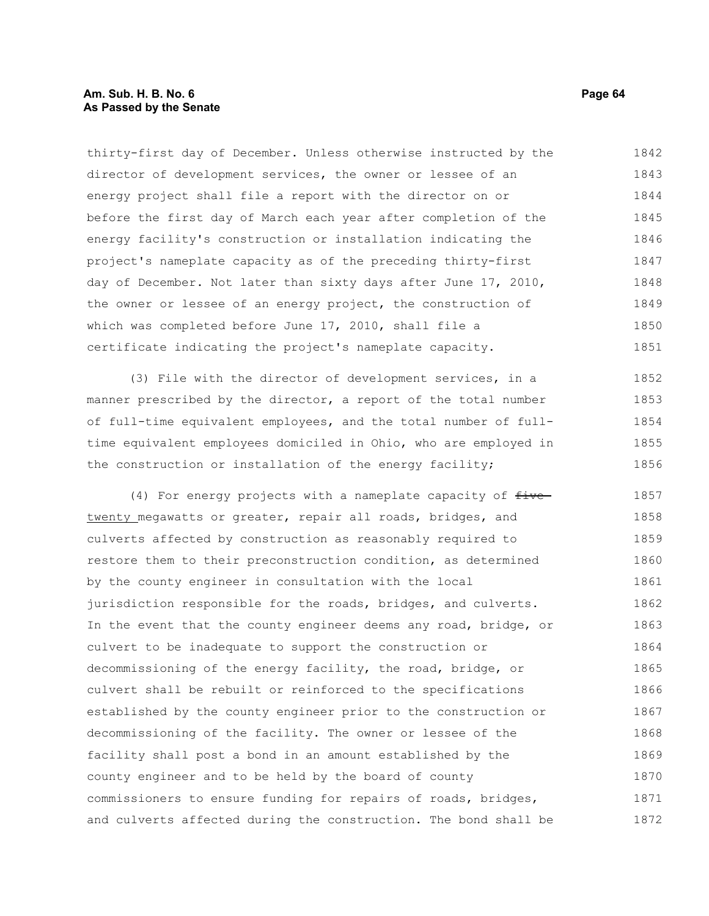thirty-first day of December. Unless otherwise instructed by the director of development services, the owner or lessee of an energy project shall file a report with the director on or before the first day of March each year after completion of the energy facility's construction or installation indicating the project's nameplate capacity as of the preceding thirty-first day of December. Not later than sixty days after June 17, 2010, the owner or lessee of an energy project, the construction of which was completed before June 17, 2010, shall file a certificate indicating the project's nameplate capacity.

(3) File with the director of development services, in a manner prescribed by the director, a report of the total number of full-time equivalent employees, and the total number of full-time equivalent employees domiciled in Ohio, who are employed in the construction or installation of the energy facility;

(4) For energy projects with a nameplate capacity of ~~five~~ twenty megawatts or greater, repair all roads, bridges, and culverts affected by construction as reasonably required to restore them to their preconstruction condition, as determined by the county engineer in consultation with the local jurisdiction responsible for the roads, bridges, and culverts. In the event that the county engineer deems any road, bridge, or culvert to be inadequate to support the construction or decommissioning of the energy facility, the road, bridge, or culvert shall be rebuilt or reinforced to the specifications established by the county engineer prior to the construction or decommissioning of the facility. The owner or lessee of the facility shall post a bond in an amount established by the county engineer and to be held by the board of county commissioners to ensure funding for repairs of roads, bridges, and culverts affected during the construction. The bond shall be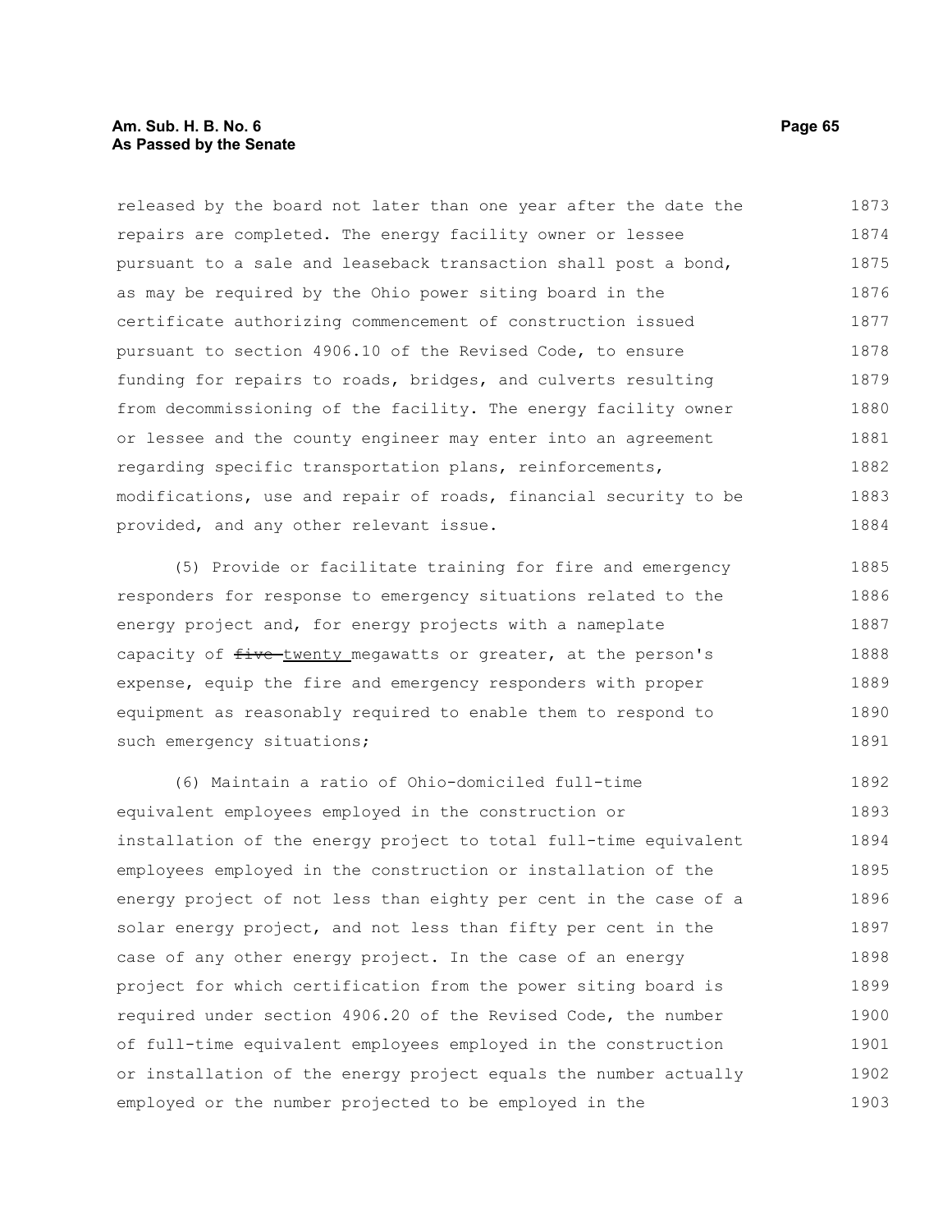released by the board not later than one year after the date the repairs are completed. The energy facility owner or lessee pursuant to a sale and leaseback transaction shall post a bond, as may be required by the Ohio power siting board in the certificate authorizing commencement of construction issued pursuant to section 4906.10 of the Revised Code, to ensure funding for repairs to roads, bridges, and culverts resulting from decommissioning of the facility. The energy facility owner or lessee and the county engineer may enter into an agreement regarding specific transportation plans, reinforcements, modifications, use and repair of roads, financial security to be provided, and any other relevant issue.

(5) Provide or facilitate training for fire and emergency responders for response to emergency situations related to the energy project and, for energy projects with a nameplate capacity of ~~five~~ twenty megawatts or greater, at the person's expense, equip the fire and emergency responders with proper equipment as reasonably required to enable them to respond to such emergency situations;

(6) Maintain a ratio of Ohio-domiciled full-time equivalent employees employed in the construction or installation of the energy project to total full-time equivalent employees employed in the construction or installation of the energy project of not less than eighty per cent in the case of a solar energy project, and not less than fifty per cent in the case of any other energy project. In the case of an energy project for which certification from the power siting board is required under section 4906.20 of the Revised Code, the number of full-time equivalent employees employed in the construction or installation of the energy project equals the number actually employed or the number projected to be employed in the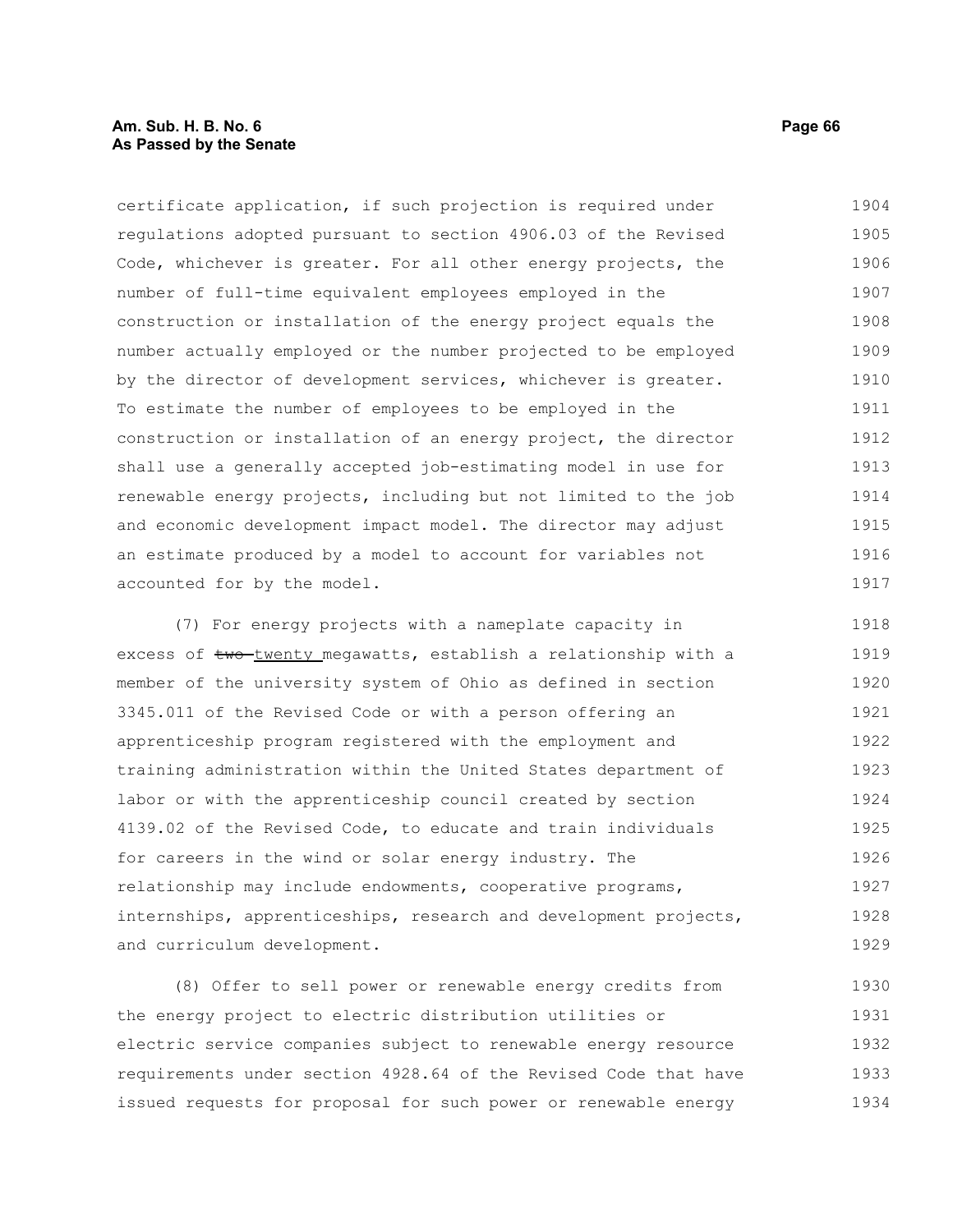certificate application, if such projection is required under regulations adopted pursuant to section 4906.03 of the Revised Code, whichever is greater. For all other energy projects, the number of full-time equivalent employees employed in the construction or installation of the energy project equals the number actually employed or the number projected to be employed by the director of development services, whichever is greater. To estimate the number of employees to be employed in the construction or installation of an energy project, the director shall use a generally accepted job-estimating model in use for renewable energy projects, including but not limited to the job and economic development impact model. The director may adjust an estimate produced by a model to account for variables not accounted for by the model.

(7) For energy projects with a nameplate capacity in excess of ~~two~~ twenty megawatts, establish a relationship with a member of the university system of Ohio as defined in section 3345.011 of the Revised Code or with a person offering an apprenticeship program registered with the employment and training administration within the United States department of labor or with the apprenticeship council created by section 4139.02 of the Revised Code, to educate and train individuals for careers in the wind or solar energy industry. The relationship may include endowments, cooperative programs, internships, apprenticeships, research and development projects, and curriculum development.

(8) Offer to sell power or renewable energy credits from the energy project to electric distribution utilities or electric service companies subject to renewable energy resource requirements under section 4928.64 of the Revised Code that have issued requests for proposal for such power or renewable energy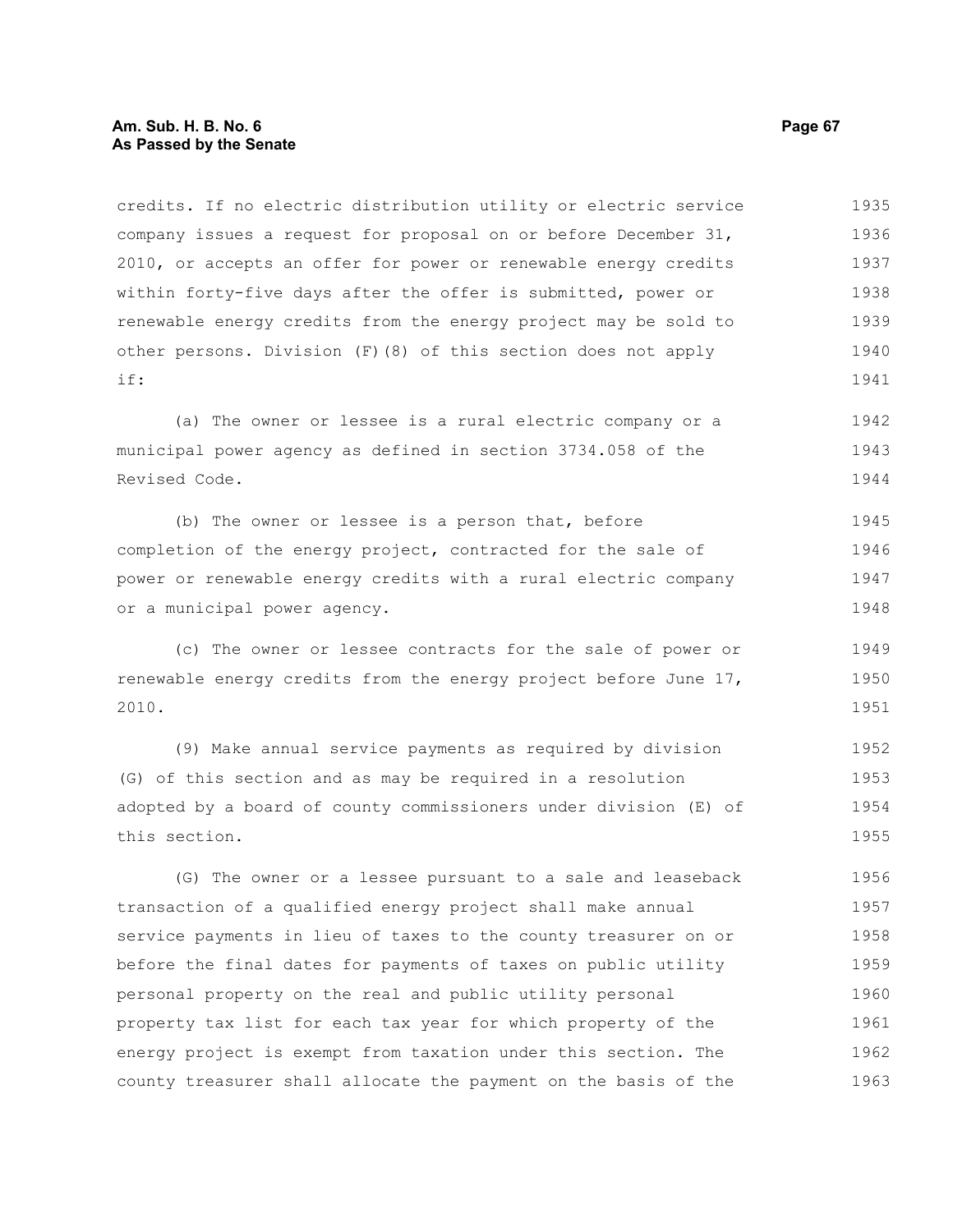credits. If no electric distribution utility or electric service company issues a request for proposal on or before December 31, 2010, or accepts an offer for power or renewable energy credits within forty-five days after the offer is submitted, power or renewable energy credits from the energy project may be sold to other persons. Division (F)(8) of this section does not apply if:

(a) The owner or lessee is a rural electric company or a municipal power agency as defined in section 3734.058 of the Revised Code.

(b) The owner or lessee is a person that, before completion of the energy project, contracted for the sale of power or renewable energy credits with a rural electric company or a municipal power agency.

(c) The owner or lessee contracts for the sale of power or renewable energy credits from the energy project before June 17, 2010.

(9) Make annual service payments as required by division (G) of this section and as may be required in a resolution adopted by a board of county commissioners under division (E) of this section.

(G) The owner or a lessee pursuant to a sale and leaseback transaction of a qualified energy project shall make annual service payments in lieu of taxes to the county treasurer on or before the final dates for payments of taxes on public utility personal property on the real and public utility personal property tax list for each tax year for which property of the energy project is exempt from taxation under this section. The county treasurer shall allocate the payment on the basis of the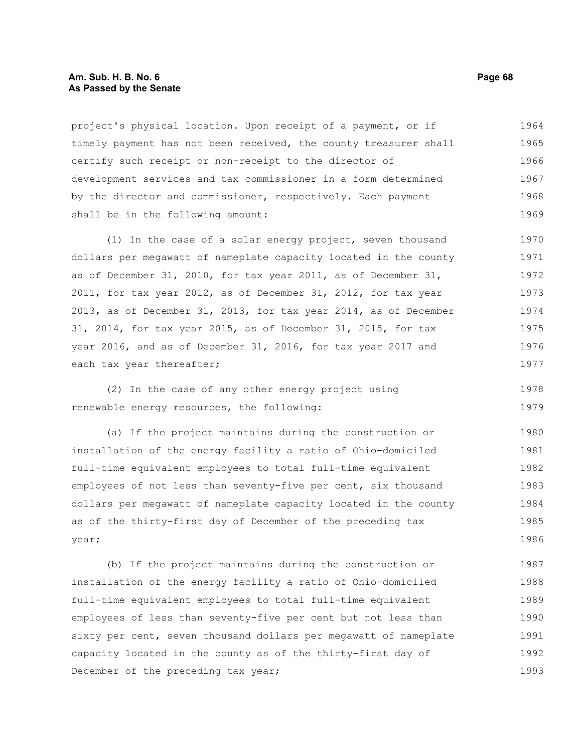project's physical location. Upon receipt of a payment, or if timely payment has not been received, the county treasurer shall certify such receipt or non-receipt to the director of development services and tax commissioner in a form determined by the director and commissioner, respectively. Each payment shall be in the following amount:

(1) In the case of a solar energy project, seven thousand dollars per megawatt of nameplate capacity located in the county as of December 31, 2010, for tax year 2011, as of December 31, 2011, for tax year 2012, as of December 31, 2012, for tax year 2013, as of December 31, 2013, for tax year 2014, as of December 31, 2014, for tax year 2015, as of December 31, 2015, for tax year 2016, and as of December 31, 2016, for tax year 2017 and each tax year thereafter;

(2) In the case of any other energy project using renewable energy resources, the following:

(a) If the project maintains during the construction or installation of the energy facility a ratio of Ohio-domiciled full-time equivalent employees to total full-time equivalent employees of not less than seventy-five per cent, six thousand dollars per megawatt of nameplate capacity located in the county as of the thirty-first day of December of the preceding tax year;

(b) If the project maintains during the construction or installation of the energy facility a ratio of Ohio-domiciled full-time equivalent employees to total full-time equivalent employees of less than seventy-five per cent but not less than sixty per cent, seven thousand dollars per megawatt of nameplate capacity located in the county as of the thirty-first day of December of the preceding tax year;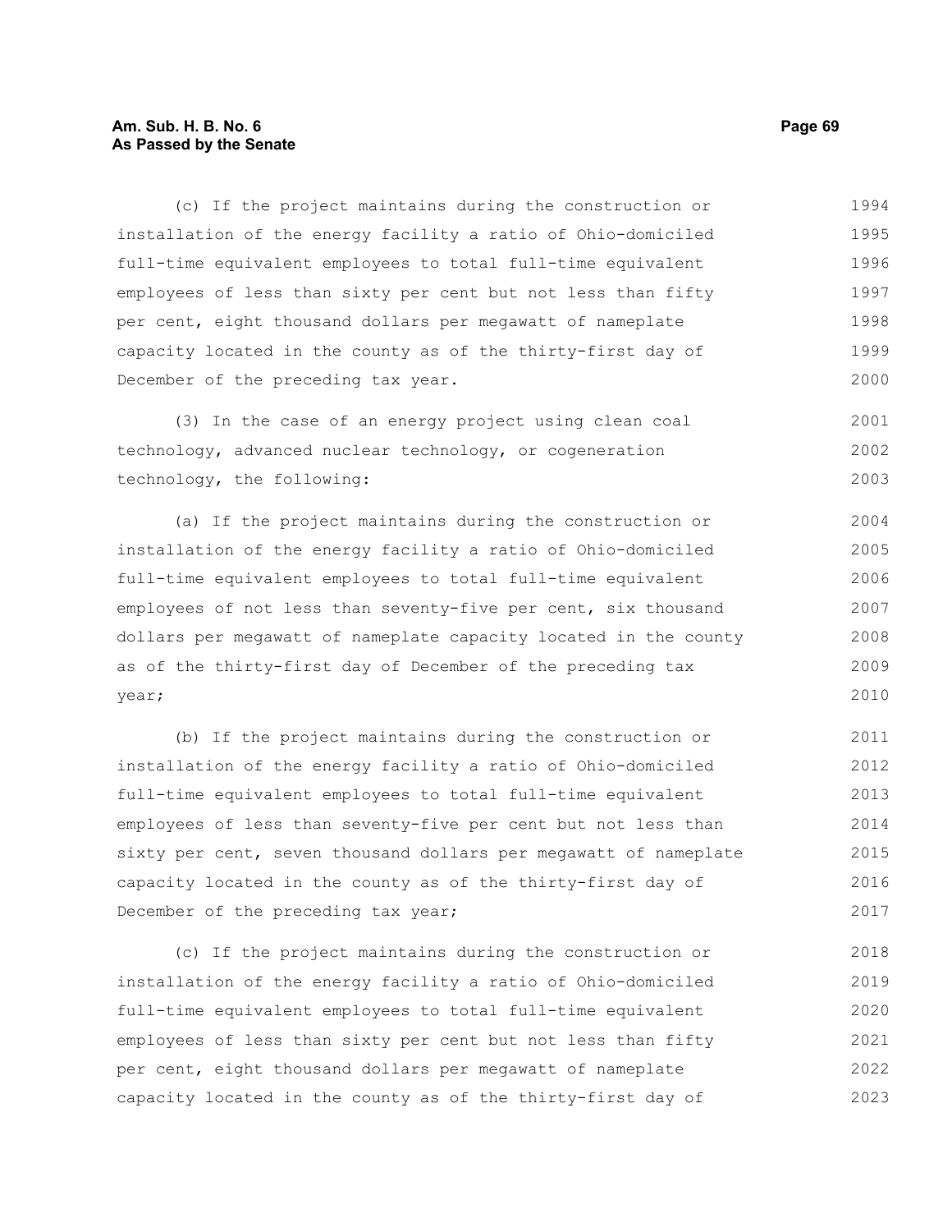(c) If the project maintains during the construction or installation of the energy facility a ratio of Ohio-domiciled full-time equivalent employees to total full-time equivalent employees of less than sixty per cent but not less than fifty per cent, eight thousand dollars per megawatt of nameplate capacity located in the county as of the thirty-first day of December of the preceding tax year.

(3) In the case of an energy project using clean coal technology, advanced nuclear technology, or cogeneration technology, the following:

(a) If the project maintains during the construction or installation of the energy facility a ratio of Ohio-domiciled full-time equivalent employees to total full-time equivalent employees of not less than seventy-five per cent, six thousand dollars per megawatt of nameplate capacity located in the county as of the thirty-first day of December of the preceding tax year;

(b) If the project maintains during the construction or installation of the energy facility a ratio of Ohio-domiciled full-time equivalent employees to total full-time equivalent employees of less than seventy-five per cent but not less than sixty per cent, seven thousand dollars per megawatt of nameplate capacity located in the county as of the thirty-first day of December of the preceding tax year;

(c) If the project maintains during the construction or installation of the energy facility a ratio of Ohio-domiciled full-time equivalent employees to total full-time equivalent employees of less than sixty per cent but not less than fifty per cent, eight thousand dollars per megawatt of nameplate capacity located in the county as of the thirty-first day of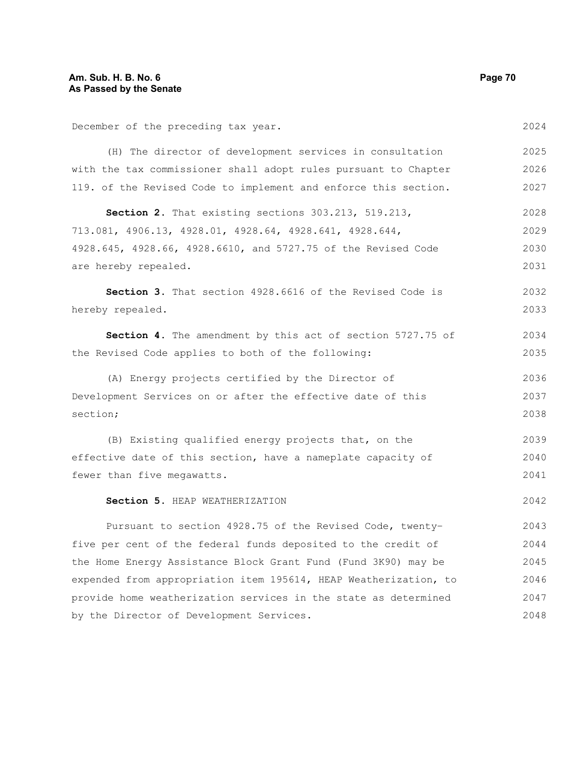December of the preceding tax year.

(H) The director of development services in consultation with the tax commissioner shall adopt rules pursuant to Chapter 119. of the Revised Code to implement and enforce this section.

**Section 2.** That existing sections 303.213, 519.213, 713.081, 4906.13, 4928.01, 4928.64, 4928.641, 4928.644, 4928.645, 4928.66, 4928.6610, and 5727.75 of the Revised Code are hereby repealed.

**Section 3.** That section 4928.6616 of the Revised Code is hereby repealed.

**Section 4.** The amendment by this act of section 5727.75 of the Revised Code applies to both of the following:

(A) Energy projects certified by the Director of Development Services on or after the effective date of this section;

(B) Existing qualified energy projects that, on the effective date of this section, have a nameplate capacity of fewer than five megawatts.

**Section 5.** HEAP WEATHERIZATION

Pursuant to section 4928.75 of the Revised Code, twenty-five per cent of the federal funds deposited to the credit of the Home Energy Assistance Block Grant Fund (Fund 3K90) may be expended from appropriation item 195614, HEAP Weatherization, to provide home weatherization services in the state as determined by the Director of Development Services.